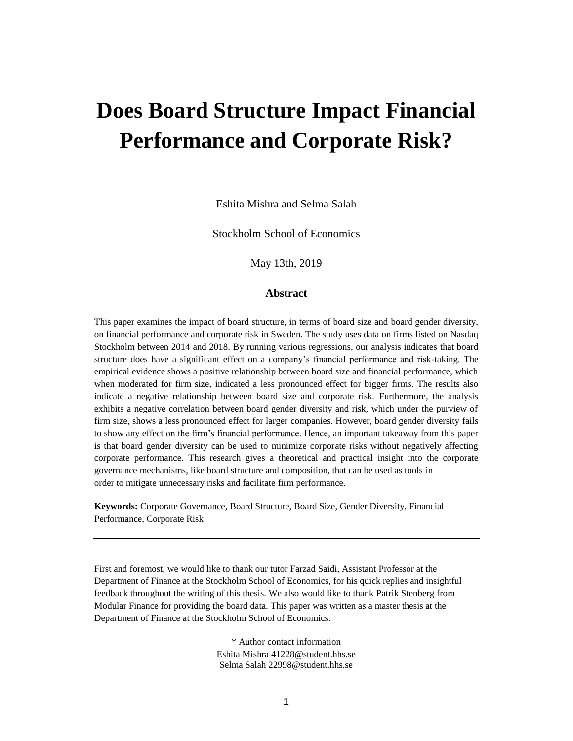# Does Board Structure Impact Financial Performance and Corporate Risk?

Eshita Mishra and Selma Salah

Stockholm School of Economics

May 13th, 2019

## Abstract

This paper examines the impact of board structure, in terms of board size and board gender diversity, on financial performance and corporate risk in Sweden. The study uses data on firms listed on Nasdaq Stockholm between 2014 and 2018. By running various regressions, our analysis indicates that board structure does have a significant effect on a company's financial performance and risk-taking. The empirical evidence shows a positive relationship between board size and financial performance, which when moderated for firm size, indicated a less pronounced effect for bigger firms. The results also indicate a negative relationship between board size and corporate risk. Furthermore, the analysis exhibits a negative correlation between board gender diversity and risk, which under the purview of firm size, shows a less pronounced effect for larger companies. However, board gender diversity fails to show any effect on the firm's financial performance. Hence, an important takeaway from this paper is that board gender diversity can be used to minimize corporate risks without negatively affecting corporate performance. This research gives a theoretical and practical insight into the corporate governance mechanisms, like board structure and composition, that can be used as tools in order to mitigate unnecessary risks and facilitate firm performance.

**Keywords:** Corporate Governance, Board Structure, Board Size, Gender Diversity, Financial Performance, Corporate Risk

---

First and foremost, we would like to thank our tutor Farzad Saidi, Assistant Professor at the Department of Finance at the Stockholm School of Economics, for his quick replies and insightful feedback throughout the writing of this thesis. We also would like to thank Patrik Stenberg from Modular Finance for providing the board data. This paper was written as a master thesis at the Department of Finance at the Stockholm School of Economics.

\* Author contact information
Eshita Mishra 41228@student.hhs.se
Selma Salah 22998@student.hhs.se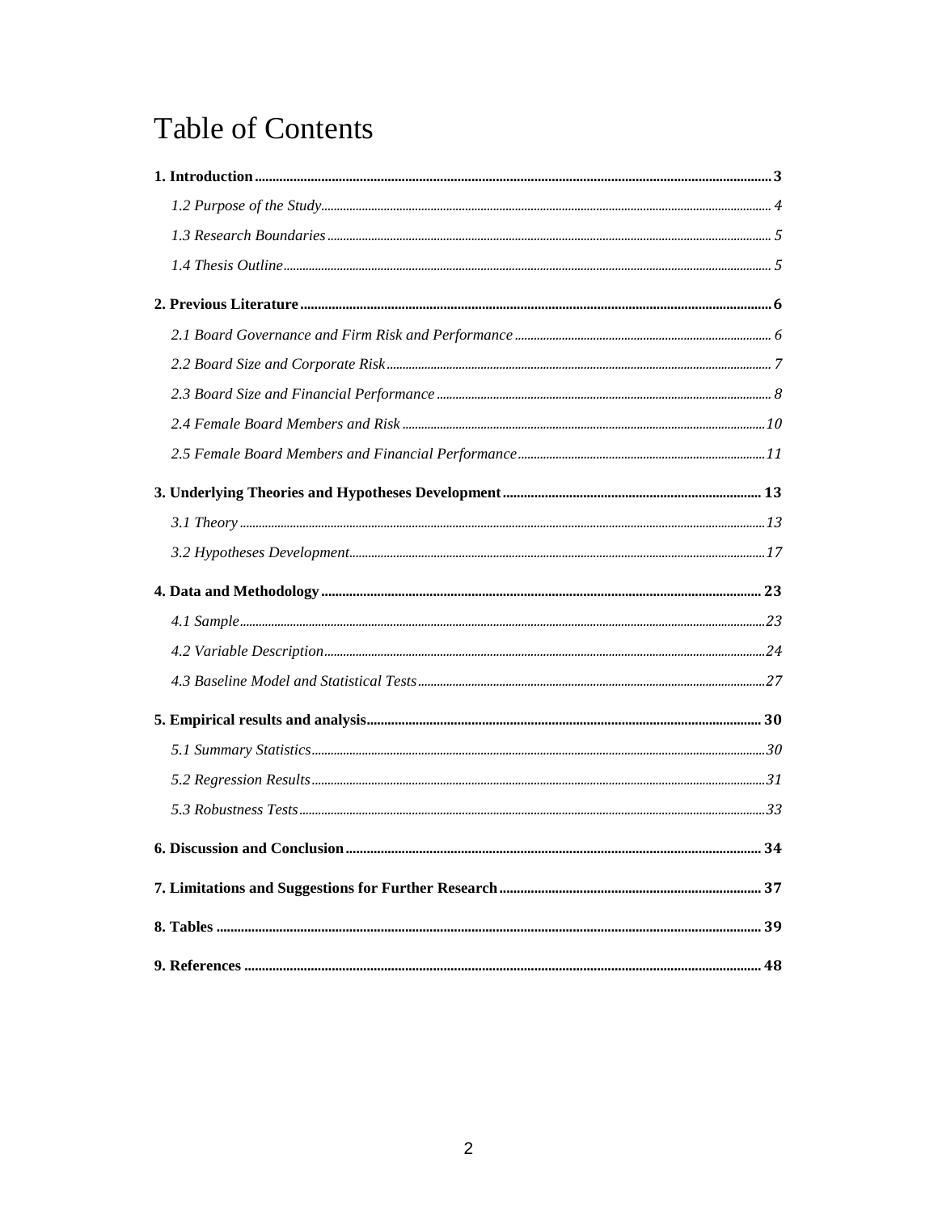# Table of Contents

**1. Introduction** .......... **3**

*1.2 Purpose of the Study* .......... *4*

*1.3 Research Boundaries* .......... *5*

*1.4 Thesis Outline* .......... *5*

**2. Previous Literature** .......... **6**

*2.1 Board Governance and Firm Risk and Performance* .......... *6*

*2.2 Board Size and Corporate Risk* .......... *7*

*2.3 Board Size and Financial Performance* .......... *8*

*2.4 Female Board Members and Risk* .......... *10*

*2.5 Female Board Members and Financial Performance* .......... *11*

**3. Underlying Theories and Hypotheses Development** .......... **13**

*3.1 Theory* .......... *13*

*3.2 Hypotheses Development* .......... *17*

**4. Data and Methodology** .......... **23**

*4.1 Sample* .......... *23*

*4.2 Variable Description* .......... *24*

*4.3 Baseline Model and Statistical Tests* .......... *27*

**5. Empirical results and analysis** .......... **30**

*5.1 Summary Statistics* .......... *30*

*5.2 Regression Results* .......... *31*

*5.3 Robustness Tests* .......... *33*

**6. Discussion and Conclusion** .......... **34**

**7. Limitations and Suggestions for Further Research** .......... **37**

**8. Tables** .......... **39**

**9. References** .......... **48**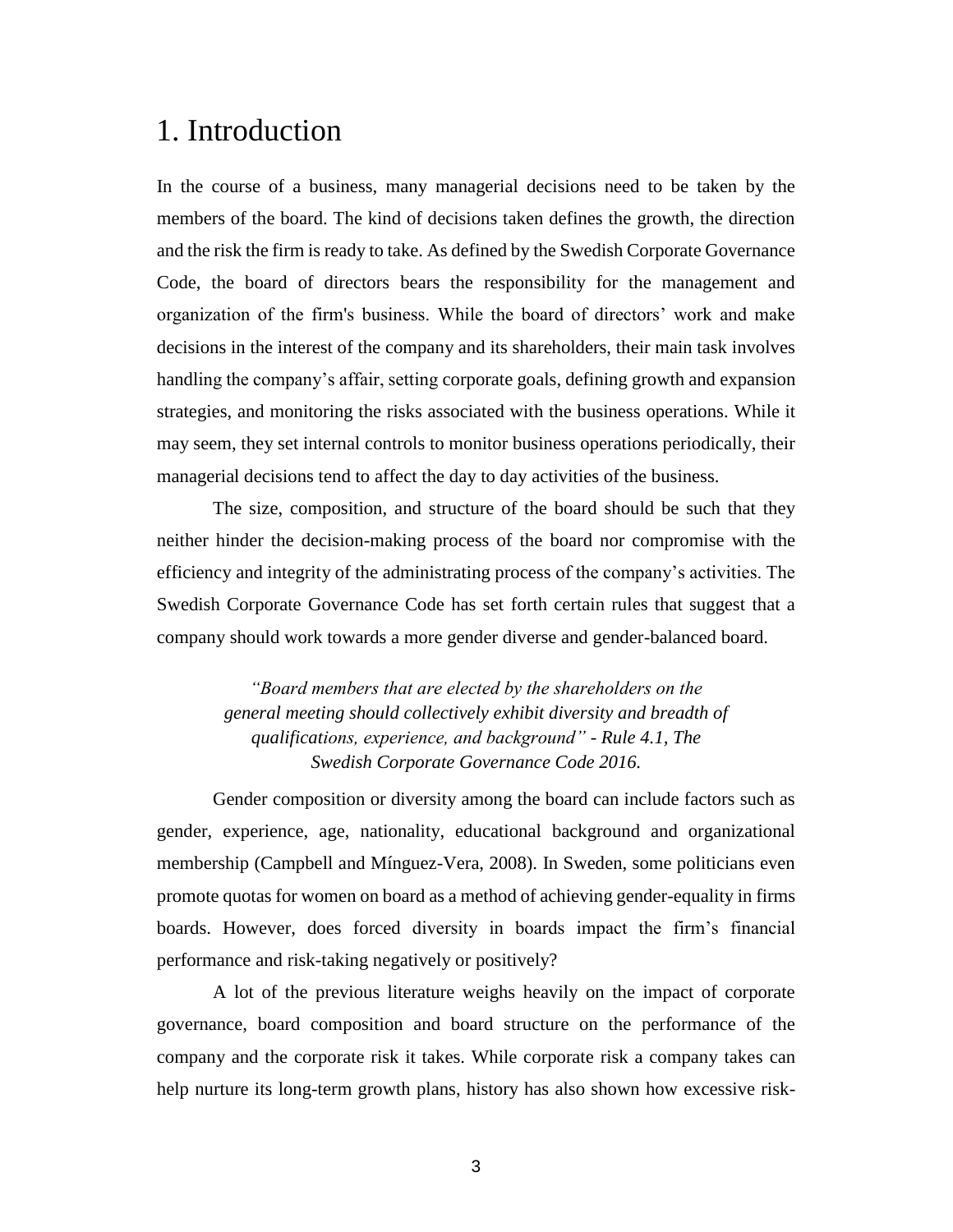# 1. Introduction

In the course of a business, many managerial decisions need to be taken by the members of the board. The kind of decisions taken defines the growth, the direction and the risk the firm is ready to take. As defined by the Swedish Corporate Governance Code, the board of directors bears the responsibility for the management and organization of the firm's business. While the board of directors' work and make decisions in the interest of the company and its shareholders, their main task involves handling the company's affair, setting corporate goals, defining growth and expansion strategies, and monitoring the risks associated with the business operations. While it may seem, they set internal controls to monitor business operations periodically, their managerial decisions tend to affect the day to day activities of the business.

The size, composition, and structure of the board should be such that they neither hinder the decision-making process of the board nor compromise with the efficiency and integrity of the administrating process of the company's activities. The Swedish Corporate Governance Code has set forth certain rules that suggest that a company should work towards a more gender diverse and gender-balanced board.

> *"Board members that are elected by the shareholders on the general meeting should collectively exhibit diversity and breadth of qualifications, experience, and background" - Rule 4.1, The Swedish Corporate Governance Code 2016.*

Gender composition or diversity among the board can include factors such as gender, experience, age, nationality, educational background and organizational membership (Campbell and Mínguez-Vera, 2008). In Sweden, some politicians even promote quotas for women on board as a method of achieving gender-equality in firms boards. However, does forced diversity in boards impact the firm's financial performance and risk-taking negatively or positively?

A lot of the previous literature weighs heavily on the impact of corporate governance, board composition and board structure on the performance of the company and the corporate risk it takes. While corporate risk a company takes can help nurture its long-term growth plans, history has also shown how excessive risk-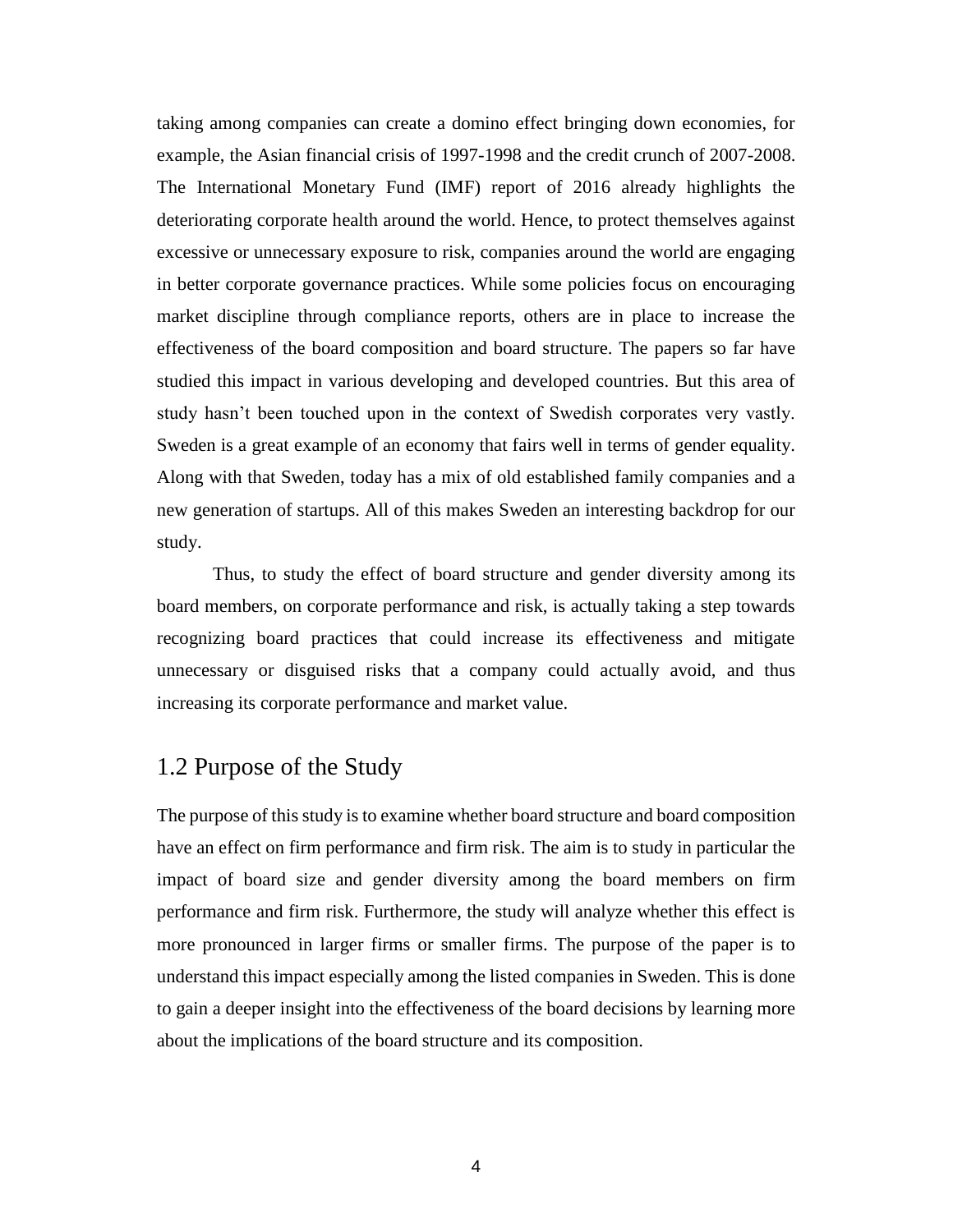taking among companies can create a domino effect bringing down economies, for example, the Asian financial crisis of 1997-1998 and the credit crunch of 2007-2008. The International Monetary Fund (IMF) report of 2016 already highlights the deteriorating corporate health around the world. Hence, to protect themselves against excessive or unnecessary exposure to risk, companies around the world are engaging in better corporate governance practices. While some policies focus on encouraging market discipline through compliance reports, others are in place to increase the effectiveness of the board composition and board structure. The papers so far have studied this impact in various developing and developed countries. But this area of study hasn't been touched upon in the context of Swedish corporates very vastly. Sweden is a great example of an economy that fairs well in terms of gender equality. Along with that Sweden, today has a mix of old established family companies and a new generation of startups. All of this makes Sweden an interesting backdrop for our study.

Thus, to study the effect of board structure and gender diversity among its board members, on corporate performance and risk, is actually taking a step towards recognizing board practices that could increase its effectiveness and mitigate unnecessary or disguised risks that a company could actually avoid, and thus increasing its corporate performance and market value.

## 1.2 Purpose of the Study

The purpose of this study is to examine whether board structure and board composition have an effect on firm performance and firm risk. The aim is to study in particular the impact of board size and gender diversity among the board members on firm performance and firm risk. Furthermore, the study will analyze whether this effect is more pronounced in larger firms or smaller firms. The purpose of the paper is to understand this impact especially among the listed companies in Sweden. This is done to gain a deeper insight into the effectiveness of the board decisions by learning more about the implications of the board structure and its composition.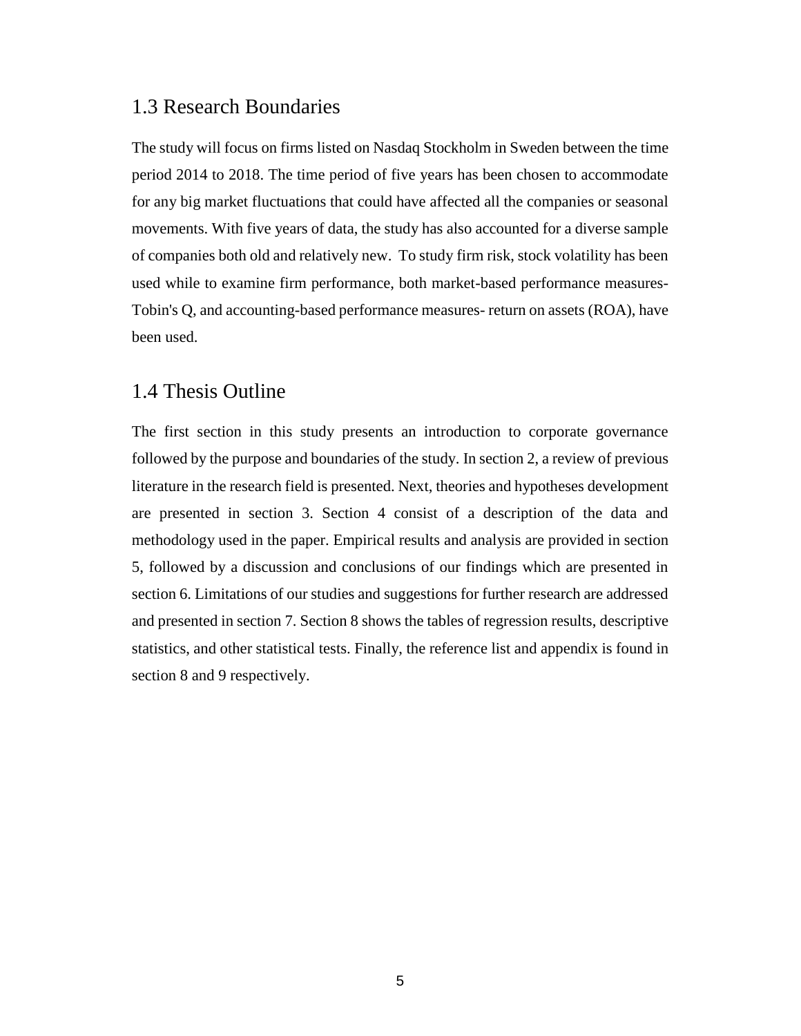## 1.3 Research Boundaries

The study will focus on firms listed on Nasdaq Stockholm in Sweden between the time period 2014 to 2018. The time period of five years has been chosen to accommodate for any big market fluctuations that could have affected all the companies or seasonal movements. With five years of data, the study has also accounted for a diverse sample of companies both old and relatively new. To study firm risk, stock volatility has been used while to examine firm performance, both market-based performance measures- Tobin's Q, and accounting-based performance measures- return on assets (ROA), have been used.

## 1.4 Thesis Outline

The first section in this study presents an introduction to corporate governance followed by the purpose and boundaries of the study. In section 2, a review of previous literature in the research field is presented. Next, theories and hypotheses development are presented in section 3. Section 4 consist of a description of the data and methodology used in the paper. Empirical results and analysis are provided in section 5, followed by a discussion and conclusions of our findings which are presented in section 6. Limitations of our studies and suggestions for further research are addressed and presented in section 7. Section 8 shows the tables of regression results, descriptive statistics, and other statistical tests. Finally, the reference list and appendix is found in section 8 and 9 respectively.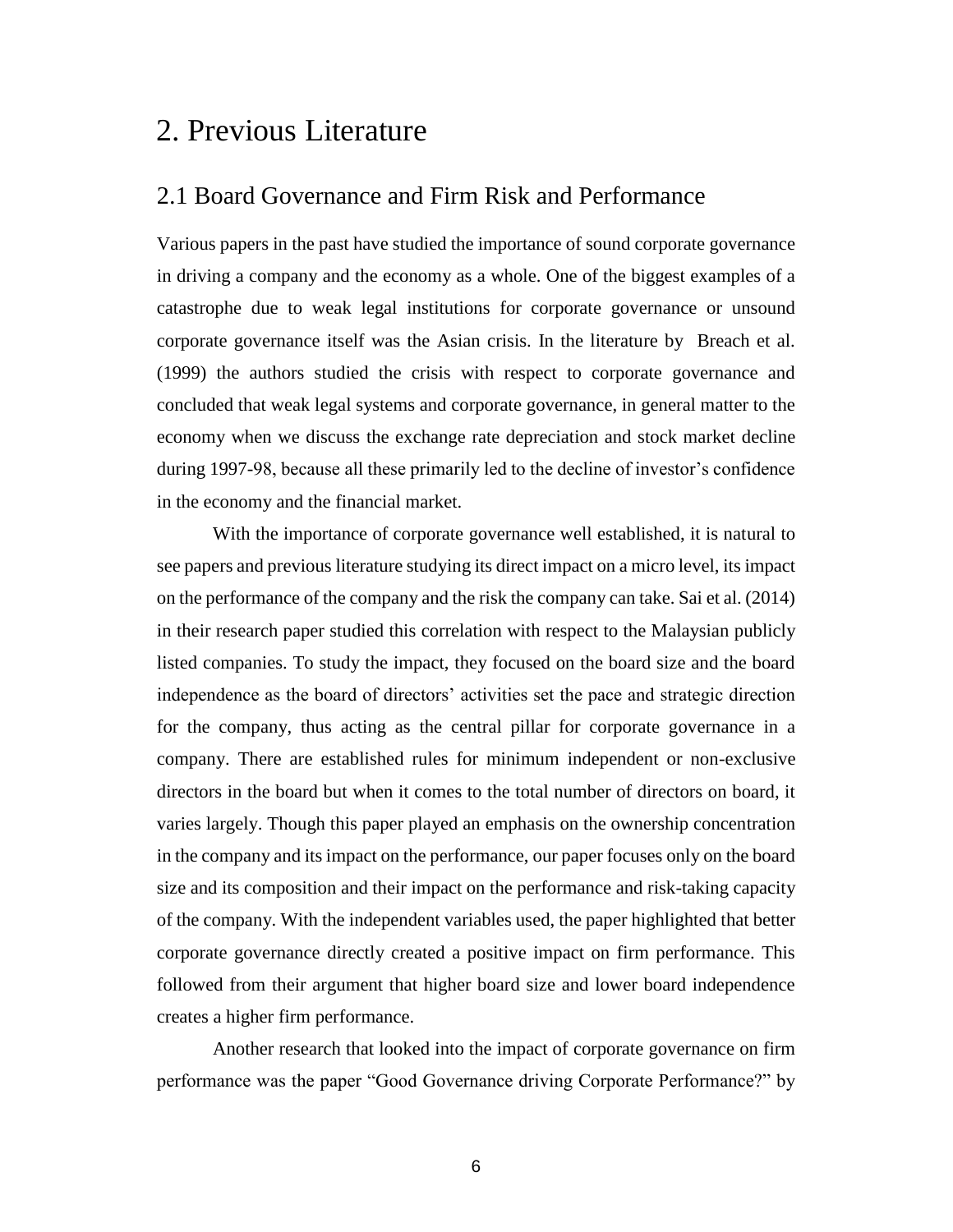# 2. Previous Literature

## 2.1 Board Governance and Firm Risk and Performance

Various papers in the past have studied the importance of sound corporate governance in driving a company and the economy as a whole. One of the biggest examples of a catastrophe due to weak legal institutions for corporate governance or unsound corporate governance itself was the Asian crisis. In the literature by Breach et al. (1999) the authors studied the crisis with respect to corporate governance and concluded that weak legal systems and corporate governance, in general matter to the economy when we discuss the exchange rate depreciation and stock market decline during 1997-98, because all these primarily led to the decline of investor's confidence in the economy and the financial market.

With the importance of corporate governance well established, it is natural to see papers and previous literature studying its direct impact on a micro level, its impact on the performance of the company and the risk the company can take. Sai et al. (2014) in their research paper studied this correlation with respect to the Malaysian publicly listed companies. To study the impact, they focused on the board size and the board independence as the board of directors' activities set the pace and strategic direction for the company, thus acting as the central pillar for corporate governance in a company. There are established rules for minimum independent or non-exclusive directors in the board but when it comes to the total number of directors on board, it varies largely. Though this paper played an emphasis on the ownership concentration in the company and its impact on the performance, our paper focuses only on the board size and its composition and their impact on the performance and risk-taking capacity of the company. With the independent variables used, the paper highlighted that better corporate governance directly created a positive impact on firm performance. This followed from their argument that higher board size and lower board independence creates a higher firm performance.

Another research that looked into the impact of corporate governance on firm performance was the paper "Good Governance driving Corporate Performance?" by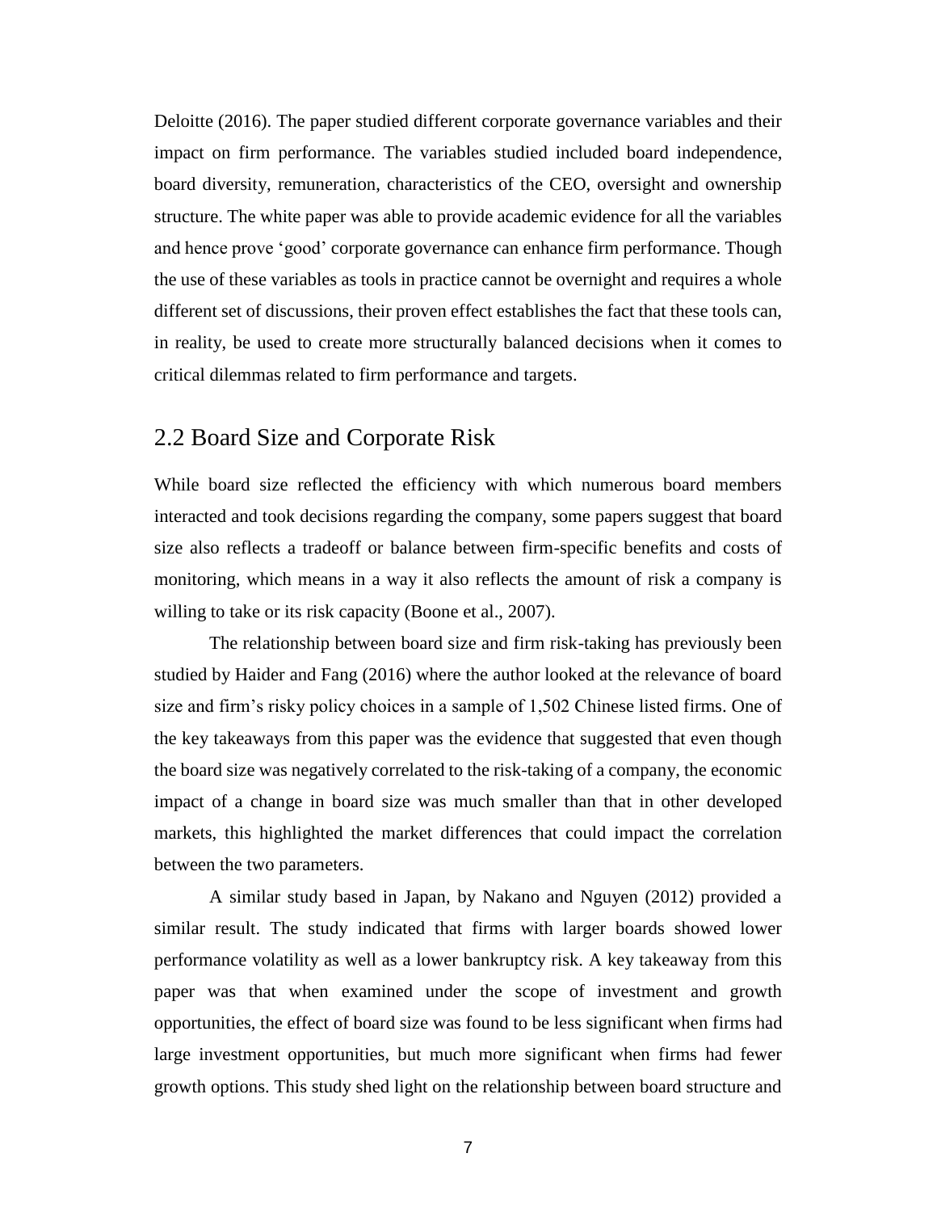Deloitte (2016). The paper studied different corporate governance variables and their impact on firm performance. The variables studied included board independence, board diversity, remuneration, characteristics of the CEO, oversight and ownership structure. The white paper was able to provide academic evidence for all the variables and hence prove 'good' corporate governance can enhance firm performance. Though the use of these variables as tools in practice cannot be overnight and requires a whole different set of discussions, their proven effect establishes the fact that these tools can, in reality, be used to create more structurally balanced decisions when it comes to critical dilemmas related to firm performance and targets.

## 2.2 Board Size and Corporate Risk

While board size reflected the efficiency with which numerous board members interacted and took decisions regarding the company, some papers suggest that board size also reflects a tradeoff or balance between firm-specific benefits and costs of monitoring, which means in a way it also reflects the amount of risk a company is willing to take or its risk capacity (Boone et al., 2007).

The relationship between board size and firm risk-taking has previously been studied by Haider and Fang (2016) where the author looked at the relevance of board size and firm's risky policy choices in a sample of 1,502 Chinese listed firms. One of the key takeaways from this paper was the evidence that suggested that even though the board size was negatively correlated to the risk-taking of a company, the economic impact of a change in board size was much smaller than that in other developed markets, this highlighted the market differences that could impact the correlation between the two parameters.

A similar study based in Japan, by Nakano and Nguyen (2012) provided a similar result. The study indicated that firms with larger boards showed lower performance volatility as well as a lower bankruptcy risk. A key takeaway from this paper was that when examined under the scope of investment and growth opportunities, the effect of board size was found to be less significant when firms had large investment opportunities, but much more significant when firms had fewer growth options. This study shed light on the relationship between board structure and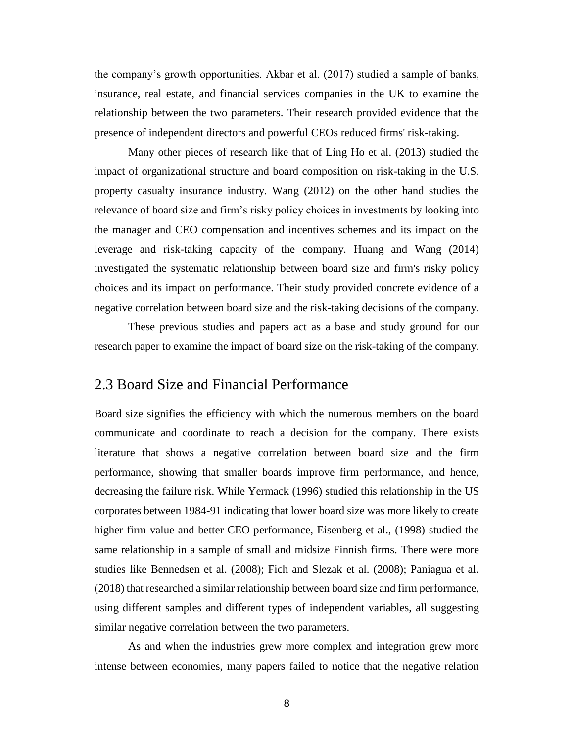the company's growth opportunities. Akbar et al. (2017) studied a sample of banks, insurance, real estate, and financial services companies in the UK to examine the relationship between the two parameters. Their research provided evidence that the presence of independent directors and powerful CEOs reduced firms' risk-taking.

Many other pieces of research like that of Ling Ho et al. (2013) studied the impact of organizational structure and board composition on risk-taking in the U.S. property casualty insurance industry. Wang (2012) on the other hand studies the relevance of board size and firm's risky policy choices in investments by looking into the manager and CEO compensation and incentives schemes and its impact on the leverage and risk-taking capacity of the company. Huang and Wang (2014) investigated the systematic relationship between board size and firm's risky policy choices and its impact on performance. Their study provided concrete evidence of a negative correlation between board size and the risk-taking decisions of the company.

These previous studies and papers act as a base and study ground for our research paper to examine the impact of board size on the risk-taking of the company.

## 2.3 Board Size and Financial Performance

Board size signifies the efficiency with which the numerous members on the board communicate and coordinate to reach a decision for the company. There exists literature that shows a negative correlation between board size and the firm performance, showing that smaller boards improve firm performance, and hence, decreasing the failure risk. While Yermack (1996) studied this relationship in the US corporates between 1984-91 indicating that lower board size was more likely to create higher firm value and better CEO performance, Eisenberg et al., (1998) studied the same relationship in a sample of small and midsize Finnish firms. There were more studies like Bennedsen et al. (2008); Fich and Slezak et al. (2008); Paniagua et al. (2018) that researched a similar relationship between board size and firm performance, using different samples and different types of independent variables, all suggesting similar negative correlation between the two parameters.

As and when the industries grew more complex and integration grew more intense between economies, many papers failed to notice that the negative relation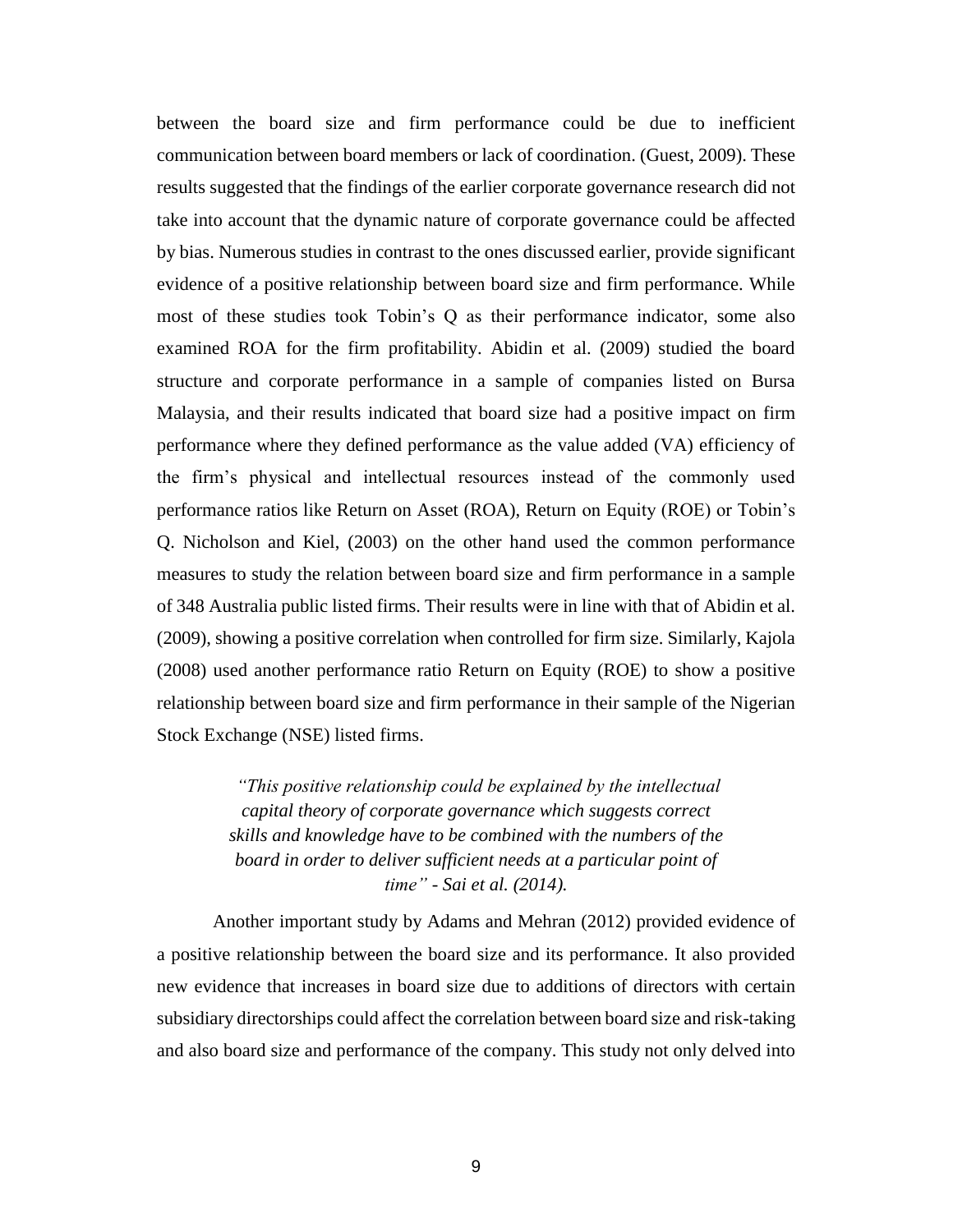between the board size and firm performance could be due to inefficient communication between board members or lack of coordination. (Guest, 2009). These results suggested that the findings of the earlier corporate governance research did not take into account that the dynamic nature of corporate governance could be affected by bias. Numerous studies in contrast to the ones discussed earlier, provide significant evidence of a positive relationship between board size and firm performance. While most of these studies took Tobin's Q as their performance indicator, some also examined ROA for the firm profitability. Abidin et al. (2009) studied the board structure and corporate performance in a sample of companies listed on Bursa Malaysia, and their results indicated that board size had a positive impact on firm performance where they defined performance as the value added (VA) efficiency of the firm's physical and intellectual resources instead of the commonly used performance ratios like Return on Asset (ROA), Return on Equity (ROE) or Tobin's Q. Nicholson and Kiel, (2003) on the other hand used the common performance measures to study the relation between board size and firm performance in a sample of 348 Australia public listed firms. Their results were in line with that of Abidin et al. (2009), showing a positive correlation when controlled for firm size. Similarly, Kajola (2008) used another performance ratio Return on Equity (ROE) to show a positive relationship between board size and firm performance in their sample of the Nigerian Stock Exchange (NSE) listed firms.

> *"This positive relationship could be explained by the intellectual capital theory of corporate governance which suggests correct skills and knowledge have to be combined with the numbers of the board in order to deliver sufficient needs at a particular point of time" - Sai et al. (2014).*

Another important study by Adams and Mehran (2012) provided evidence of a positive relationship between the board size and its performance. It also provided new evidence that increases in board size due to additions of directors with certain subsidiary directorships could affect the correlation between board size and risk-taking and also board size and performance of the company. This study not only delved into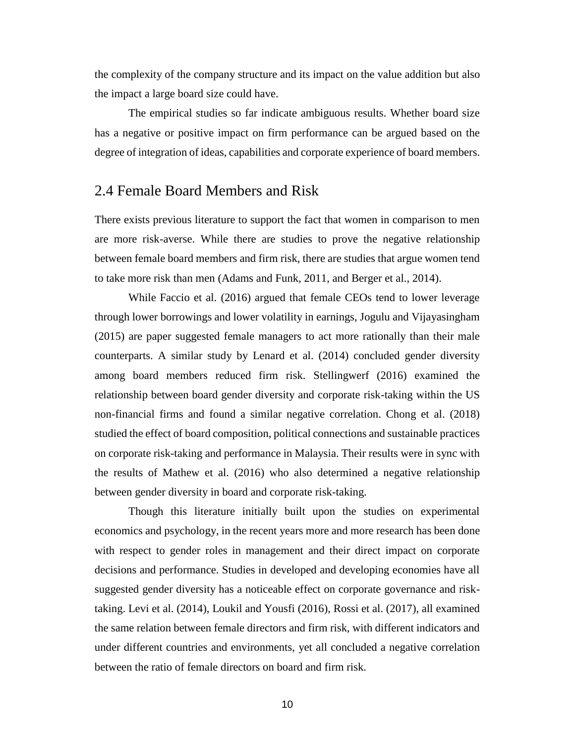the complexity of the company structure and its impact on the value addition but also the impact a large board size could have.

The empirical studies so far indicate ambiguous results. Whether board size has a negative or positive impact on firm performance can be argued based on the degree of integration of ideas, capabilities and corporate experience of board members.

## 2.4 Female Board Members and Risk

There exists previous literature to support the fact that women in comparison to men are more risk-averse. While there are studies to prove the negative relationship between female board members and firm risk, there are studies that argue women tend to take more risk than men (Adams and Funk, 2011, and Berger et al., 2014).

While Faccio et al. (2016) argued that female CEOs tend to lower leverage through lower borrowings and lower volatility in earnings, Jogulu and Vijayasingham (2015) are paper suggested female managers to act more rationally than their male counterparts. A similar study by Lenard et al. (2014) concluded gender diversity among board members reduced firm risk. Stellingwerf (2016) examined the relationship between board gender diversity and corporate risk-taking within the US non-financial firms and found a similar negative correlation. Chong et al. (2018) studied the effect of board composition, political connections and sustainable practices on corporate risk-taking and performance in Malaysia. Their results were in sync with the results of Mathew et al. (2016) who also determined a negative relationship between gender diversity in board and corporate risk-taking.

Though this literature initially built upon the studies on experimental economics and psychology, in the recent years more and more research has been done with respect to gender roles in management and their direct impact on corporate decisions and performance. Studies in developed and developing economies have all suggested gender diversity has a noticeable effect on corporate governance and risk-taking. Levi et al. (2014), Loukil and Yousfi (2016), Rossi et al. (2017), all examined the same relation between female directors and firm risk, with different indicators and under different countries and environments, yet all concluded a negative correlation between the ratio of female directors on board and firm risk.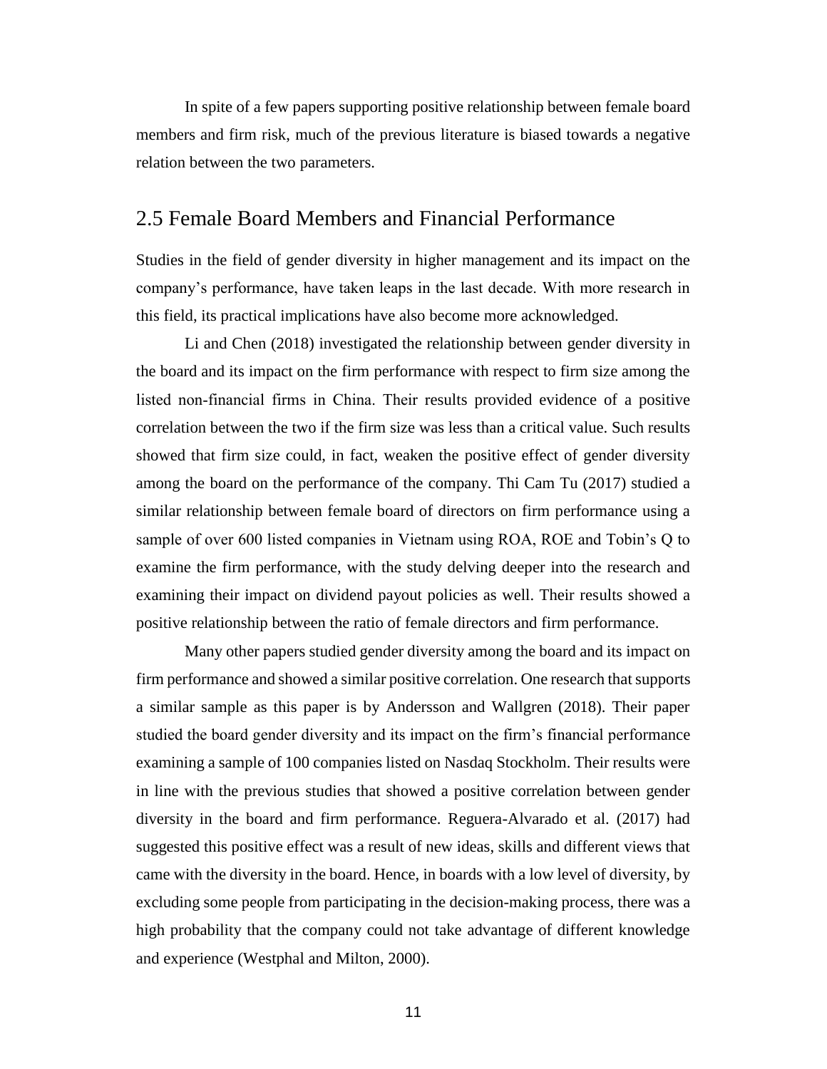In spite of a few papers supporting positive relationship between female board members and firm risk, much of the previous literature is biased towards a negative relation between the two parameters.

## 2.5 Female Board Members and Financial Performance

Studies in the field of gender diversity in higher management and its impact on the company's performance, have taken leaps in the last decade. With more research in this field, its practical implications have also become more acknowledged.

Li and Chen (2018) investigated the relationship between gender diversity in the board and its impact on the firm performance with respect to firm size among the listed non-financial firms in China. Their results provided evidence of a positive correlation between the two if the firm size was less than a critical value. Such results showed that firm size could, in fact, weaken the positive effect of gender diversity among the board on the performance of the company. Thi Cam Tu (2017) studied a similar relationship between female board of directors on firm performance using a sample of over 600 listed companies in Vietnam using ROA, ROE and Tobin's Q to examine the firm performance, with the study delving deeper into the research and examining their impact on dividend payout policies as well. Their results showed a positive relationship between the ratio of female directors and firm performance.

Many other papers studied gender diversity among the board and its impact on firm performance and showed a similar positive correlation. One research that supports a similar sample as this paper is by Andersson and Wallgren (2018). Their paper studied the board gender diversity and its impact on the firm's financial performance examining a sample of 100 companies listed on Nasdaq Stockholm. Their results were in line with the previous studies that showed a positive correlation between gender diversity in the board and firm performance. Reguera-Alvarado et al. (2017) had suggested this positive effect was a result of new ideas, skills and different views that came with the diversity in the board. Hence, in boards with a low level of diversity, by excluding some people from participating in the decision-making process, there was a high probability that the company could not take advantage of different knowledge and experience (Westphal and Milton, 2000).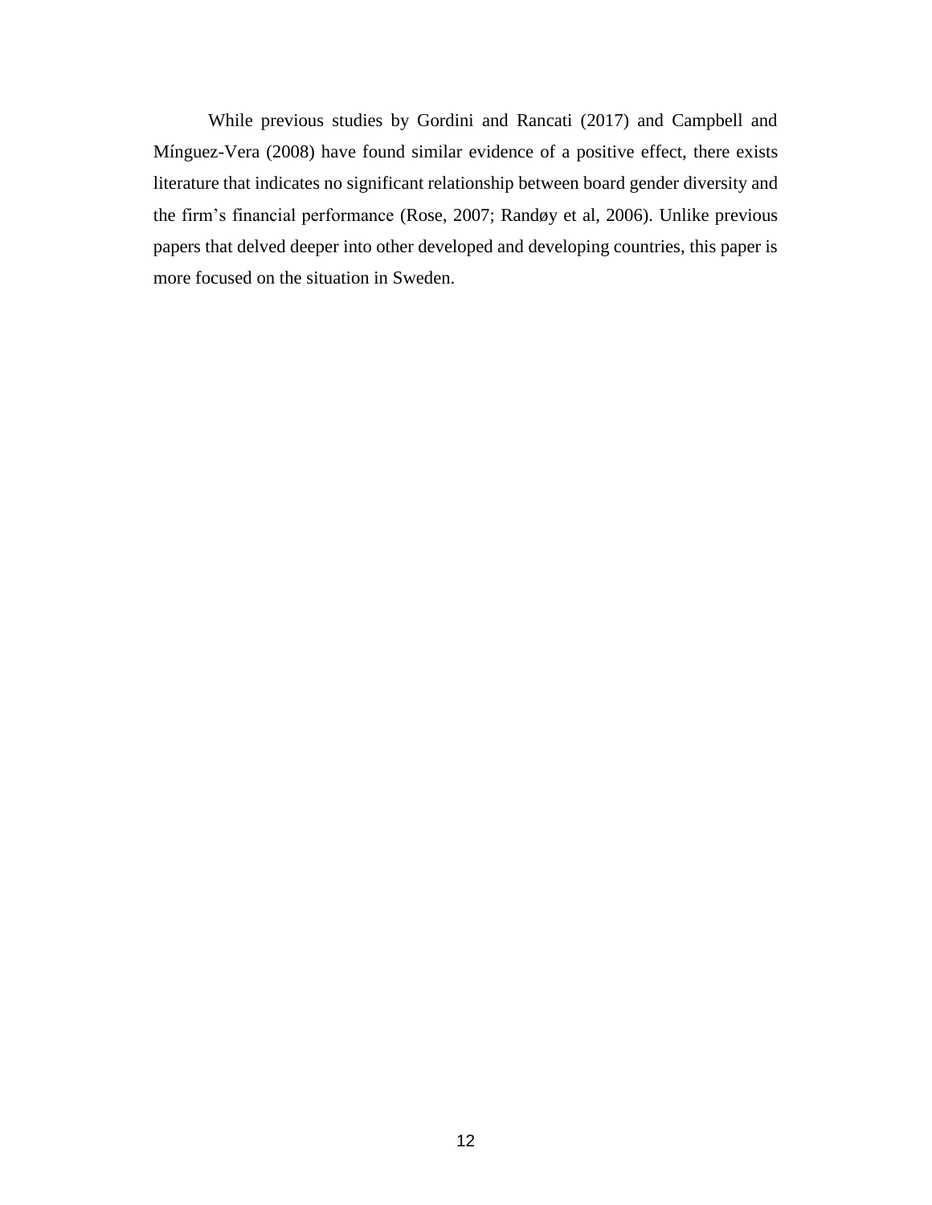While previous studies by Gordini and Rancati (2017) and Campbell and Mínguez-Vera (2008) have found similar evidence of a positive effect, there exists literature that indicates no significant relationship between board gender diversity and the firm's financial performance (Rose, 2007; Randøy et al, 2006). Unlike previous papers that delved deeper into other developed and developing countries, this paper is more focused on the situation in Sweden.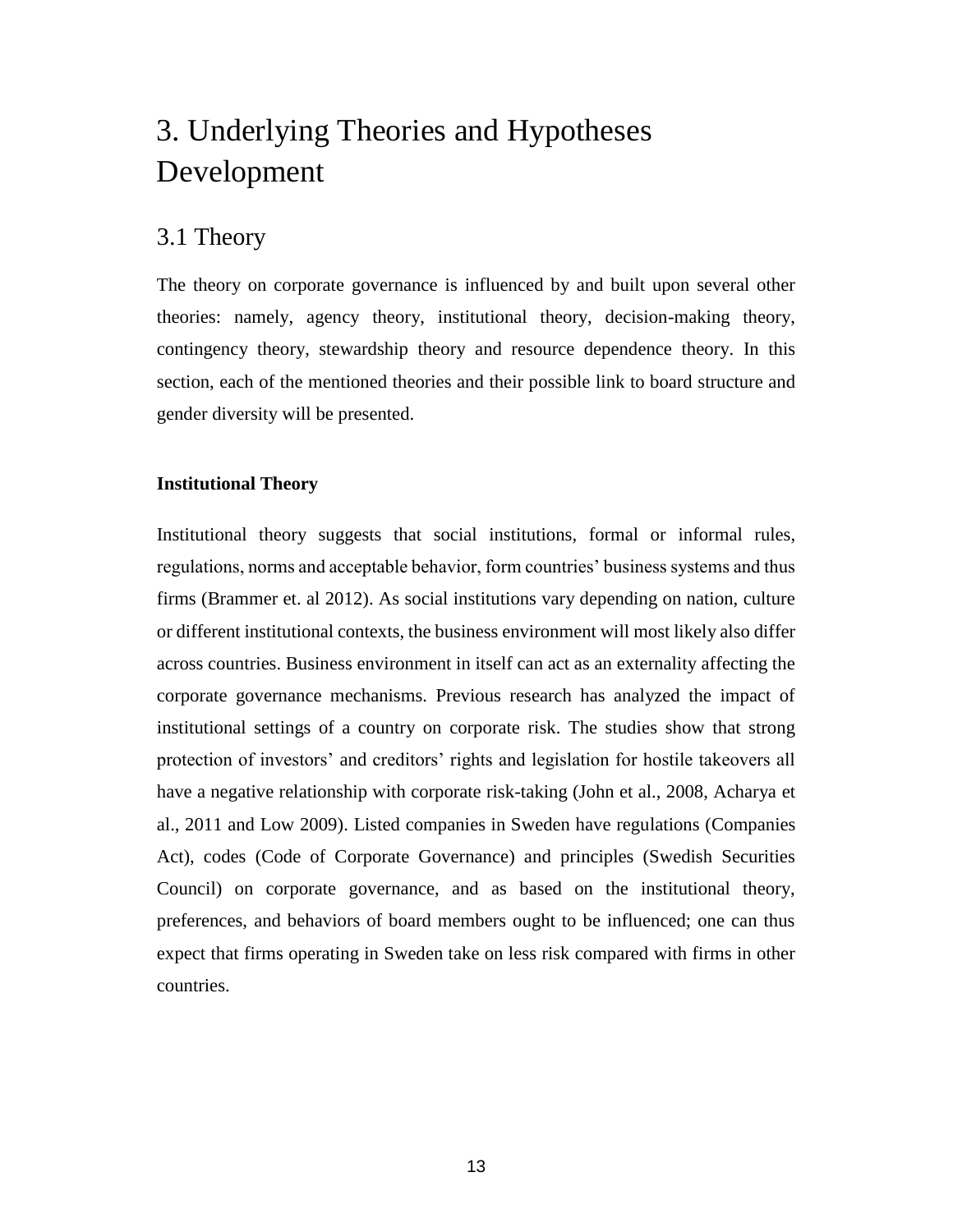# 3. Underlying Theories and Hypotheses Development

## 3.1 Theory

The theory on corporate governance is influenced by and built upon several other theories: namely, agency theory, institutional theory, decision-making theory, contingency theory, stewardship theory and resource dependence theory. In this section, each of the mentioned theories and their possible link to board structure and gender diversity will be presented.

**Institutional Theory**

Institutional theory suggests that social institutions, formal or informal rules, regulations, norms and acceptable behavior, form countries' business systems and thus firms (Brammer et. al 2012). As social institutions vary depending on nation, culture or different institutional contexts, the business environment will most likely also differ across countries. Business environment in itself can act as an externality affecting the corporate governance mechanisms. Previous research has analyzed the impact of institutional settings of a country on corporate risk. The studies show that strong protection of investors' and creditors' rights and legislation for hostile takeovers all have a negative relationship with corporate risk-taking (John et al., 2008, Acharya et al., 2011 and Low 2009). Listed companies in Sweden have regulations (Companies Act), codes (Code of Corporate Governance) and principles (Swedish Securities Council) on corporate governance, and as based on the institutional theory, preferences, and behaviors of board members ought to be influenced; one can thus expect that firms operating in Sweden take on less risk compared with firms in other countries.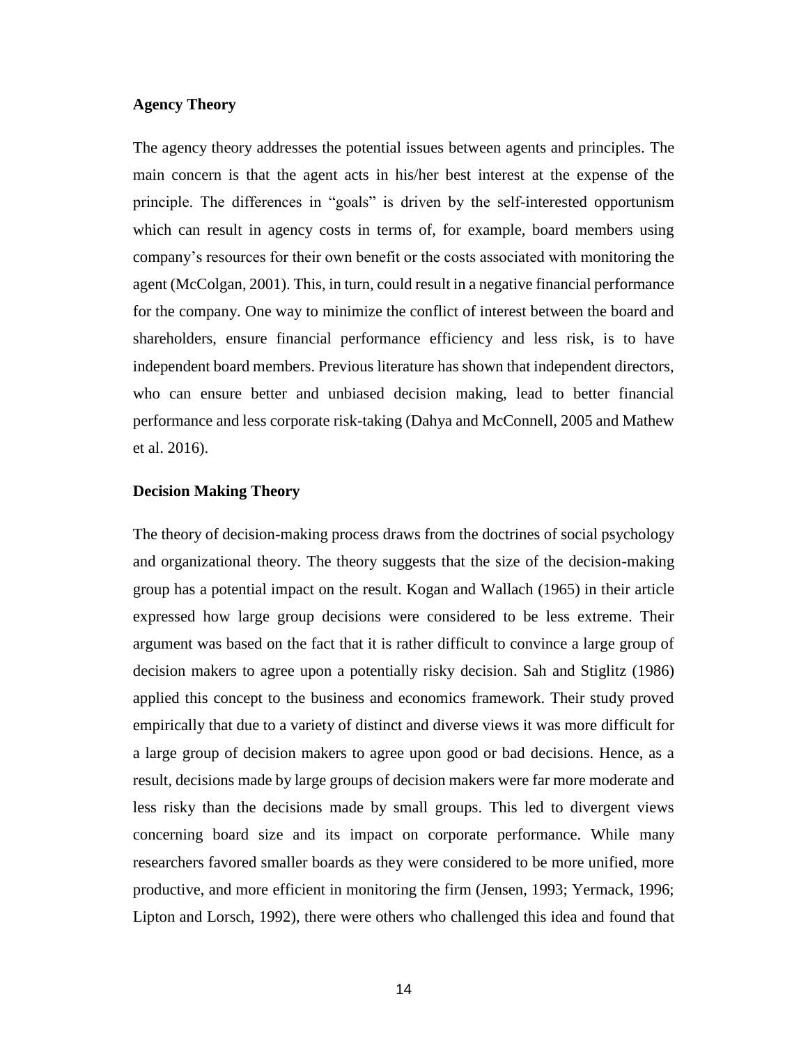**Agency Theory**

The agency theory addresses the potential issues between agents and principles. The main concern is that the agent acts in his/her best interest at the expense of the principle. The differences in "goals" is driven by the self-interested opportunism which can result in agency costs in terms of, for example, board members using company's resources for their own benefit or the costs associated with monitoring the agent (McColgan, 2001). This, in turn, could result in a negative financial performance for the company. One way to minimize the conflict of interest between the board and shareholders, ensure financial performance efficiency and less risk, is to have independent board members. Previous literature has shown that independent directors, who can ensure better and unbiased decision making, lead to better financial performance and less corporate risk-taking (Dahya and McConnell, 2005 and Mathew et al. 2016).

**Decision Making Theory**

The theory of decision-making process draws from the doctrines of social psychology and organizational theory. The theory suggests that the size of the decision-making group has a potential impact on the result. Kogan and Wallach (1965) in their article expressed how large group decisions were considered to be less extreme. Their argument was based on the fact that it is rather difficult to convince a large group of decision makers to agree upon a potentially risky decision. Sah and Stiglitz (1986) applied this concept to the business and economics framework. Their study proved empirically that due to a variety of distinct and diverse views it was more difficult for a large group of decision makers to agree upon good or bad decisions. Hence, as a result, decisions made by large groups of decision makers were far more moderate and less risky than the decisions made by small groups. This led to divergent views concerning board size and its impact on corporate performance. While many researchers favored smaller boards as they were considered to be more unified, more productive, and more efficient in monitoring the firm (Jensen, 1993; Yermack, 1996; Lipton and Lorsch, 1992), there were others who challenged this idea and found that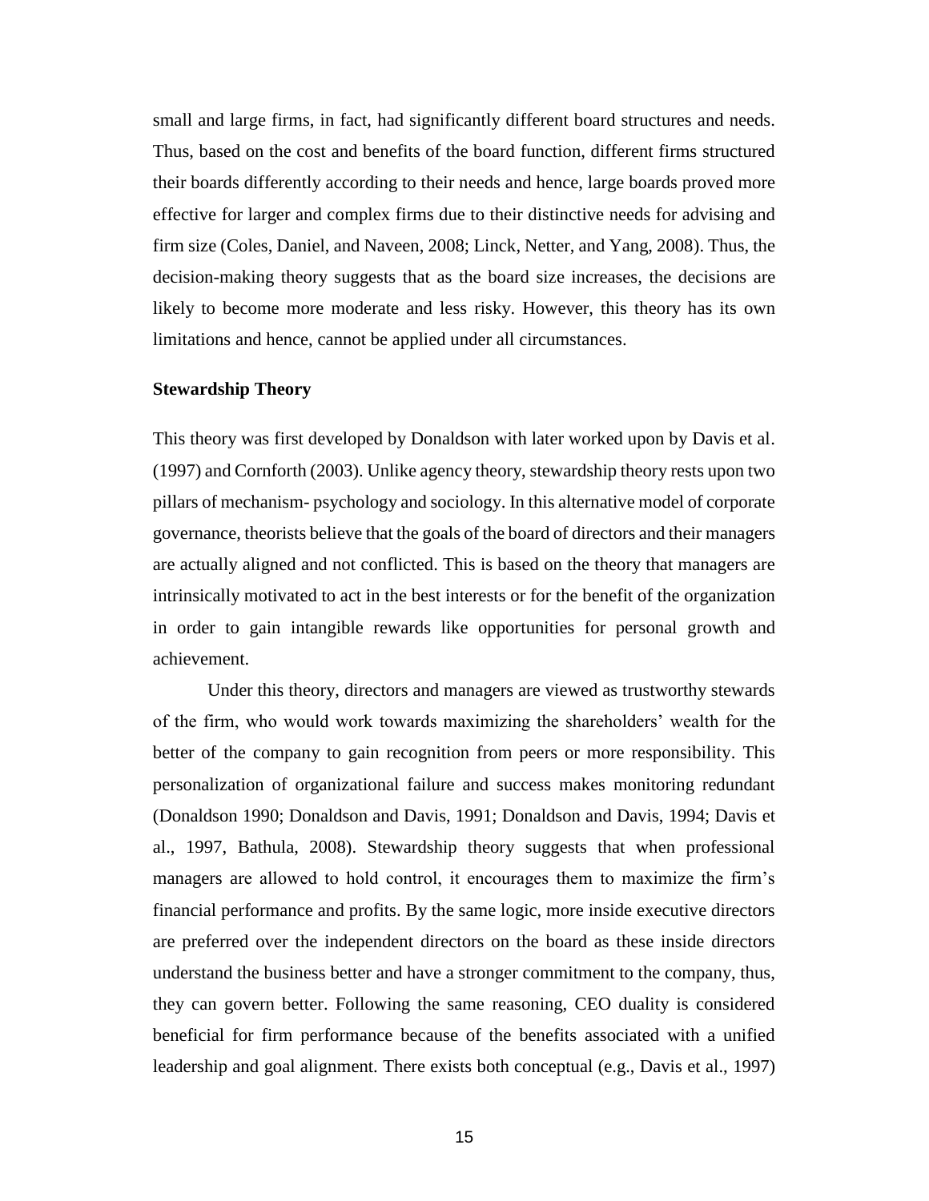small and large firms, in fact, had significantly different board structures and needs. Thus, based on the cost and benefits of the board function, different firms structured their boards differently according to their needs and hence, large boards proved more effective for larger and complex firms due to their distinctive needs for advising and firm size (Coles, Daniel, and Naveen, 2008; Linck, Netter, and Yang, 2008). Thus, the decision-making theory suggests that as the board size increases, the decisions are likely to become more moderate and less risky. However, this theory has its own limitations and hence, cannot be applied under all circumstances.

**Stewardship Theory**

This theory was first developed by Donaldson with later worked upon by Davis et al. (1997) and Cornforth (2003). Unlike agency theory, stewardship theory rests upon two pillars of mechanism- psychology and sociology. In this alternative model of corporate governance, theorists believe that the goals of the board of directors and their managers are actually aligned and not conflicted. This is based on the theory that managers are intrinsically motivated to act in the best interests or for the benefit of the organization in order to gain intangible rewards like opportunities for personal growth and achievement.

Under this theory, directors and managers are viewed as trustworthy stewards of the firm, who would work towards maximizing the shareholders' wealth for the better of the company to gain recognition from peers or more responsibility. This personalization of organizational failure and success makes monitoring redundant (Donaldson 1990; Donaldson and Davis, 1991; Donaldson and Davis, 1994; Davis et al., 1997, Bathula, 2008). Stewardship theory suggests that when professional managers are allowed to hold control, it encourages them to maximize the firm's financial performance and profits. By the same logic, more inside executive directors are preferred over the independent directors on the board as these inside directors understand the business better and have a stronger commitment to the company, thus, they can govern better. Following the same reasoning, CEO duality is considered beneficial for firm performance because of the benefits associated with a unified leadership and goal alignment. There exists both conceptual (e.g., Davis et al., 1997)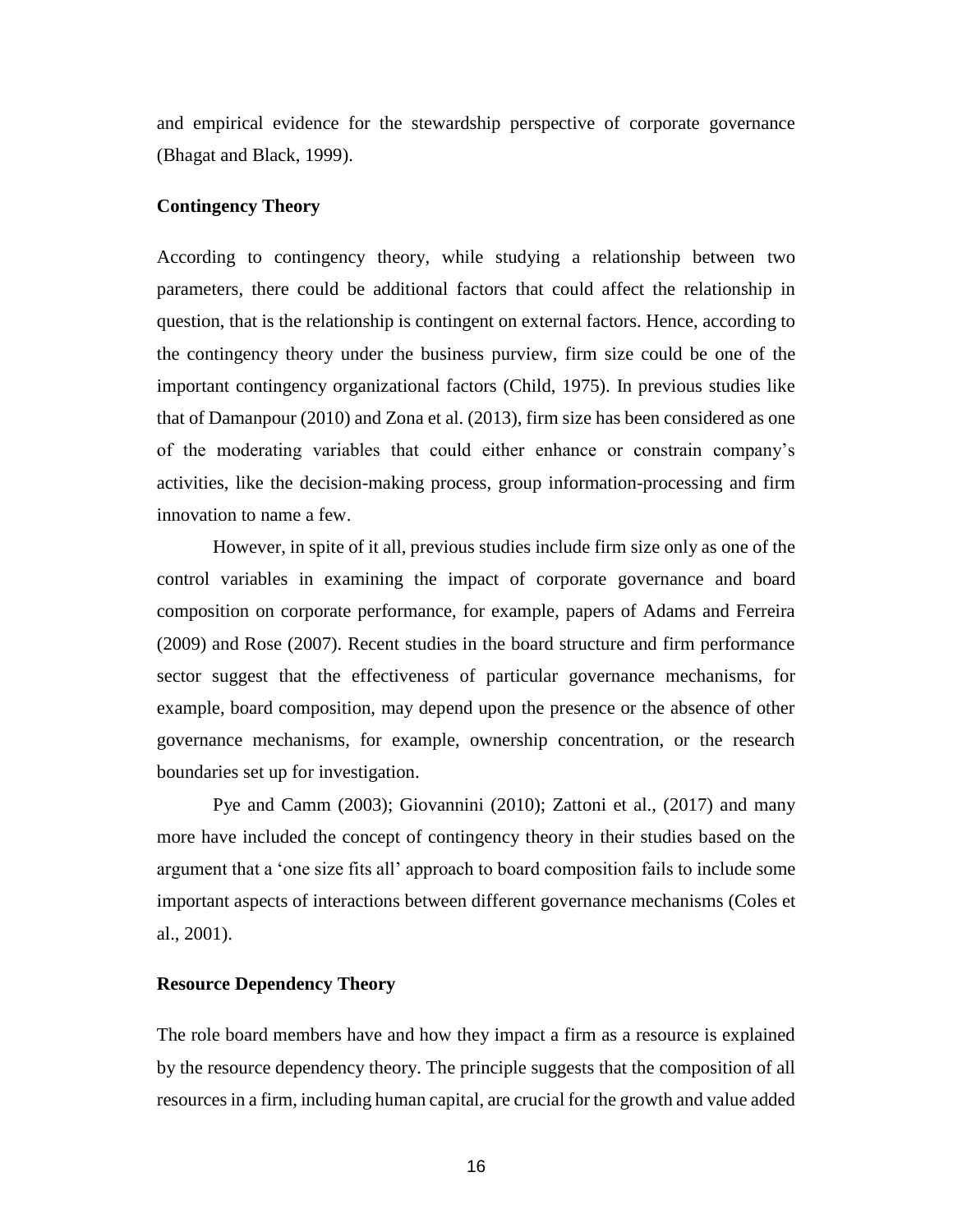and empirical evidence for the stewardship perspective of corporate governance (Bhagat and Black, 1999).

### Contingency Theory

According to contingency theory, while studying a relationship between two parameters, there could be additional factors that could affect the relationship in question, that is the relationship is contingent on external factors. Hence, according to the contingency theory under the business purview, firm size could be one of the important contingency organizational factors (Child, 1975). In previous studies like that of Damanpour (2010) and Zona et al. (2013), firm size has been considered as one of the moderating variables that could either enhance or constrain company's activities, like the decision-making process, group information-processing and firm innovation to name a few.

However, in spite of it all, previous studies include firm size only as one of the control variables in examining the impact of corporate governance and board composition on corporate performance, for example, papers of Adams and Ferreira (2009) and Rose (2007). Recent studies in the board structure and firm performance sector suggest that the effectiveness of particular governance mechanisms, for example, board composition, may depend upon the presence or the absence of other governance mechanisms, for example, ownership concentration, or the research boundaries set up for investigation.

Pye and Camm (2003); Giovannini (2010); Zattoni et al., (2017) and many more have included the concept of contingency theory in their studies based on the argument that a 'one size fits all' approach to board composition fails to include some important aspects of interactions between different governance mechanisms (Coles et al., 2001).

### Resource Dependency Theory

The role board members have and how they impact a firm as a resource is explained by the resource dependency theory. The principle suggests that the composition of all resources in a firm, including human capital, are crucial for the growth and value added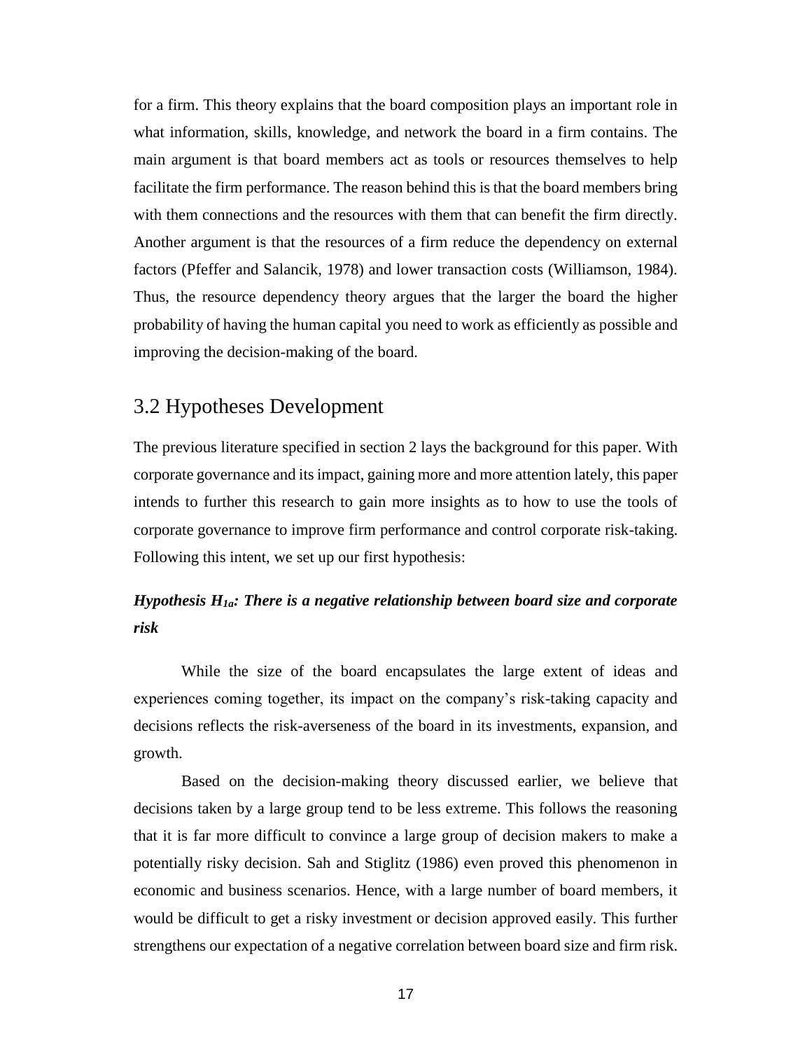for a firm. This theory explains that the board composition plays an important role in what information, skills, knowledge, and network the board in a firm contains. The main argument is that board members act as tools or resources themselves to help facilitate the firm performance. The reason behind this is that the board members bring with them connections and the resources with them that can benefit the firm directly. Another argument is that the resources of a firm reduce the dependency on external factors (Pfeffer and Salancik, 1978) and lower transaction costs (Williamson, 1984). Thus, the resource dependency theory argues that the larger the board the higher probability of having the human capital you need to work as efficiently as possible and improving the decision-making of the board.

## 3.2 Hypotheses Development

The previous literature specified in section 2 lays the background for this paper. With corporate governance and its impact, gaining more and more attention lately, this paper intends to further this research to gain more insights as to how to use the tools of corporate governance to improve firm performance and control corporate risk-taking. Following this intent, we set up our first hypothesis:

***Hypothesis $H_{1a}$: There is a negative relationship between board size and corporate risk***

While the size of the board encapsulates the large extent of ideas and experiences coming together, its impact on the company's risk-taking capacity and decisions reflects the risk-averseness of the board in its investments, expansion, and growth.

Based on the decision-making theory discussed earlier, we believe that decisions taken by a large group tend to be less extreme. This follows the reasoning that it is far more difficult to convince a large group of decision makers to make a potentially risky decision. Sah and Stiglitz (1986) even proved this phenomenon in economic and business scenarios. Hence, with a large number of board members, it would be difficult to get a risky investment or decision approved easily. This further strengthens our expectation of a negative correlation between board size and firm risk.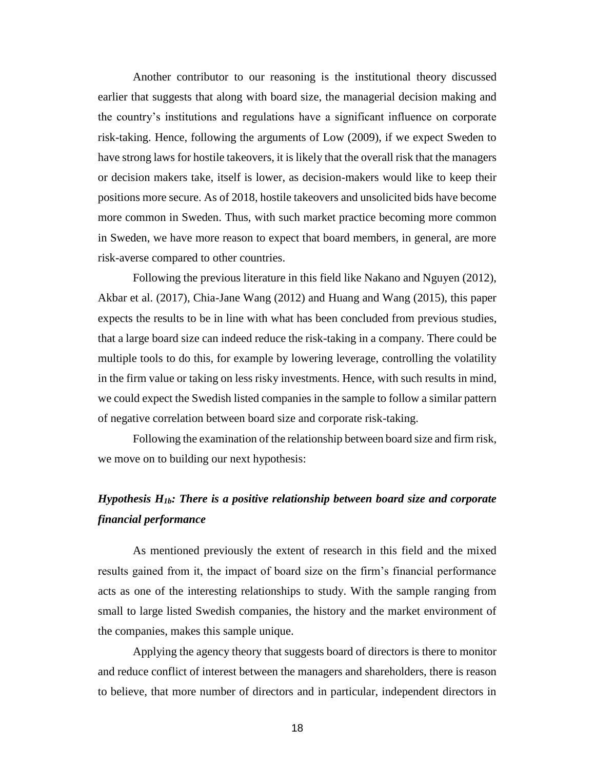Another contributor to our reasoning is the institutional theory discussed earlier that suggests that along with board size, the managerial decision making and the country's institutions and regulations have a significant influence on corporate risk-taking. Hence, following the arguments of Low (2009), if we expect Sweden to have strong laws for hostile takeovers, it is likely that the overall risk that the managers or decision makers take, itself is lower, as decision-makers would like to keep their positions more secure. As of 2018, hostile takeovers and unsolicited bids have become more common in Sweden. Thus, with such market practice becoming more common in Sweden, we have more reason to expect that board members, in general, are more risk-averse compared to other countries.

Following the previous literature in this field like Nakano and Nguyen (2012), Akbar et al. (2017), Chia-Jane Wang (2012) and Huang and Wang (2015), this paper expects the results to be in line with what has been concluded from previous studies, that a large board size can indeed reduce the risk-taking in a company. There could be multiple tools to do this, for example by lowering leverage, controlling the volatility in the firm value or taking on less risky investments. Hence, with such results in mind, we could expect the Swedish listed companies in the sample to follow a similar pattern of negative correlation between board size and corporate risk-taking.

Following the examination of the relationship between board size and firm risk, we move on to building our next hypothesis:

***Hypothesis $H_{1b}$: There is a positive relationship between board size and corporate financial performance***

As mentioned previously the extent of research in this field and the mixed results gained from it, the impact of board size on the firm's financial performance acts as one of the interesting relationships to study. With the sample ranging from small to large listed Swedish companies, the history and the market environment of the companies, makes this sample unique.

Applying the agency theory that suggests board of directors is there to monitor and reduce conflict of interest between the managers and shareholders, there is reason to believe, that more number of directors and in particular, independent directors in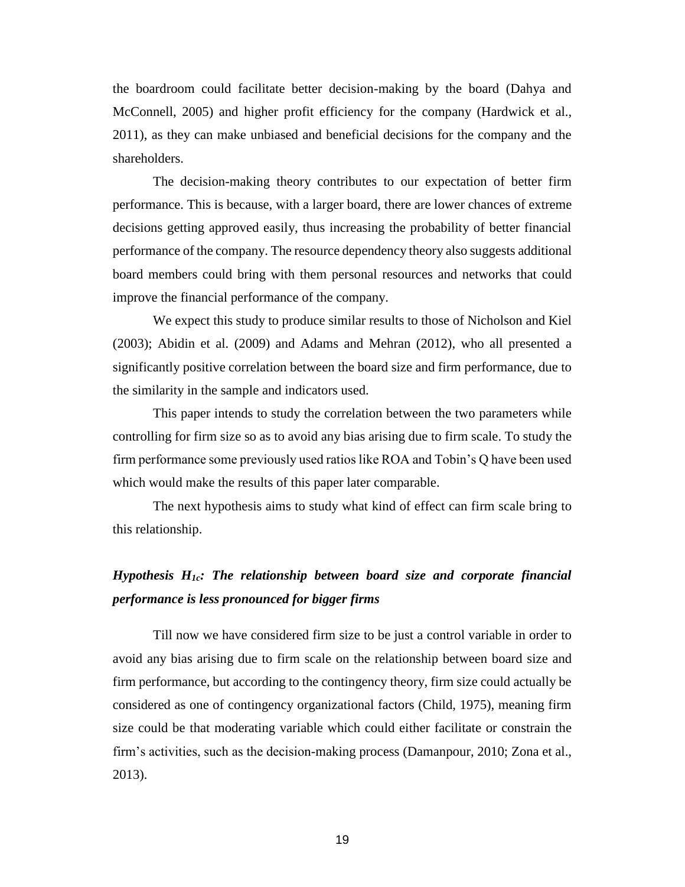the boardroom could facilitate better decision-making by the board (Dahya and McConnell, 2005) and higher profit efficiency for the company (Hardwick et al., 2011), as they can make unbiased and beneficial decisions for the company and the shareholders.

The decision-making theory contributes to our expectation of better firm performance. This is because, with a larger board, there are lower chances of extreme decisions getting approved easily, thus increasing the probability of better financial performance of the company. The resource dependency theory also suggests additional board members could bring with them personal resources and networks that could improve the financial performance of the company.

We expect this study to produce similar results to those of Nicholson and Kiel (2003); Abidin et al. (2009) and Adams and Mehran (2012), who all presented a significantly positive correlation between the board size and firm performance, due to the similarity in the sample and indicators used.

This paper intends to study the correlation between the two parameters while controlling for firm size so as to avoid any bias arising due to firm scale. To study the firm performance some previously used ratios like ROA and Tobin's Q have been used which would make the results of this paper later comparable.

The next hypothesis aims to study what kind of effect can firm scale bring to this relationship.

***Hypothesis $H_{1c}$: The relationship between board size and corporate financial performance is less pronounced for bigger firms***

Till now we have considered firm size to be just a control variable in order to avoid any bias arising due to firm scale on the relationship between board size and firm performance, but according to the contingency theory, firm size could actually be considered as one of contingency organizational factors (Child, 1975), meaning firm size could be that moderating variable which could either facilitate or constrain the firm's activities, such as the decision-making process (Damanpour, 2010; Zona et al., 2013).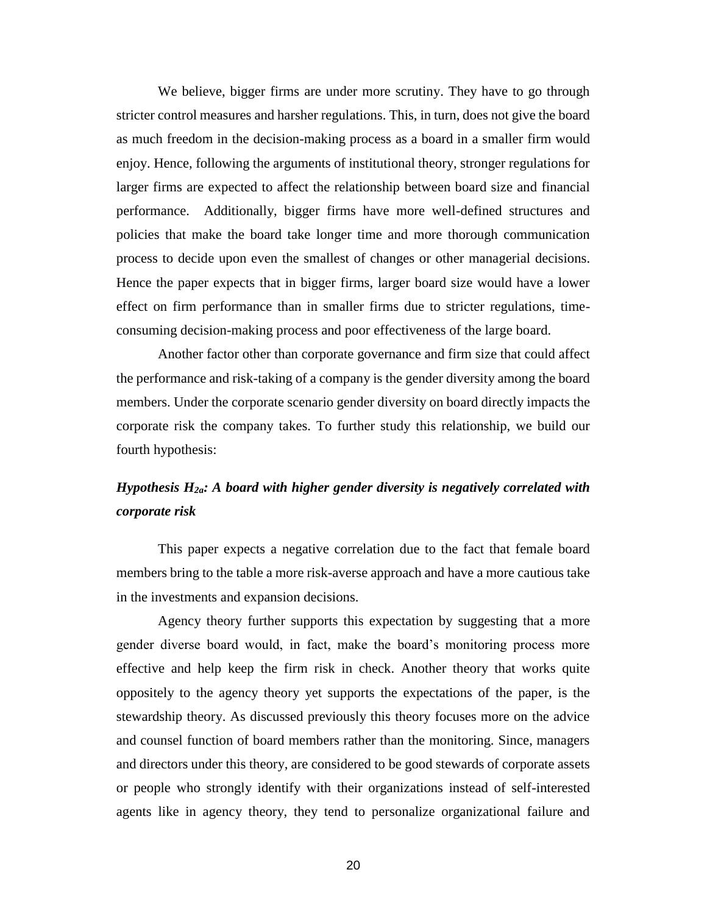We believe, bigger firms are under more scrutiny. They have to go through stricter control measures and harsher regulations. This, in turn, does not give the board as much freedom in the decision-making process as a board in a smaller firm would enjoy. Hence, following the arguments of institutional theory, stronger regulations for larger firms are expected to affect the relationship between board size and financial performance. Additionally, bigger firms have more well-defined structures and policies that make the board take longer time and more thorough communication process to decide upon even the smallest of changes or other managerial decisions. Hence the paper expects that in bigger firms, larger board size would have a lower effect on firm performance than in smaller firms due to stricter regulations, time-consuming decision-making process and poor effectiveness of the large board.

Another factor other than corporate governance and firm size that could affect the performance and risk-taking of a company is the gender diversity among the board members. Under the corporate scenario gender diversity on board directly impacts the corporate risk the company takes. To further study this relationship, we build our fourth hypothesis:

***Hypothesis $H_{2a}$: A board with higher gender diversity is negatively correlated with corporate risk***

This paper expects a negative correlation due to the fact that female board members bring to the table a more risk-averse approach and have a more cautious take in the investments and expansion decisions.

Agency theory further supports this expectation by suggesting that a more gender diverse board would, in fact, make the board's monitoring process more effective and help keep the firm risk in check. Another theory that works quite oppositely to the agency theory yet supports the expectations of the paper, is the stewardship theory. As discussed previously this theory focuses more on the advice and counsel function of board members rather than the monitoring. Since, managers and directors under this theory, are considered to be good stewards of corporate assets or people who strongly identify with their organizations instead of self-interested agents like in agency theory, they tend to personalize organizational failure and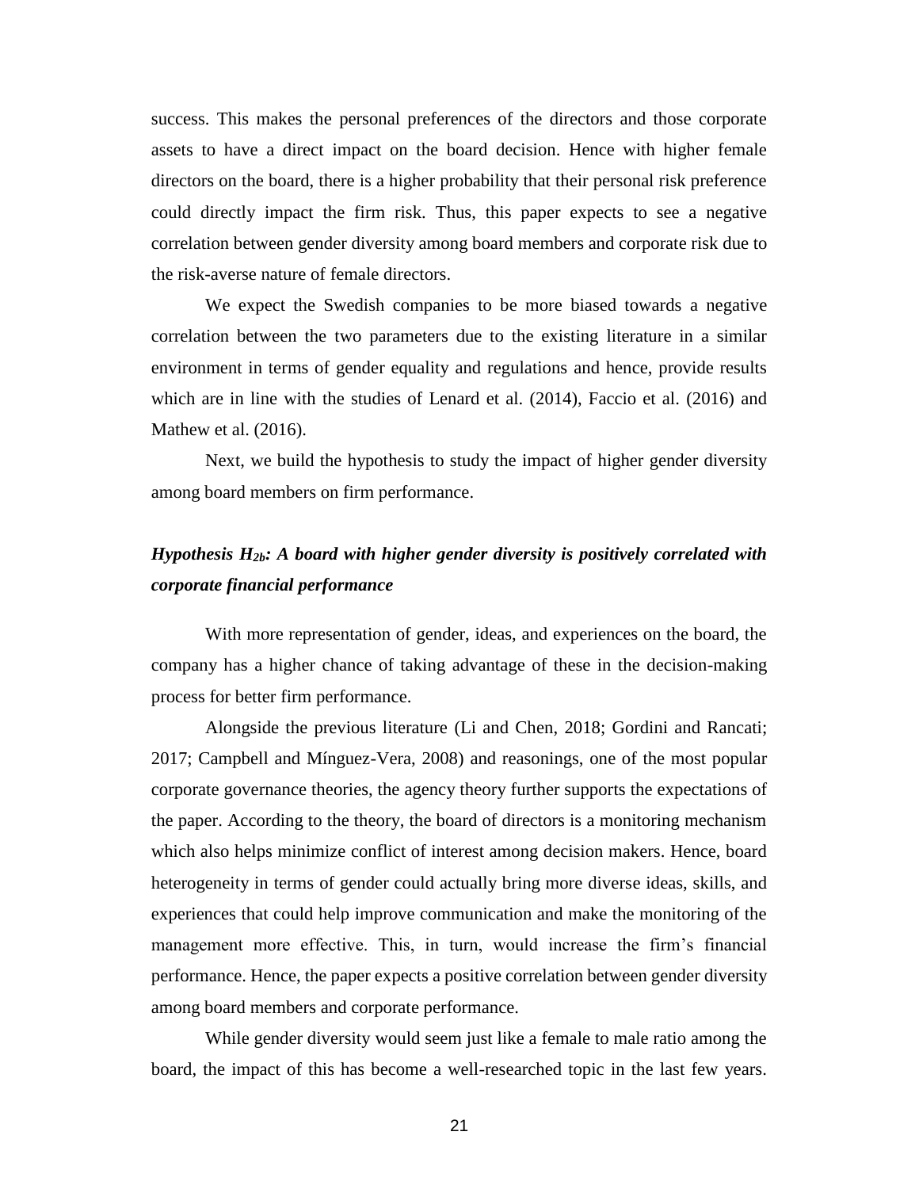success. This makes the personal preferences of the directors and those corporate assets to have a direct impact on the board decision. Hence with higher female directors on the board, there is a higher probability that their personal risk preference could directly impact the firm risk. Thus, this paper expects to see a negative correlation between gender diversity among board members and corporate risk due to the risk-averse nature of female directors.

We expect the Swedish companies to be more biased towards a negative correlation between the two parameters due to the existing literature in a similar environment in terms of gender equality and regulations and hence, provide results which are in line with the studies of Lenard et al. (2014), Faccio et al. (2016) and Mathew et al. (2016).

Next, we build the hypothesis to study the impact of higher gender diversity among board members on firm performance.

***Hypothesis $H_{2b}$: A board with higher gender diversity is positively correlated with corporate financial performance***

With more representation of gender, ideas, and experiences on the board, the company has a higher chance of taking advantage of these in the decision-making process for better firm performance.

Alongside the previous literature (Li and Chen, 2018; Gordini and Rancati; 2017; Campbell and Mínguez-Vera, 2008) and reasonings, one of the most popular corporate governance theories, the agency theory further supports the expectations of the paper. According to the theory, the board of directors is a monitoring mechanism which also helps minimize conflict of interest among decision makers. Hence, board heterogeneity in terms of gender could actually bring more diverse ideas, skills, and experiences that could help improve communication and make the monitoring of the management more effective. This, in turn, would increase the firm's financial performance. Hence, the paper expects a positive correlation between gender diversity among board members and corporate performance.

While gender diversity would seem just like a female to male ratio among the board, the impact of this has become a well-researched topic in the last few years.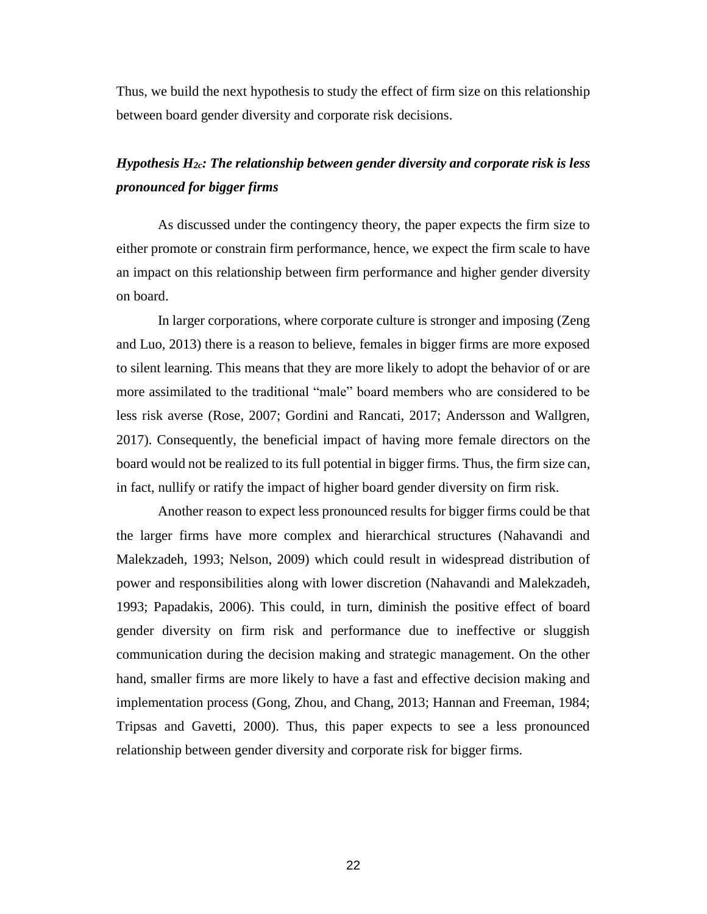Thus, we build the next hypothesis to study the effect of firm size on this relationship between board gender diversity and corporate risk decisions.

***Hypothesis $H_{2c}$: The relationship between gender diversity and corporate risk is less pronounced for bigger firms***

As discussed under the contingency theory, the paper expects the firm size to either promote or constrain firm performance, hence, we expect the firm scale to have an impact on this relationship between firm performance and higher gender diversity on board.

In larger corporations, where corporate culture is stronger and imposing (Zeng and Luo, 2013) there is a reason to believe, females in bigger firms are more exposed to silent learning. This means that they are more likely to adopt the behavior of or are more assimilated to the traditional "male" board members who are considered to be less risk averse (Rose, 2007; Gordini and Rancati, 2017; Andersson and Wallgren, 2017). Consequently, the beneficial impact of having more female directors on the board would not be realized to its full potential in bigger firms. Thus, the firm size can, in fact, nullify or ratify the impact of higher board gender diversity on firm risk.

Another reason to expect less pronounced results for bigger firms could be that the larger firms have more complex and hierarchical structures (Nahavandi and Malekzadeh, 1993; Nelson, 2009) which could result in widespread distribution of power and responsibilities along with lower discretion (Nahavandi and Malekzadeh, 1993; Papadakis, 2006). This could, in turn, diminish the positive effect of board gender diversity on firm risk and performance due to ineffective or sluggish communication during the decision making and strategic management. On the other hand, smaller firms are more likely to have a fast and effective decision making and implementation process (Gong, Zhou, and Chang, 2013; Hannan and Freeman, 1984; Tripsas and Gavetti, 2000). Thus, this paper expects to see a less pronounced relationship between gender diversity and corporate risk for bigger firms.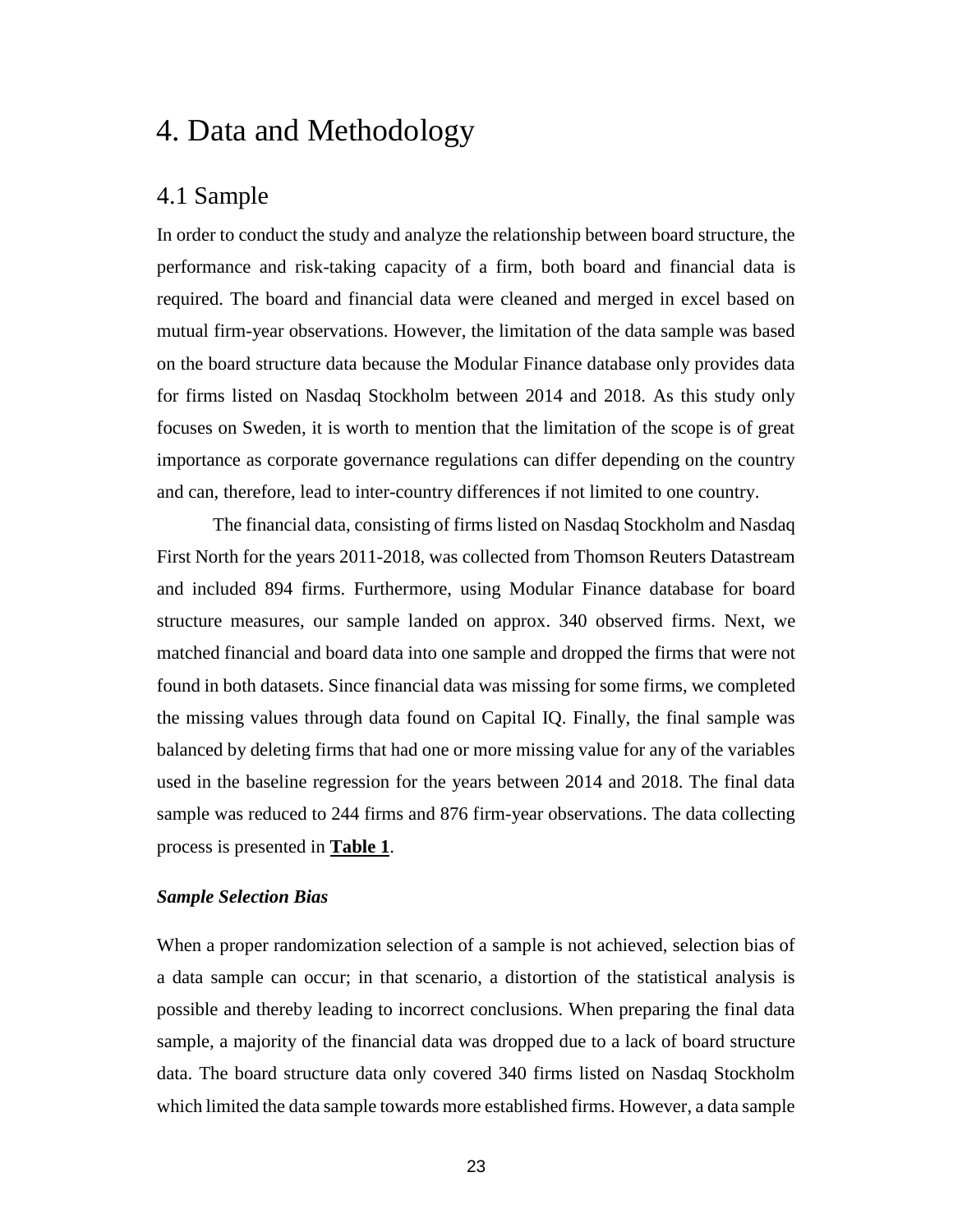# 4. Data and Methodology

## 4.1 Sample

In order to conduct the study and analyze the relationship between board structure, the performance and risk-taking capacity of a firm, both board and financial data is required. The board and financial data were cleaned and merged in excel based on mutual firm-year observations. However, the limitation of the data sample was based on the board structure data because the Modular Finance database only provides data for firms listed on Nasdaq Stockholm between 2014 and 2018. As this study only focuses on Sweden, it is worth to mention that the limitation of the scope is of great importance as corporate governance regulations can differ depending on the country and can, therefore, lead to inter-country differences if not limited to one country.

The financial data, consisting of firms listed on Nasdaq Stockholm and Nasdaq First North for the years 2011-2018, was collected from Thomson Reuters Datastream and included 894 firms. Furthermore, using Modular Finance database for board structure measures, our sample landed on approx. 340 observed firms. Next, we matched financial and board data into one sample and dropped the firms that were not found in both datasets. Since financial data was missing for some firms, we completed the missing values through data found on Capital IQ. Finally, the final sample was balanced by deleting firms that had one or more missing value for any of the variables used in the baseline regression for the years between 2014 and 2018. The final data sample was reduced to 244 firms and 876 firm-year observations. The data collecting process is presented in **Table 1**.

***Sample Selection Bias***

When a proper randomization selection of a sample is not achieved, selection bias of a data sample can occur; in that scenario, a distortion of the statistical analysis is possible and thereby leading to incorrect conclusions. When preparing the final data sample, a majority of the financial data was dropped due to a lack of board structure data. The board structure data only covered 340 firms listed on Nasdaq Stockholm which limited the data sample towards more established firms. However, a data sample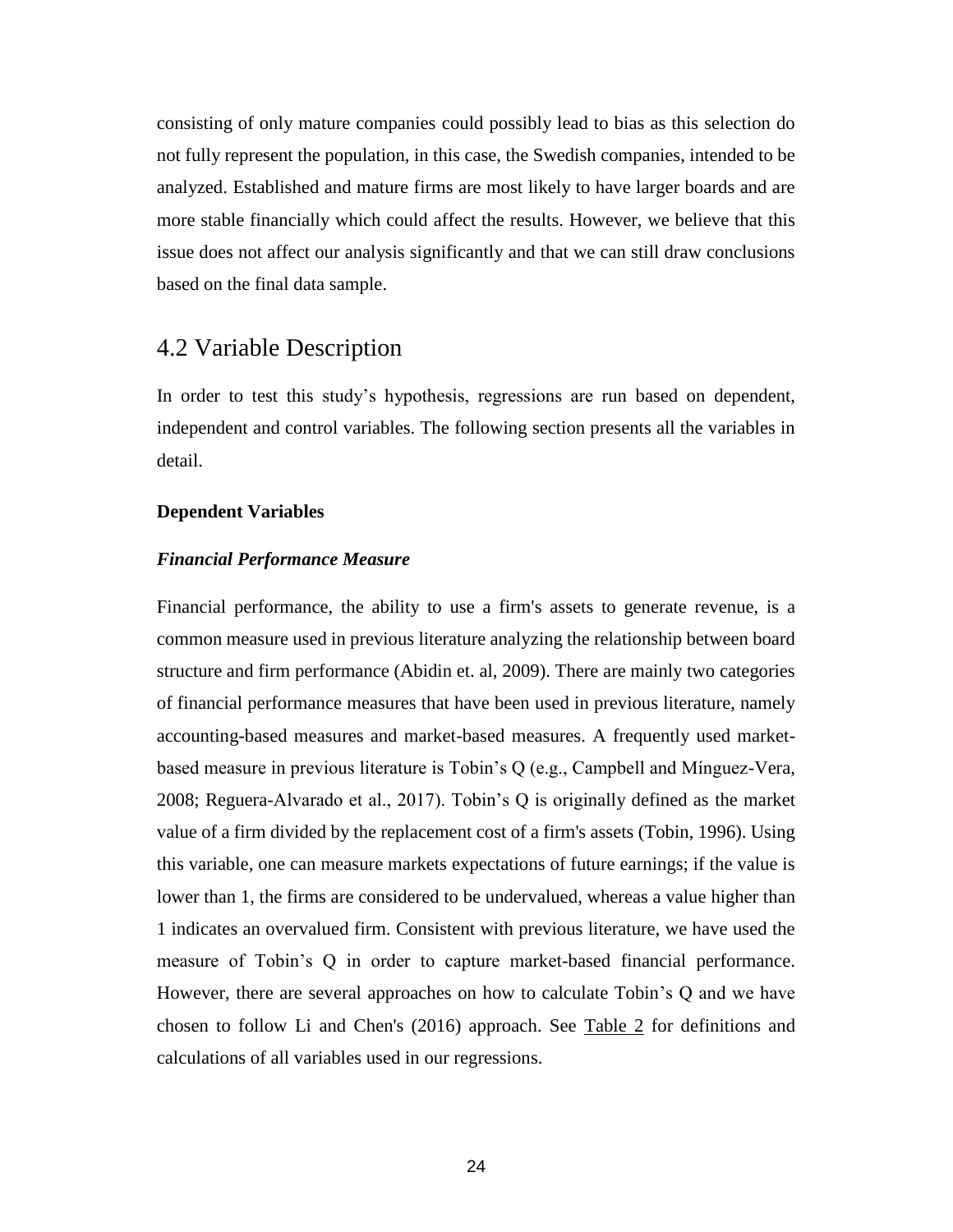consisting of only mature companies could possibly lead to bias as this selection do not fully represent the population, in this case, the Swedish companies, intended to be analyzed. Established and mature firms are most likely to have larger boards and are more stable financially which could affect the results. However, we believe that this issue does not affect our analysis significantly and that we can still draw conclusions based on the final data sample.

## 4.2 Variable Description

In order to test this study's hypothesis, regressions are run based on dependent, independent and control variables. The following section presents all the variables in detail.

**Dependent Variables**

***Financial Performance Measure***

Financial performance, the ability to use a firm's assets to generate revenue, is a common measure used in previous literature analyzing the relationship between board structure and firm performance (Abidin et. al, 2009). There are mainly two categories of financial performance measures that have been used in previous literature, namely accounting-based measures and market-based measures. A frequently used market-based measure in previous literature is Tobin's Q (e.g., Campbell and Mínguez-Vera, 2008; Reguera-Alvarado et al., 2017). Tobin's Q is originally defined as the market value of a firm divided by the replacement cost of a firm's assets (Tobin, 1996). Using this variable, one can measure markets expectations of future earnings; if the value is lower than 1, the firms are considered to be undervalued, whereas a value higher than 1 indicates an overvalued firm. Consistent with previous literature, we have used the measure of Tobin's Q in order to capture market-based financial performance. However, there are several approaches on how to calculate Tobin's Q and we have chosen to follow Li and Chen's (2016) approach. See Table 2 for definitions and calculations of all variables used in our regressions.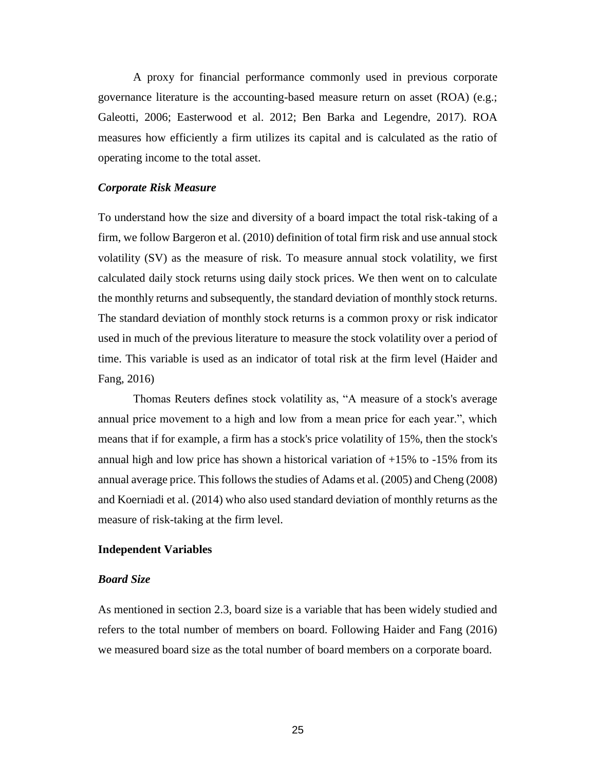A proxy for financial performance commonly used in previous corporate governance literature is the accounting-based measure return on asset (ROA) (e.g.; Galeotti, 2006; Easterwood et al. 2012; Ben Barka and Legendre, 2017). ROA measures how efficiently a firm utilizes its capital and is calculated as the ratio of operating income to the total asset.

***Corporate Risk Measure***

To understand how the size and diversity of a board impact the total risk-taking of a firm, we follow Bargeron et al. (2010) definition of total firm risk and use annual stock volatility (SV) as the measure of risk. To measure annual stock volatility, we first calculated daily stock returns using daily stock prices. We then went on to calculate the monthly returns and subsequently, the standard deviation of monthly stock returns. The standard deviation of monthly stock returns is a common proxy or risk indicator used in much of the previous literature to measure the stock volatility over a period of time. This variable is used as an indicator of total risk at the firm level (Haider and Fang, 2016)

Thomas Reuters defines stock volatility as, "A measure of a stock's average annual price movement to a high and low from a mean price for each year.", which means that if for example, a firm has a stock's price volatility of 15%, then the stock's annual high and low price has shown a historical variation of +15% to -15% from its annual average price. This follows the studies of Adams et al. (2005) and Cheng (2008) and Koerniadi et al. (2014) who also used standard deviation of monthly returns as the measure of risk-taking at the firm level.

**Independent Variables**

***Board Size***

As mentioned in section 2.3, board size is a variable that has been widely studied and refers to the total number of members on board. Following Haider and Fang (2016) we measured board size as the total number of board members on a corporate board.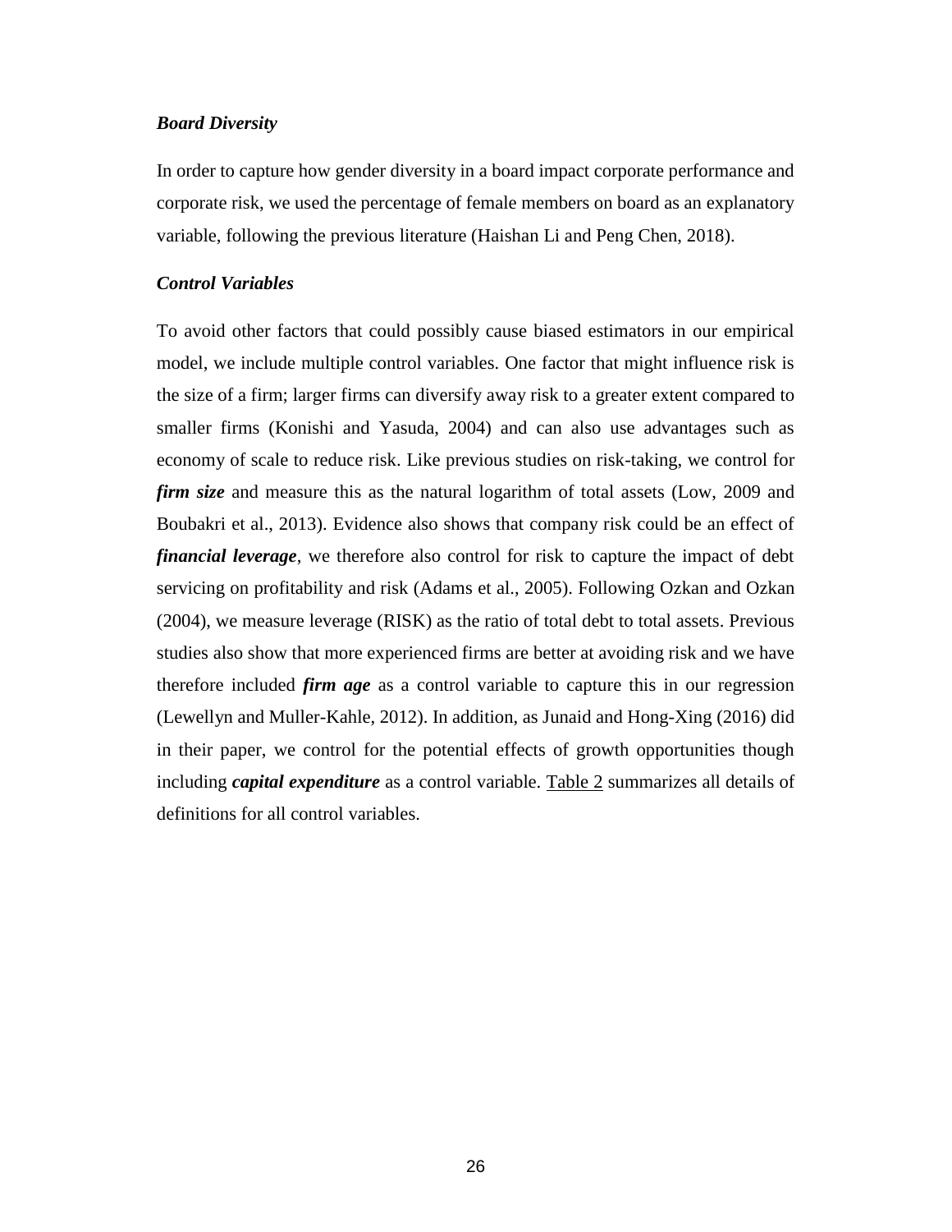### *Board Diversity*

In order to capture how gender diversity in a board impact corporate performance and corporate risk, we used the percentage of female members on board as an explanatory variable, following the previous literature (Haishan Li and Peng Chen, 2018).

### *Control Variables*

To avoid other factors that could possibly cause biased estimators in our empirical model, we include multiple control variables. One factor that might influence risk is the size of a firm; larger firms can diversify away risk to a greater extent compared to smaller firms (Konishi and Yasuda, 2004) and can also use advantages such as economy of scale to reduce risk. Like previous studies on risk-taking, we control for ***firm size*** and measure this as the natural logarithm of total assets (Low, 2009 and Boubakri et al., 2013). Evidence also shows that company risk could be an effect of ***financial leverage***, we therefore also control for risk to capture the impact of debt servicing on profitability and risk (Adams et al., 2005). Following Ozkan and Ozkan (2004), we measure leverage (RISK) as the ratio of total debt to total assets. Previous studies also show that more experienced firms are better at avoiding risk and we have therefore included ***firm age*** as a control variable to capture this in our regression (Lewellyn and Muller-Kahle, 2012). In addition, as Junaid and Hong-Xing (2016) did in their paper, we control for the potential effects of growth opportunities though including ***capital expenditure*** as a control variable. Table 2 summarizes all details of definitions for all control variables.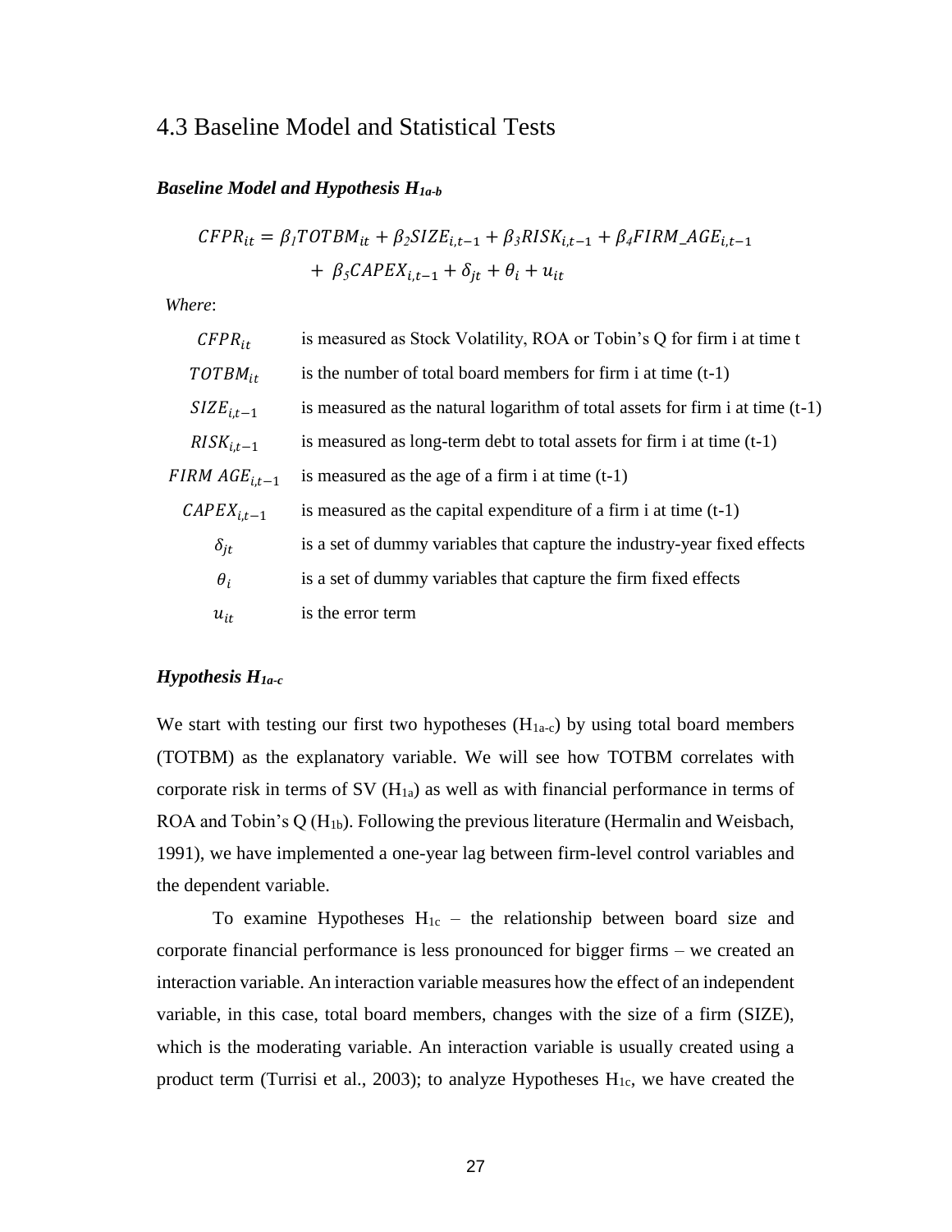## 4.3 Baseline Model and Statistical Tests

### *Baseline Model and Hypothesis $H_{1a\text{-}b}$*

$$CFPR_{it} = \beta_1 TOTBM_{it} + \beta_2 SIZE_{i,t-1} + \beta_3 RISK_{i,t-1} + \beta_4 FIRM\_AGE_{i,t-1} + \beta_5 CAPEX_{i,t-1} + \delta_{jt} + \theta_i + u_{it}$$

*Where*:

| | |
|---|---|
| $CFPR_{it}$ | is measured as Stock Volatility, ROA or Tobin's Q for firm i at time t |
| $TOTBM_{it}$ | is the number of total board members for firm i at time (t-1) |
| $SIZE_{i,t-1}$ | is measured as the natural logarithm of total assets for firm i at time (t-1) |
| $RISK_{i,t-1}$ | is measured as long-term debt to total assets for firm i at time (t-1) |
| $FIRM\ AGE_{i,t-1}$ | is measured as the age of a firm i at time (t-1) |
| $CAPEX_{i,t-1}$ | is measured as the capital expenditure of a firm i at time (t-1) |
| $\delta_{jt}$ | is a set of dummy variables that capture the industry-year fixed effects |
| $\theta_i$ | is a set of dummy variables that capture the firm fixed effects |
| $u_{it}$ | is the error term |

### *Hypothesis $H_{1a\text{-}c}$*

We start with testing our first two hypotheses ($H_{1a\text{-}c}$) by using total board members (TOTBM) as the explanatory variable. We will see how TOTBM correlates with corporate risk in terms of SV ($H_{1a}$) as well as with financial performance in terms of ROA and Tobin's Q ($H_{1b}$). Following the previous literature (Hermalin and Weisbach, 1991), we have implemented a one-year lag between firm-level control variables and the dependent variable.

To examine Hypotheses $H_{1c}$ – the relationship between board size and corporate financial performance is less pronounced for bigger firms – we created an interaction variable. An interaction variable measures how the effect of an independent variable, in this case, total board members, changes with the size of a firm (SIZE), which is the moderating variable. An interaction variable is usually created using a product term (Turrisi et al., 2003); to analyze Hypotheses $H_{1c}$, we have created the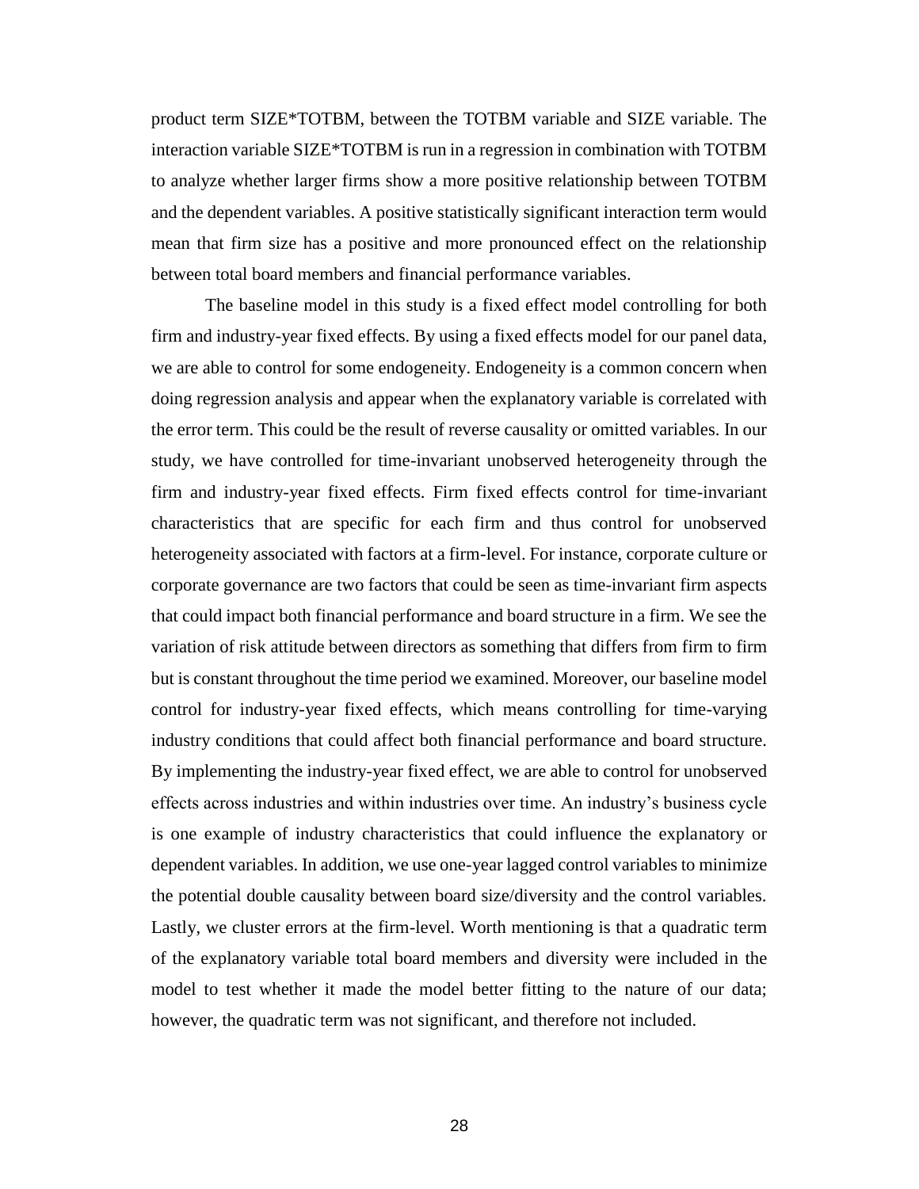product term SIZE*TOTBM, between the TOTBM variable and SIZE variable. The interaction variable SIZE*TOTBM is run in a regression in combination with TOTBM to analyze whether larger firms show a more positive relationship between TOTBM and the dependent variables. A positive statistically significant interaction term would mean that firm size has a positive and more pronounced effect on the relationship between total board members and financial performance variables.

The baseline model in this study is a fixed effect model controlling for both firm and industry-year fixed effects. By using a fixed effects model for our panel data, we are able to control for some endogeneity. Endogeneity is a common concern when doing regression analysis and appear when the explanatory variable is correlated with the error term. This could be the result of reverse causality or omitted variables. In our study, we have controlled for time-invariant unobserved heterogeneity through the firm and industry-year fixed effects. Firm fixed effects control for time-invariant characteristics that are specific for each firm and thus control for unobserved heterogeneity associated with factors at a firm-level. For instance, corporate culture or corporate governance are two factors that could be seen as time-invariant firm aspects that could impact both financial performance and board structure in a firm. We see the variation of risk attitude between directors as something that differs from firm to firm but is constant throughout the time period we examined. Moreover, our baseline model control for industry-year fixed effects, which means controlling for time-varying industry conditions that could affect both financial performance and board structure. By implementing the industry-year fixed effect, we are able to control for unobserved effects across industries and within industries over time. An industry's business cycle is one example of industry characteristics that could influence the explanatory or dependent variables. In addition, we use one-year lagged control variables to minimize the potential double causality between board size/diversity and the control variables. Lastly, we cluster errors at the firm-level. Worth mentioning is that a quadratic term of the explanatory variable total board members and diversity were included in the model to test whether it made the model better fitting to the nature of our data; however, the quadratic term was not significant, and therefore not included.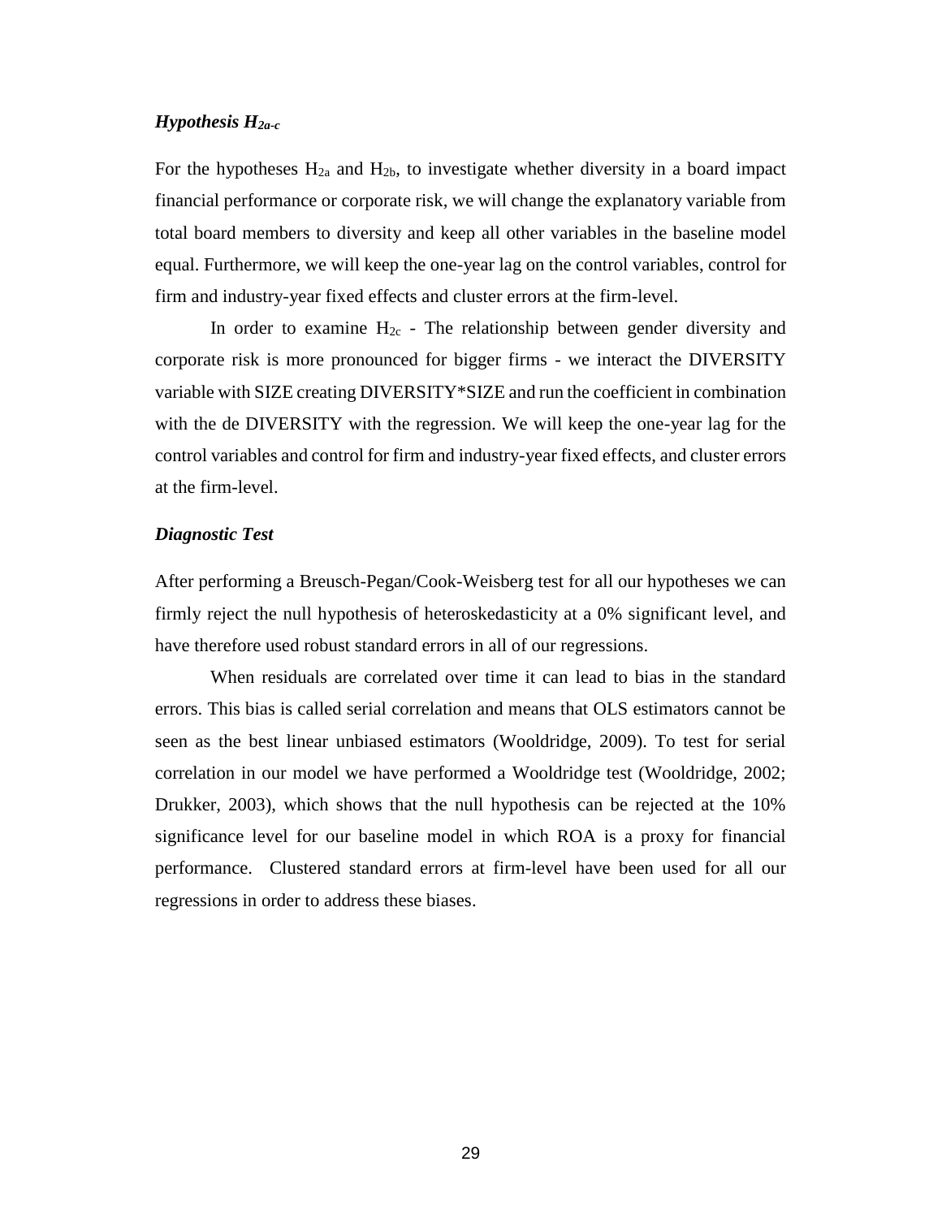### *Hypothesis $H_{2a\text{-}c}$*

For the hypotheses $H_{2a}$ and $H_{2b}$, to investigate whether diversity in a board impact financial performance or corporate risk, we will change the explanatory variable from total board members to diversity and keep all other variables in the baseline model equal. Furthermore, we will keep the one-year lag on the control variables, control for firm and industry-year fixed effects and cluster errors at the firm-level.

In order to examine $H_{2c}$ - The relationship between gender diversity and corporate risk is more pronounced for bigger firms - we interact the DIVERSITY variable with SIZE creating DIVERSITY*SIZE and run the coefficient in combination with the de DIVERSITY with the regression. We will keep the one-year lag for the control variables and control for firm and industry-year fixed effects, and cluster errors at the firm-level.

### *Diagnostic Test*

After performing a Breusch-Pegan/Cook-Weisberg test for all our hypotheses we can firmly reject the null hypothesis of heteroskedasticity at a 0% significant level, and have therefore used robust standard errors in all of our regressions.

When residuals are correlated over time it can lead to bias in the standard errors. This bias is called serial correlation and means that OLS estimators cannot be seen as the best linear unbiased estimators (Wooldridge, 2009). To test for serial correlation in our model we have performed a Wooldridge test (Wooldridge, 2002; Drukker, 2003), which shows that the null hypothesis can be rejected at the 10% significance level for our baseline model in which ROA is a proxy for financial performance. Clustered standard errors at firm-level have been used for all our regressions in order to address these biases.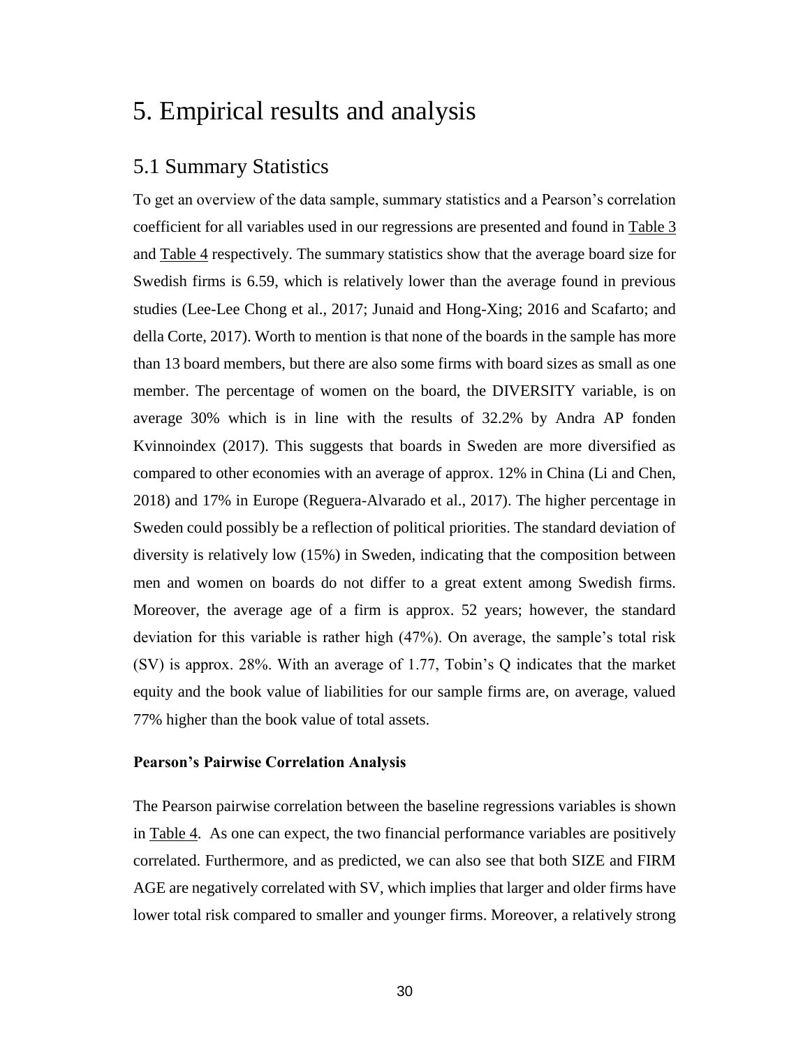# 5. Empirical results and analysis

## 5.1 Summary Statistics

To get an overview of the data sample, summary statistics and a Pearson's correlation coefficient for all variables used in our regressions are presented and found in Table 3 and Table 4 respectively. The summary statistics show that the average board size for Swedish firms is 6.59, which is relatively lower than the average found in previous studies (Lee-Lee Chong et al., 2017; Junaid and Hong-Xing; 2016 and Scafarto; and della Corte, 2017). Worth to mention is that none of the boards in the sample has more than 13 board members, but there are also some firms with board sizes as small as one member. The percentage of women on the board, the DIVERSITY variable, is on average 30% which is in line with the results of 32.2% by Andra AP fonden Kvinnoindex (2017). This suggests that boards in Sweden are more diversified as compared to other economies with an average of approx. 12% in China (Li and Chen, 2018) and 17% in Europe (Reguera-Alvarado et al., 2017). The higher percentage in Sweden could possibly be a reflection of political priorities. The standard deviation of diversity is relatively low (15%) in Sweden, indicating that the composition between men and women on boards do not differ to a great extent among Swedish firms. Moreover, the average age of a firm is approx. 52 years; however, the standard deviation for this variable is rather high (47%). On average, the sample's total risk (SV) is approx. 28%. With an average of 1.77, Tobin's Q indicates that the market equity and the book value of liabilities for our sample firms are, on average, valued 77% higher than the book value of total assets.

**Pearson's Pairwise Correlation Analysis**

The Pearson pairwise correlation between the baseline regressions variables is shown in Table 4. As one can expect, the two financial performance variables are positively correlated. Furthermore, and as predicted, we can also see that both SIZE and FIRM AGE are negatively correlated with SV, which implies that larger and older firms have lower total risk compared to smaller and younger firms. Moreover, a relatively strong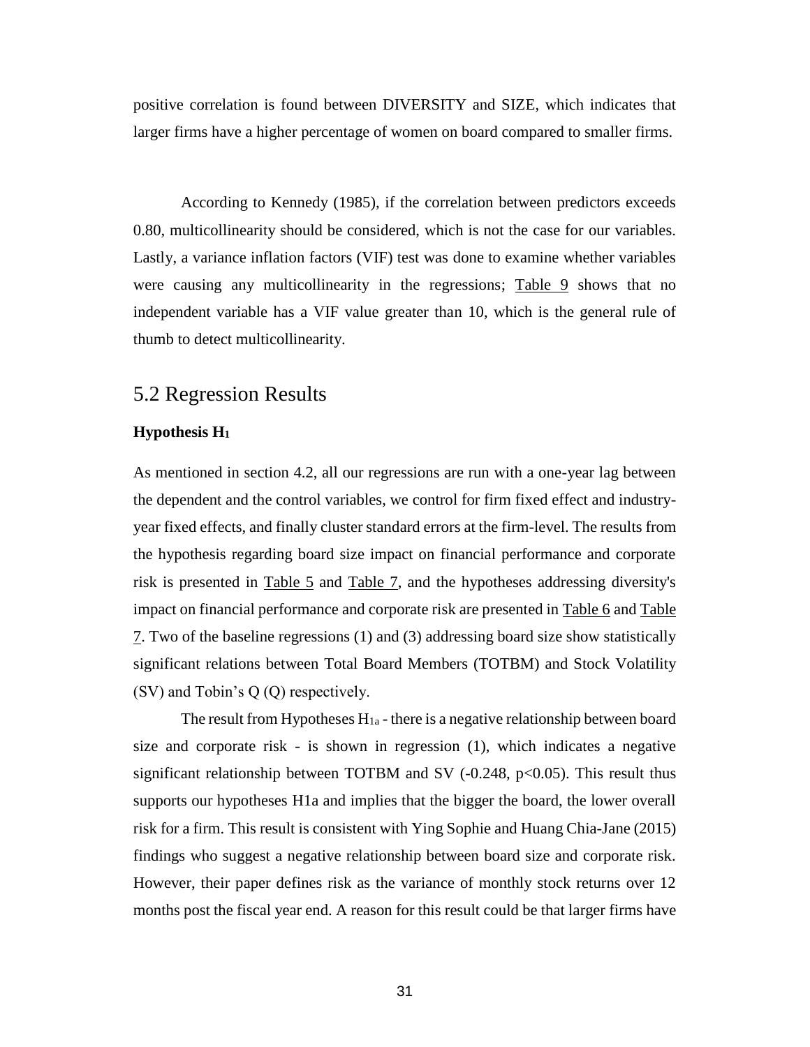positive correlation is found between DIVERSITY and SIZE, which indicates that larger firms have a higher percentage of women on board compared to smaller firms.

According to Kennedy (1985), if the correlation between predictors exceeds 0.80, multicollinearity should be considered, which is not the case for our variables. Lastly, a variance inflation factors (VIF) test was done to examine whether variables were causing any multicollinearity in the regressions; Table 9 shows that no independent variable has a VIF value greater than 10, which is the general rule of thumb to detect multicollinearity.

## 5.2 Regression Results

**Hypothesis $H_1$**

As mentioned in section 4.2, all our regressions are run with a one-year lag between the dependent and the control variables, we control for firm fixed effect and industry-year fixed effects, and finally cluster standard errors at the firm-level. The results from the hypothesis regarding board size impact on financial performance and corporate risk is presented in Table 5 and Table 7, and the hypotheses addressing diversity's impact on financial performance and corporate risk are presented in Table 6 and Table 7. Two of the baseline regressions (1) and (3) addressing board size show statistically significant relations between Total Board Members (TOTBM) and Stock Volatility (SV) and Tobin's Q (Q) respectively.

The result from Hypotheses $H_{1a}$ - there is a negative relationship between board size and corporate risk - is shown in regression (1), which indicates a negative significant relationship between TOTBM and SV (-0.248, $p<0.05$). This result thus supports our hypotheses H1a and implies that the bigger the board, the lower overall risk for a firm. This result is consistent with Ying Sophie and Huang Chia-Jane (2015) findings who suggest a negative relationship between board size and corporate risk. However, their paper defines risk as the variance of monthly stock returns over 12 months post the fiscal year end. A reason for this result could be that larger firms have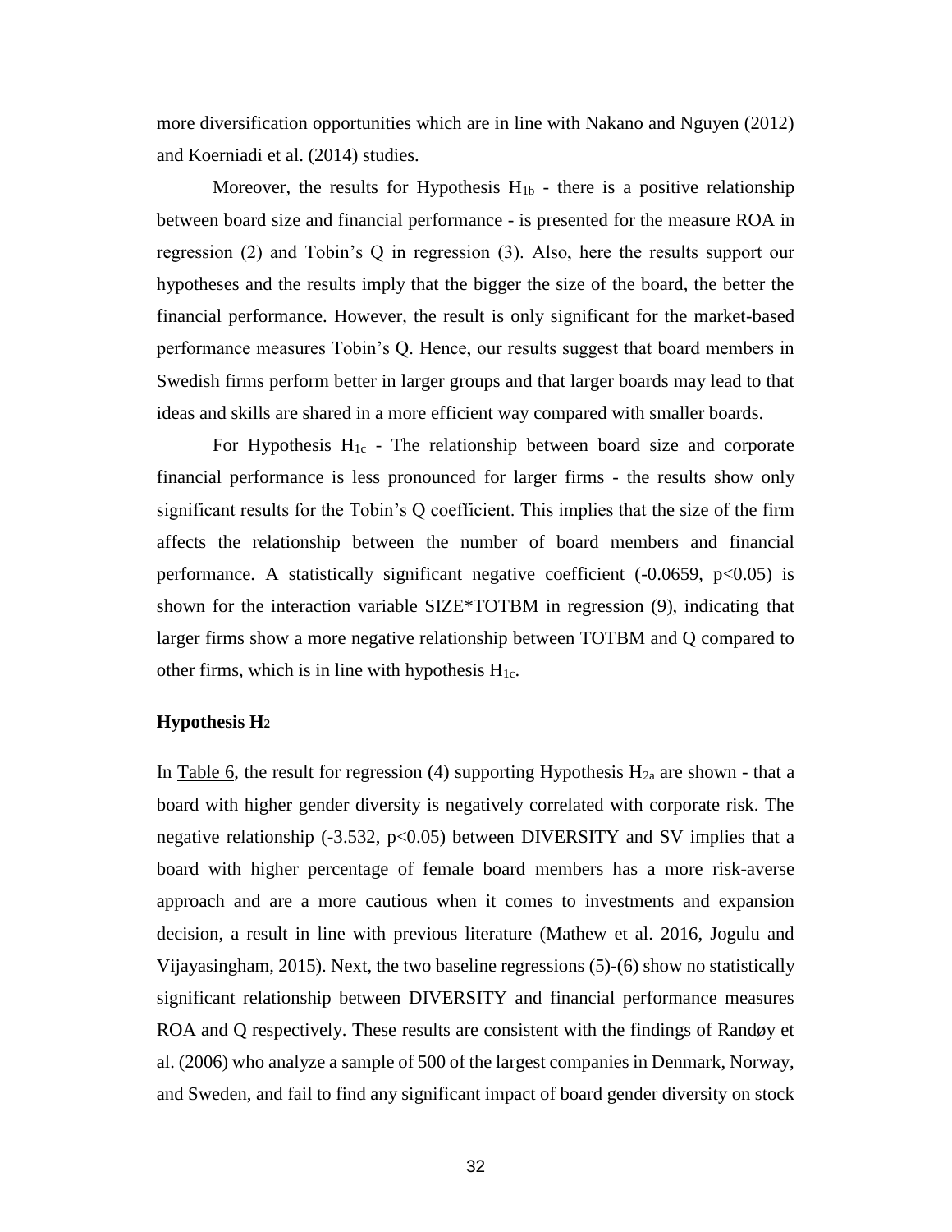more diversification opportunities which are in line with Nakano and Nguyen (2012) and Koerniadi et al. (2014) studies.

Moreover, the results for Hypothesis $H_{1b}$ - there is a positive relationship between board size and financial performance - is presented for the measure ROA in regression (2) and Tobin's Q in regression (3). Also, here the results support our hypotheses and the results imply that the bigger the size of the board, the better the financial performance. However, the result is only significant for the market-based performance measures Tobin's Q. Hence, our results suggest that board members in Swedish firms perform better in larger groups and that larger boards may lead to that ideas and skills are shared in a more efficient way compared with smaller boards.

For Hypothesis $H_{1c}$ - The relationship between board size and corporate financial performance is less pronounced for larger firms - the results show only significant results for the Tobin's Q coefficient. This implies that the size of the firm affects the relationship between the number of board members and financial performance. A statistically significant negative coefficient (-0.0659, $p<0.05$) is shown for the interaction variable SIZE*TOTBM in regression (9), indicating that larger firms show a more negative relationship between TOTBM and Q compared to other firms, which is in line with hypothesis $H_{1c}$.

### Hypothesis $H_2$

In Table 6, the result for regression (4) supporting Hypothesis $H_{2a}$ are shown - that a board with higher gender diversity is negatively correlated with corporate risk. The negative relationship (-3.532, $p<0.05$) between DIVERSITY and SV implies that a board with higher percentage of female board members has a more risk-averse approach and are a more cautious when it comes to investments and expansion decision, a result in line with previous literature (Mathew et al. 2016, Jogulu and Vijayasingham, 2015). Next, the two baseline regressions (5)-(6) show no statistically significant relationship between DIVERSITY and financial performance measures ROA and Q respectively. These results are consistent with the findings of Randøy et al. (2006) who analyze a sample of 500 of the largest companies in Denmark, Norway, and Sweden, and fail to find any significant impact of board gender diversity on stock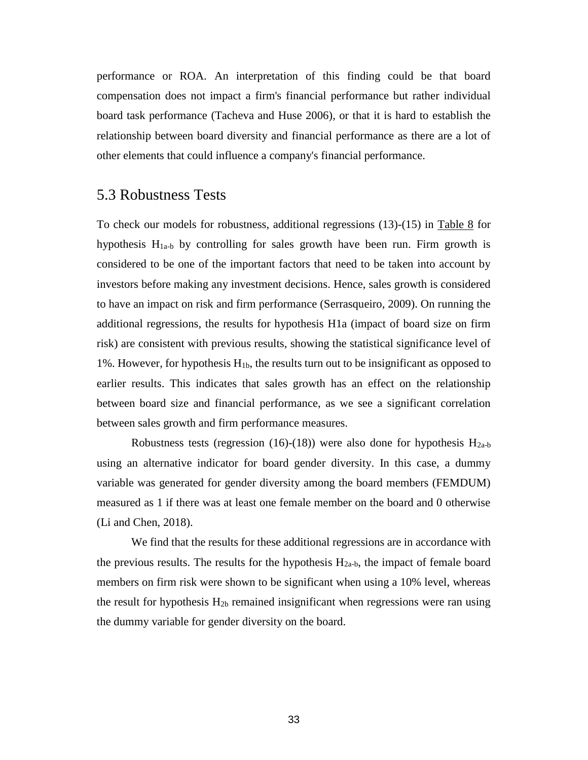performance or ROA. An interpretation of this finding could be that board compensation does not impact a firm's financial performance but rather individual board task performance (Tacheva and Huse 2006), or that it is hard to establish the relationship between board diversity and financial performance as there are a lot of other elements that could influence a company's financial performance.

## 5.3 Robustness Tests

To check our models for robustness, additional regressions (13)-(15) in Table 8 for hypothesis $H_{1a\text{-}b}$ by controlling for sales growth have been run. Firm growth is considered to be one of the important factors that need to be taken into account by investors before making any investment decisions. Hence, sales growth is considered to have an impact on risk and firm performance (Serrasqueiro, 2009). On running the additional regressions, the results for hypothesis H1a (impact of board size on firm risk) are consistent with previous results, showing the statistical significance level of 1%. However, for hypothesis $H_{1b}$, the results turn out to be insignificant as opposed to earlier results. This indicates that sales growth has an effect on the relationship between board size and financial performance, as we see a significant correlation between sales growth and firm performance measures.

Robustness tests (regression (16)-(18)) were also done for hypothesis $H_{2a\text{-}b}$ using an alternative indicator for board gender diversity. In this case, a dummy variable was generated for gender diversity among the board members (FEMDUM) measured as 1 if there was at least one female member on the board and 0 otherwise (Li and Chen, 2018).

We find that the results for these additional regressions are in accordance with the previous results. The results for the hypothesis $H_{2a\text{-}b}$, the impact of female board members on firm risk were shown to be significant when using a 10% level, whereas the result for hypothesis $H_{2b}$ remained insignificant when regressions were ran using the dummy variable for gender diversity on the board.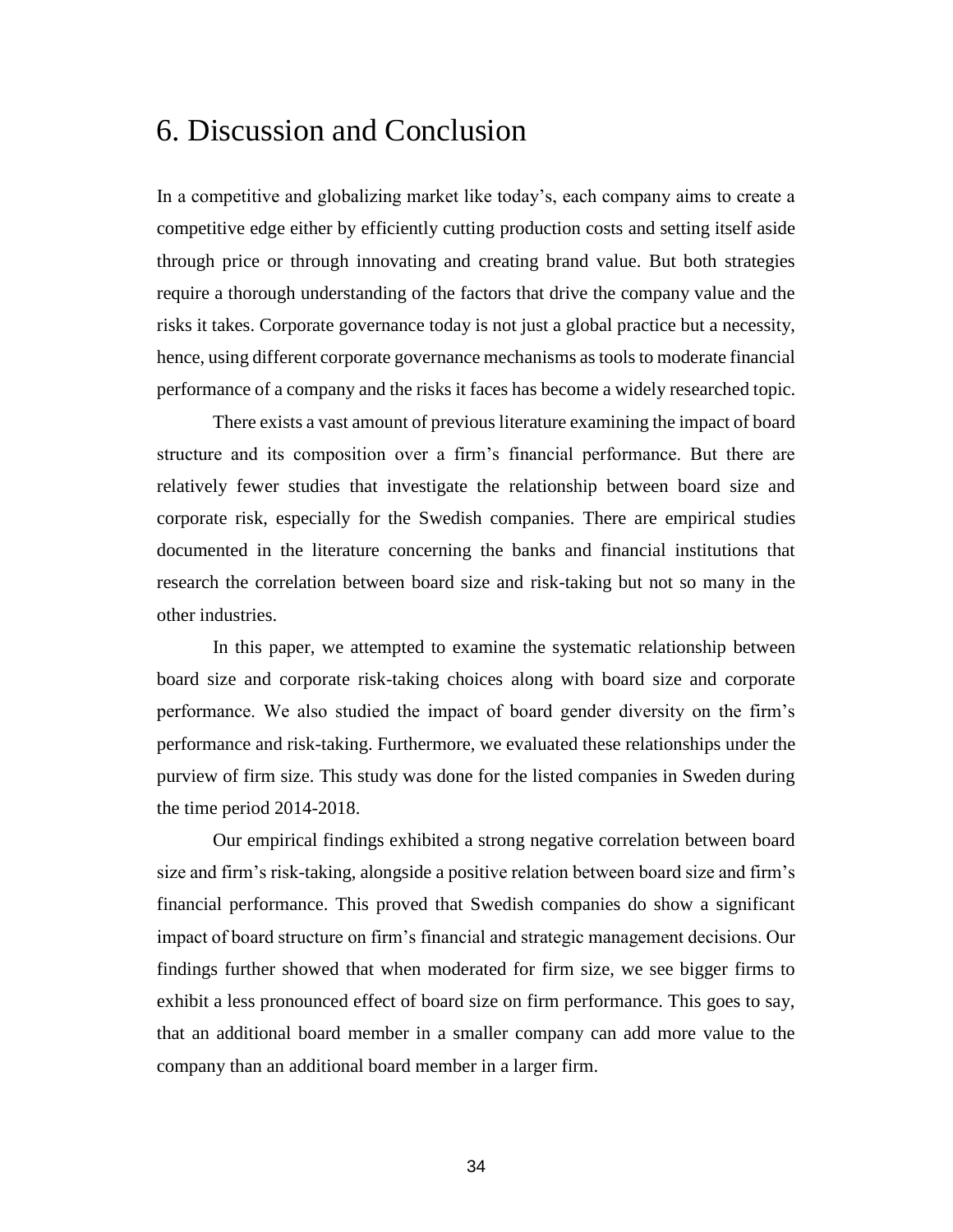# 6. Discussion and Conclusion

In a competitive and globalizing market like today's, each company aims to create a competitive edge either by efficiently cutting production costs and setting itself aside through price or through innovating and creating brand value. But both strategies require a thorough understanding of the factors that drive the company value and the risks it takes. Corporate governance today is not just a global practice but a necessity, hence, using different corporate governance mechanisms as tools to moderate financial performance of a company and the risks it faces has become a widely researched topic.

There exists a vast amount of previous literature examining the impact of board structure and its composition over a firm's financial performance. But there are relatively fewer studies that investigate the relationship between board size and corporate risk, especially for the Swedish companies. There are empirical studies documented in the literature concerning the banks and financial institutions that research the correlation between board size and risk-taking but not so many in the other industries.

In this paper, we attempted to examine the systematic relationship between board size and corporate risk-taking choices along with board size and corporate performance. We also studied the impact of board gender diversity on the firm's performance and risk-taking. Furthermore, we evaluated these relationships under the purview of firm size. This study was done for the listed companies in Sweden during the time period 2014-2018.

Our empirical findings exhibited a strong negative correlation between board size and firm's risk-taking, alongside a positive relation between board size and firm's financial performance. This proved that Swedish companies do show a significant impact of board structure on firm's financial and strategic management decisions. Our findings further showed that when moderated for firm size, we see bigger firms to exhibit a less pronounced effect of board size on firm performance. This goes to say, that an additional board member in a smaller company can add more value to the company than an additional board member in a larger firm.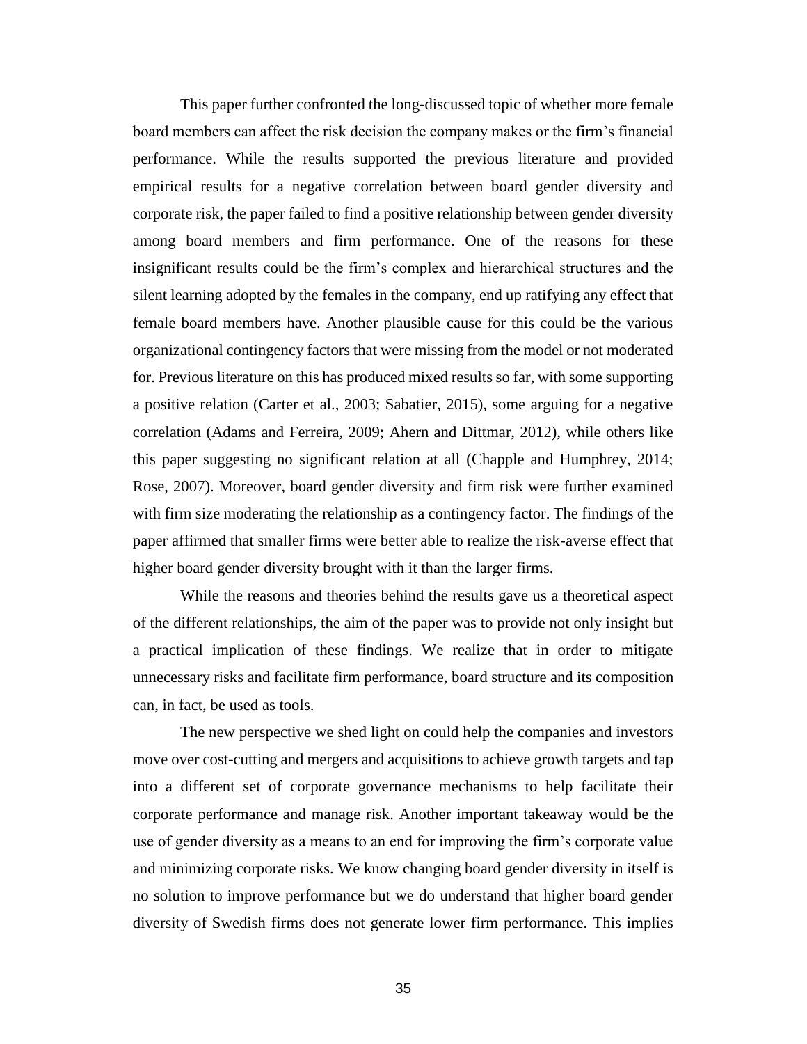This paper further confronted the long-discussed topic of whether more female board members can affect the risk decision the company makes or the firm's financial performance. While the results supported the previous literature and provided empirical results for a negative correlation between board gender diversity and corporate risk, the paper failed to find a positive relationship between gender diversity among board members and firm performance. One of the reasons for these insignificant results could be the firm's complex and hierarchical structures and the silent learning adopted by the females in the company, end up ratifying any effect that female board members have. Another plausible cause for this could be the various organizational contingency factors that were missing from the model or not moderated for. Previous literature on this has produced mixed results so far, with some supporting a positive relation (Carter et al., 2003; Sabatier, 2015), some arguing for a negative correlation (Adams and Ferreira, 2009; Ahern and Dittmar, 2012), while others like this paper suggesting no significant relation at all (Chapple and Humphrey, 2014; Rose, 2007). Moreover, board gender diversity and firm risk were further examined with firm size moderating the relationship as a contingency factor. The findings of the paper affirmed that smaller firms were better able to realize the risk-averse effect that higher board gender diversity brought with it than the larger firms.

While the reasons and theories behind the results gave us a theoretical aspect of the different relationships, the aim of the paper was to provide not only insight but a practical implication of these findings. We realize that in order to mitigate unnecessary risks and facilitate firm performance, board structure and its composition can, in fact, be used as tools.

The new perspective we shed light on could help the companies and investors move over cost-cutting and mergers and acquisitions to achieve growth targets and tap into a different set of corporate governance mechanisms to help facilitate their corporate performance and manage risk. Another important takeaway would be the use of gender diversity as a means to an end for improving the firm's corporate value and minimizing corporate risks. We know changing board gender diversity in itself is no solution to improve performance but we do understand that higher board gender diversity of Swedish firms does not generate lower firm performance. This implies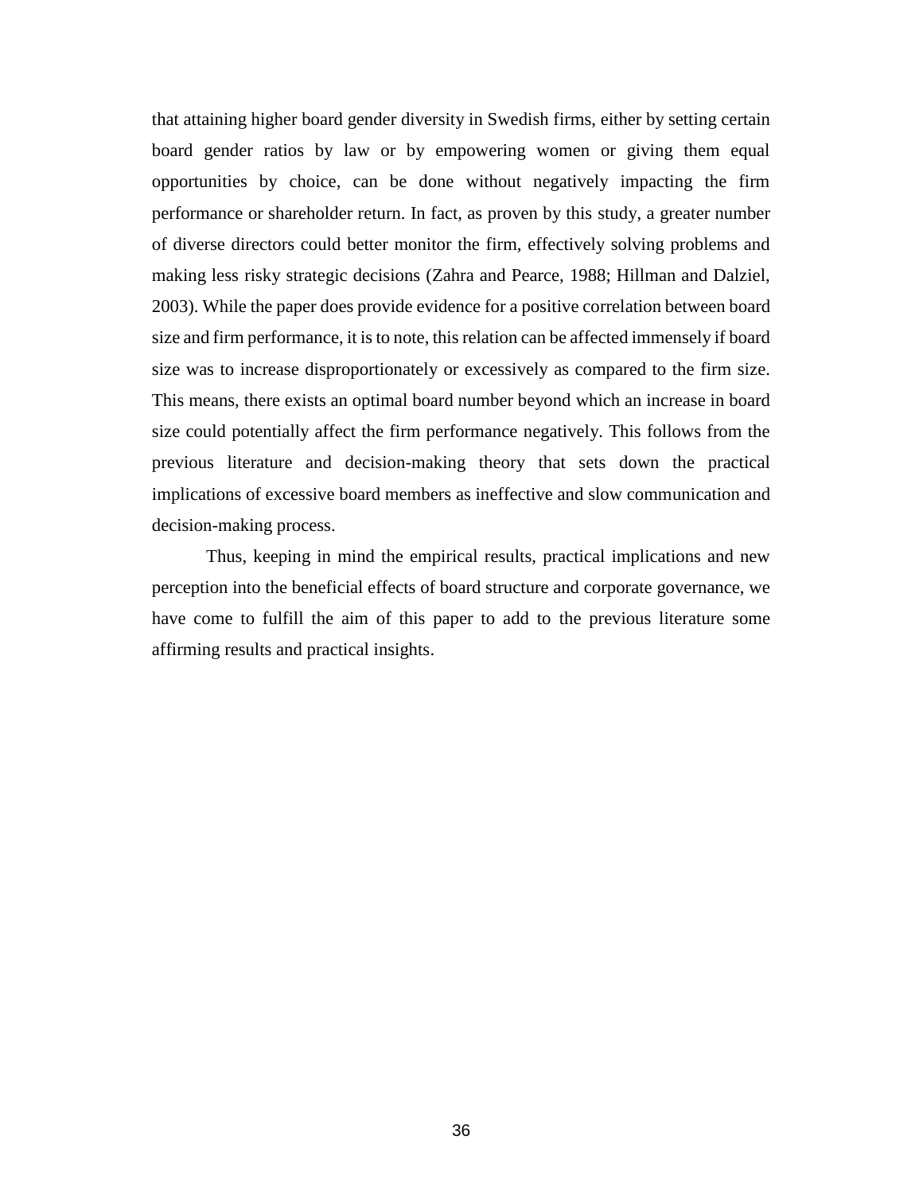that attaining higher board gender diversity in Swedish firms, either by setting certain board gender ratios by law or by empowering women or giving them equal opportunities by choice, can be done without negatively impacting the firm performance or shareholder return. In fact, as proven by this study, a greater number of diverse directors could better monitor the firm, effectively solving problems and making less risky strategic decisions (Zahra and Pearce, 1988; Hillman and Dalziel, 2003). While the paper does provide evidence for a positive correlation between board size and firm performance, it is to note, this relation can be affected immensely if board size was to increase disproportionately or excessively as compared to the firm size. This means, there exists an optimal board number beyond which an increase in board size could potentially affect the firm performance negatively. This follows from the previous literature and decision-making theory that sets down the practical implications of excessive board members as ineffective and slow communication and decision-making process.

Thus, keeping in mind the empirical results, practical implications and new perception into the beneficial effects of board structure and corporate governance, we have come to fulfill the aim of this paper to add to the previous literature some affirming results and practical insights.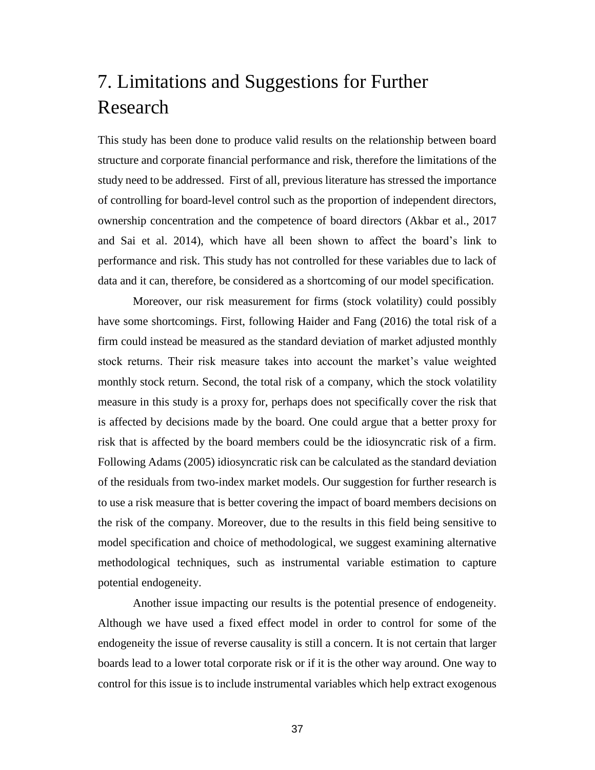# 7. Limitations and Suggestions for Further Research

This study has been done to produce valid results on the relationship between board structure and corporate financial performance and risk, therefore the limitations of the study need to be addressed. First of all, previous literature has stressed the importance of controlling for board-level control such as the proportion of independent directors, ownership concentration and the competence of board directors (Akbar et al., 2017 and Sai et al. 2014), which have all been shown to affect the board's link to performance and risk. This study has not controlled for these variables due to lack of data and it can, therefore, be considered as a shortcoming of our model specification.

Moreover, our risk measurement for firms (stock volatility) could possibly have some shortcomings. First, following Haider and Fang (2016) the total risk of a firm could instead be measured as the standard deviation of market adjusted monthly stock returns. Their risk measure takes into account the market's value weighted monthly stock return. Second, the total risk of a company, which the stock volatility measure in this study is a proxy for, perhaps does not specifically cover the risk that is affected by decisions made by the board. One could argue that a better proxy for risk that is affected by the board members could be the idiosyncratic risk of a firm. Following Adams (2005) idiosyncratic risk can be calculated as the standard deviation of the residuals from two-index market models. Our suggestion for further research is to use a risk measure that is better covering the impact of board members decisions on the risk of the company. Moreover, due to the results in this field being sensitive to model specification and choice of methodological, we suggest examining alternative methodological techniques, such as instrumental variable estimation to capture potential endogeneity.

Another issue impacting our results is the potential presence of endogeneity. Although we have used a fixed effect model in order to control for some of the endogeneity the issue of reverse causality is still a concern. It is not certain that larger boards lead to a lower total corporate risk or if it is the other way around. One way to control for this issue is to include instrumental variables which help extract exogenous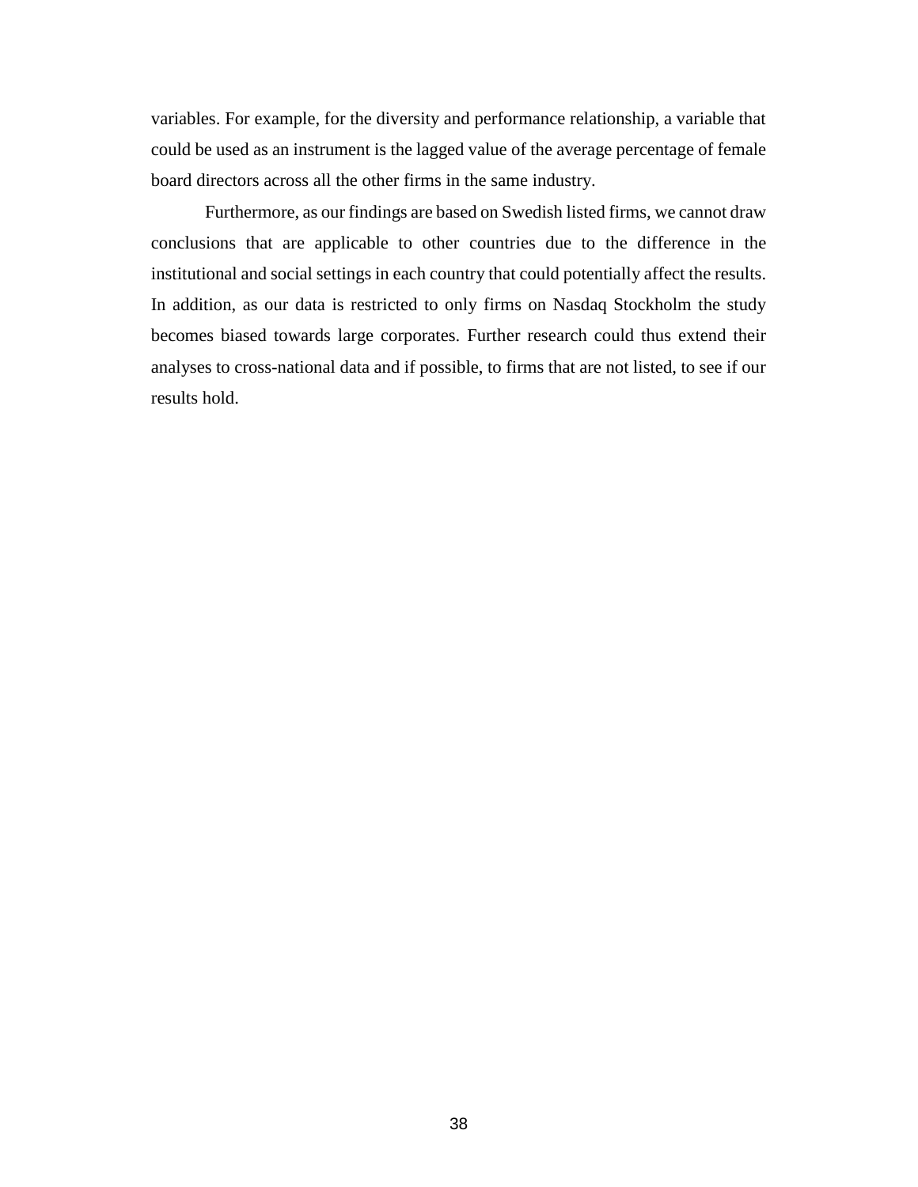variables. For example, for the diversity and performance relationship, a variable that could be used as an instrument is the lagged value of the average percentage of female board directors across all the other firms in the same industry.

Furthermore, as our findings are based on Swedish listed firms, we cannot draw conclusions that are applicable to other countries due to the difference in the institutional and social settings in each country that could potentially affect the results. In addition, as our data is restricted to only firms on Nasdaq Stockholm the study becomes biased towards large corporates. Further research could thus extend their analyses to cross-national data and if possible, to firms that are not listed, to see if our results hold.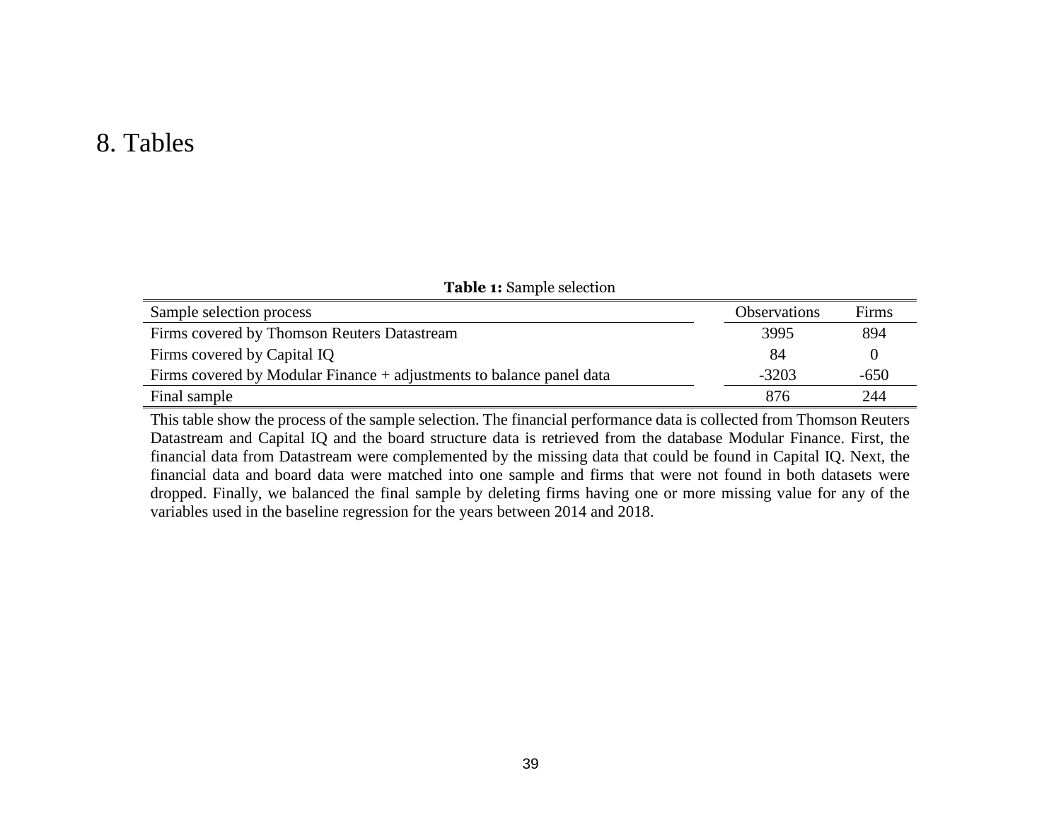# 8. Tables

**Table 1:** Sample selection

| Sample selection process | Observations | Firms |
|---|---|---|
| Firms covered by Thomson Reuters Datastream | 3995 | 894 |
| Firms covered by Capital IQ | 84 | 0 |
| Firms covered by Modular Finance + adjustments to balance panel data | -3203 | -650 |
| Final sample | 876 | 244 |

This table show the process of the sample selection. The financial performance data is collected from Thomson Reuters Datastream and Capital IQ and the board structure data is retrieved from the database Modular Finance. First, the financial data from Datastream were complemented by the missing data that could be found in Capital IQ. Next, the financial data and board data were matched into one sample and firms that were not found in both datasets were dropped. Finally, we balanced the final sample by deleting firms having one or more missing value for any of the variables used in the baseline regression for the years between 2014 and 2018.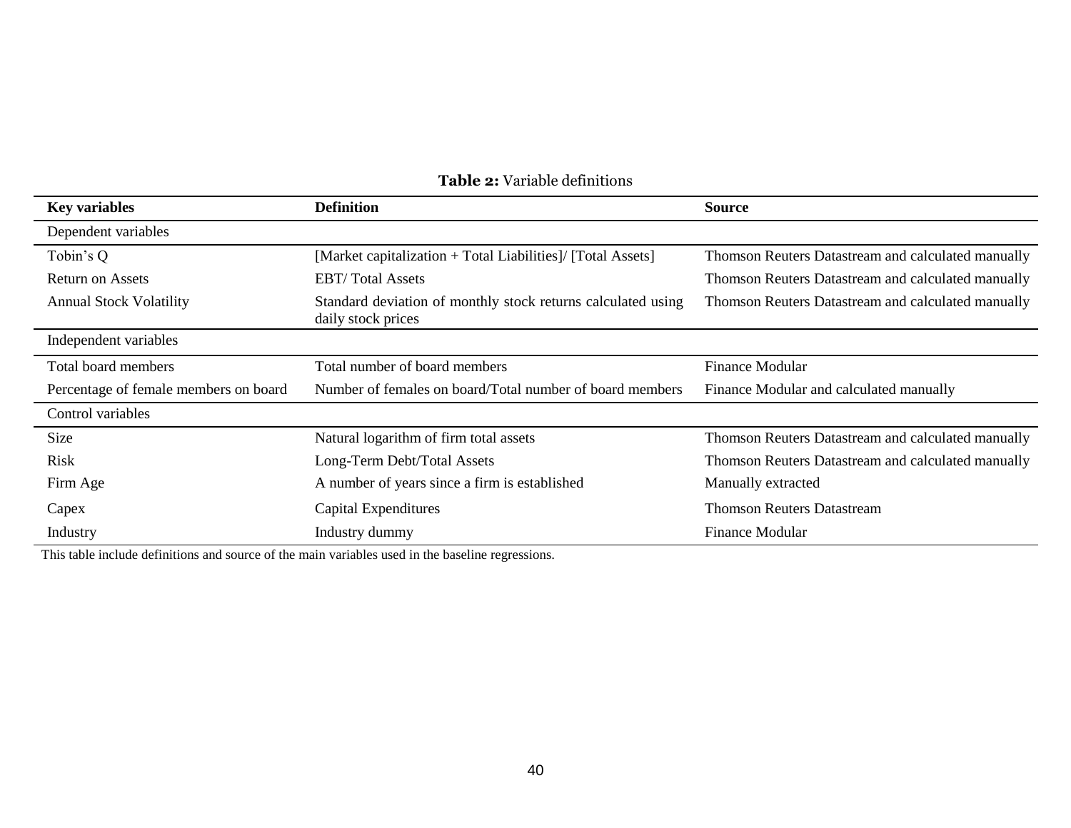**Table 2:** Variable definitions

| Key variables | Definition | Source |
|---|---|---|
| Dependent variables | | |
| Tobin's Q | [Market capitalization + Total Liabilities]/ [Total Assets] | Thomson Reuters Datastream and calculated manually |
| Return on Assets | EBT/ Total Assets | Thomson Reuters Datastream and calculated manually |
| Annual Stock Volatility | Standard deviation of monthly stock returns calculated using daily stock prices | Thomson Reuters Datastream and calculated manually |
| Independent variables | | |
| Total board members | Total number of board members | Finance Modular |
| Percentage of female members on board | Number of females on board/Total number of board members | Finance Modular and calculated manually |
| Control variables | | |
| Size | Natural logarithm of firm total assets | Thomson Reuters Datastream and calculated manually |
| Risk | Long-Term Debt/Total Assets | Thomson Reuters Datastream and calculated manually |
| Firm Age | A number of years since a firm is established | Manually extracted |
| Capex | Capital Expenditures | Thomson Reuters Datastream |
| Industry | Industry dummy | Finance Modular |

This table include definitions and source of the main variables used in the baseline regressions.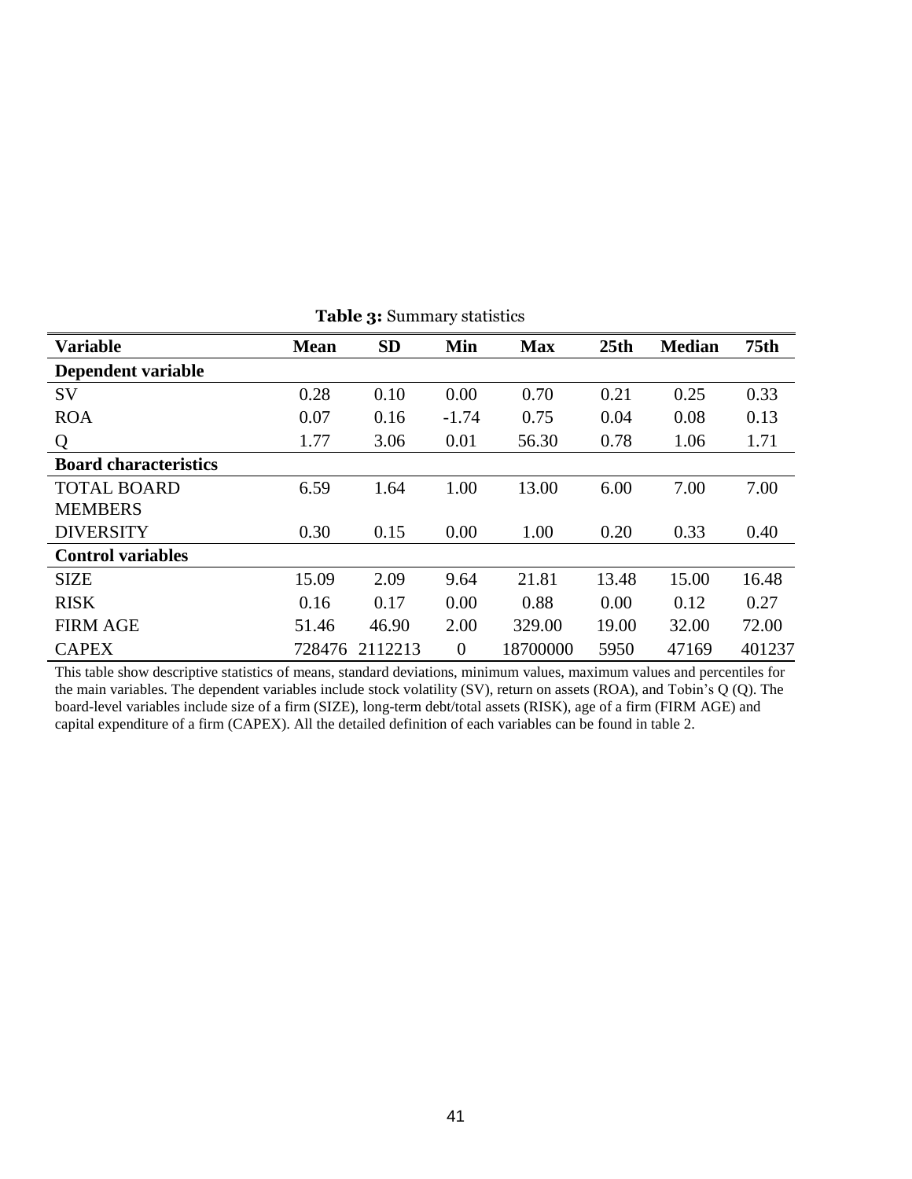**Table 3:** Summary statistics

| Variable | Mean | SD | Min | Max | 25th | Median | 75th |
|---|---|---|---|---|---|---|---|
| **Dependent variable** | | | | | | | |
| SV | 0.28 | 0.10 | 0.00 | 0.70 | 0.21 | 0.25 | 0.33 |
| ROA | 0.07 | 0.16 | -1.74 | 0.75 | 0.04 | 0.08 | 0.13 |
| Q | 1.77 | 3.06 | 0.01 | 56.30 | 0.78 | 1.06 | 1.71 |
| **Board characteristics** | | | | | | | |
| TOTAL BOARD MEMBERS | 6.59 | 1.64 | 1.00 | 13.00 | 6.00 | 7.00 | 7.00 |
| DIVERSITY | 0.30 | 0.15 | 0.00 | 1.00 | 0.20 | 0.33 | 0.40 |
| **Control variables** | | | | | | | |
| SIZE | 15.09 | 2.09 | 9.64 | 21.81 | 13.48 | 15.00 | 16.48 |
| RISK | 0.16 | 0.17 | 0.00 | 0.88 | 0.00 | 0.12 | 0.27 |
| FIRM AGE | 51.46 | 46.90 | 2.00 | 329.00 | 19.00 | 32.00 | 72.00 |
| CAPEX | 728476 | 2112213 | 0 | 18700000 | 5950 | 47169 | 401237 |

This table show descriptive statistics of means, standard deviations, minimum values, maximum values and percentiles for the main variables. The dependent variables include stock volatility (SV), return on assets (ROA), and Tobin's Q (Q). The board-level variables include size of a firm (SIZE), long-term debt/total assets (RISK), age of a firm (FIRM AGE) and capital expenditure of a firm (CAPEX). All the detailed definition of each variables can be found in table 2.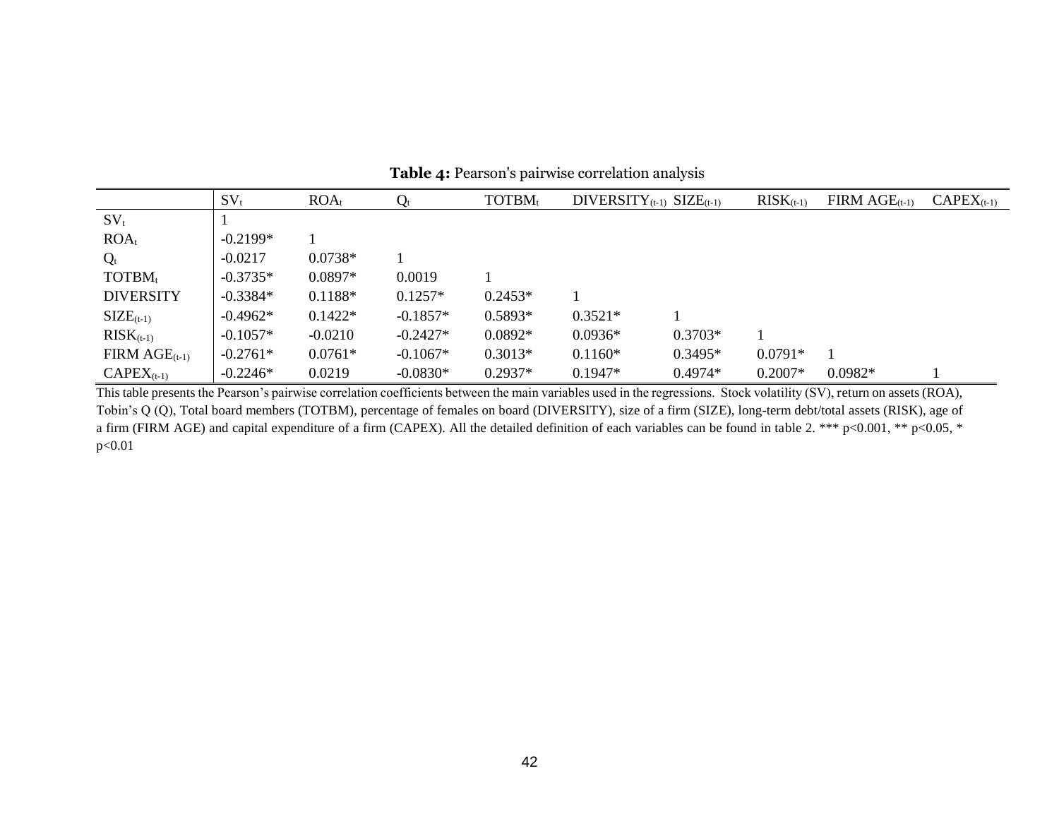**Table 4:** Pearson's pairwise correlation analysis

| | $SV_t$ | $ROA_t$ | $Q_t$ | $TOTBM_t$ | $DIVERSITY_{(t-1)}$ | $SIZE_{(t-1)}$ | $RISK_{(t-1)}$ | FIRM $AGE_{(t-1)}$ | $CAPEX_{(t-1)}$ |
|---|---|---|---|---|---|---|---|---|---|
| $SV_t$ | 1 | | | | | | | | |
| $ROA_t$ | -0.2199* | 1 | | | | | | | |
| $Q_t$ | -0.0217 | 0.0738* | 1 | | | | | | |
| $TOTBM_t$ | -0.3735* | 0.0897* | 0.0019 | 1 | | | | | |
| DIVERSITY | -0.3384* | 0.1188* | 0.1257* | 0.2453* | 1 | | | | |
| $SIZE_{(t-1)}$ | -0.4962* | 0.1422* | -0.1857* | 0.5893* | 0.3521* | 1 | | | |
| $RISK_{(t-1)}$ | -0.1057* | -0.0210 | -0.2427* | 0.0892* | 0.0936* | 0.3703* | 1 | | |
| FIRM $AGE_{(t-1)}$ | -0.2761* | 0.0761* | -0.1067* | 0.3013* | 0.1160* | 0.3495* | 0.0791* | 1 | |
| $CAPEX_{(t-1)}$ | -0.2246* | 0.0219 | -0.0830* | 0.2937* | 0.1947* | 0.4974* | 0.2007* | 0.0982* | 1 |

This table presents the Pearson's pairwise correlation coefficients between the main variables used in the regressions. Stock volatility (SV), return on assets (ROA), Tobin's Q (Q), Total board members (TOTBM), percentage of females on board (DIVERSITY), size of a firm (SIZE), long-term debt/total assets (RISK), age of a firm (FIRM AGE) and capital expenditure of a firm (CAPEX). All the detailed definition of each variables can be found in table 2. *** $p<0.001$, ** $p<0.05$, * $p<0.01$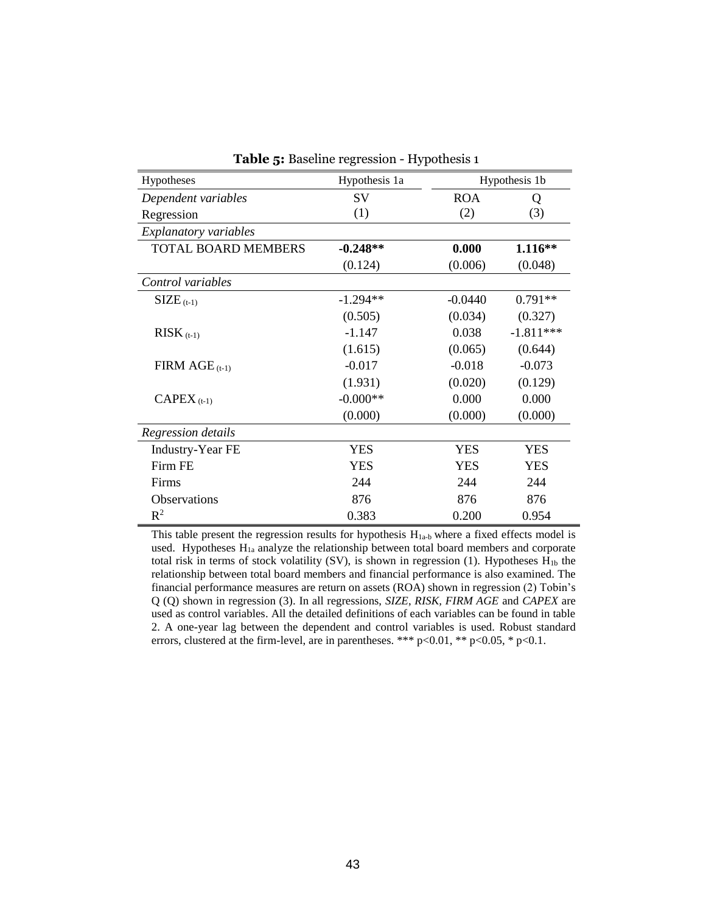**Table 5:** Baseline regression - Hypothesis 1

| Hypotheses | Hypothesis 1a | Hypothesis 1b | |
|---|---|---|---|
| *Dependent variables* | SV | ROA | Q |
| Regression | (1) | (2) | (3) |
| *Explanatory variables* | | | |
| TOTAL BOARD MEMBERS | **-0.248\*\*** | **0.000** | **1.116\*\*** |
| | (0.124) | (0.006) | (0.048) |
| *Control variables* | | | |
| $SIZE_{(t-1)}$ | -1.294** | -0.0440 | 0.791** |
| | (0.505) | (0.034) | (0.327) |
| $RISK_{(t-1)}$ | -1.147 | 0.038 | -1.811*** |
| | (1.615) | (0.065) | (0.644) |
| FIRM $AGE_{(t-1)}$ | -0.017 | -0.018 | -0.073 |
| | (1.931) | (0.020) | (0.129) |
| $CAPEX_{(t-1)}$ | -0.000** | 0.000 | 0.000 |
| | (0.000) | (0.000) | (0.000) |
| *Regression details* | | | |
| Industry-Year FE | YES | YES | YES |
| Firm FE | YES | YES | YES |
| Firms | 244 | 244 | 244 |
| Observations | 876 | 876 | 876 |
| $R^2$ | 0.383 | 0.200 | 0.954 |

This table present the regression results for hypothesis $H_{1a\text{-}b}$ where a fixed effects model is used. Hypotheses $H_{1a}$ analyze the relationship between total board members and corporate total risk in terms of stock volatility (SV), is shown in regression (1). Hypotheses $H_{1b}$ the relationship between total board members and financial performance is also examined. The financial performance measures are return on assets (ROA) shown in regression (2) Tobin's Q (Q) shown in regression (3). In all regressions, *SIZE, RISK, FIRM AGE* and *CAPEX* are used as control variables. All the detailed definitions of each variables can be found in table 2. A one-year lag between the dependent and control variables is used. Robust standard errors, clustered at the firm-level, are in parentheses. *** $p<0.01$, ** $p<0.05$, * $p<0.1$.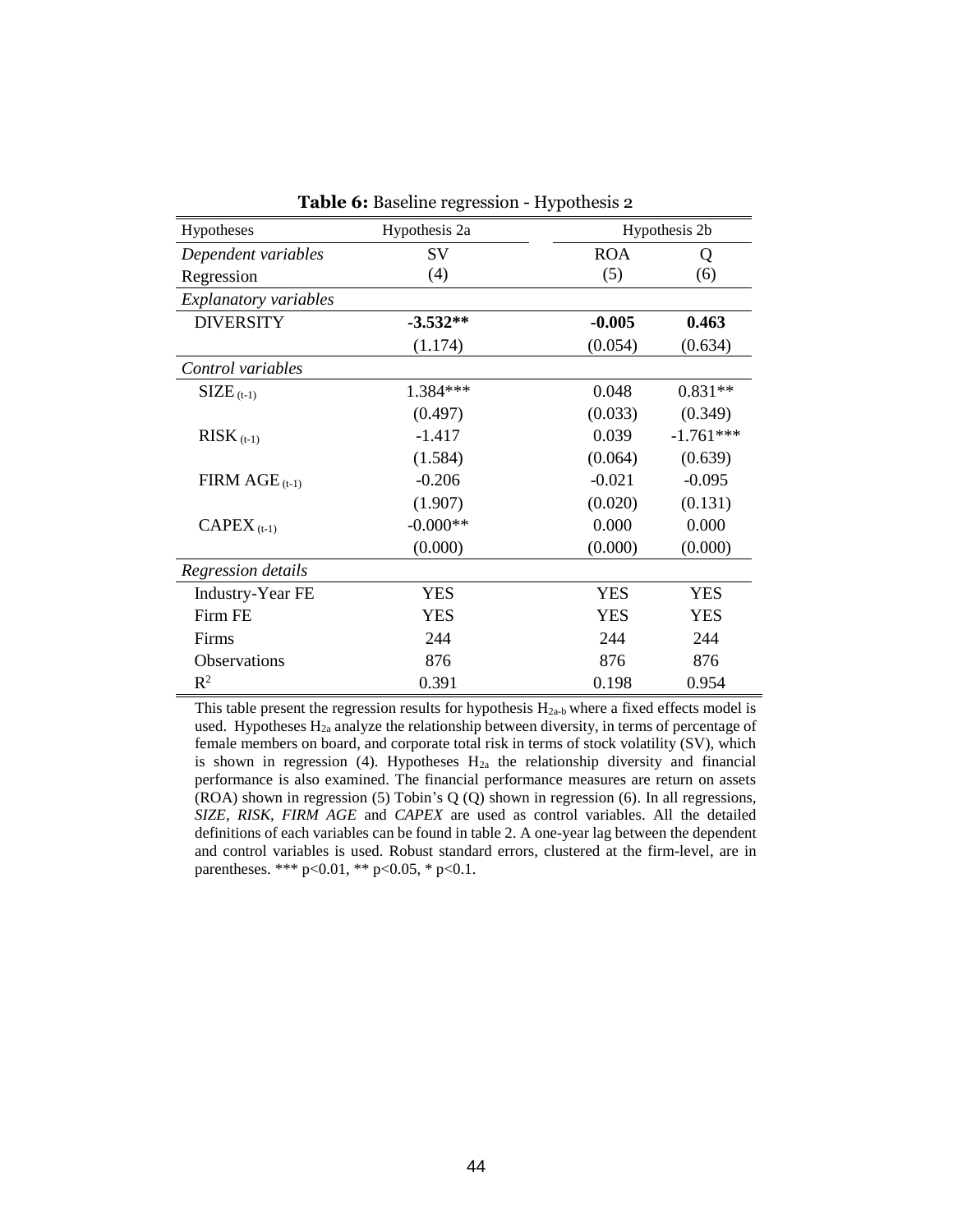**Table 6:** Baseline regression - Hypothesis 2

| Hypotheses | Hypothesis 2a | Hypothesis 2b | |
|---|---|---|---|
| *Dependent variables* | SV | ROA | Q |
| Regression | (4) | (5) | (6) |
| *Explanatory variables* | | | |
| DIVERSITY | **-3.532\*\*** | **-0.005** | **0.463** |
| | (1.174) | (0.054) | (0.634) |
| *Control variables* | | | |
| $SIZE_{(t-1)}$ | 1.384*** | 0.048 | 0.831** |
| | (0.497) | (0.033) | (0.349) |
| $RISK_{(t-1)}$ | -1.417 | 0.039 | -1.761*** |
| | (1.584) | (0.064) | (0.639) |
| FIRM $AGE_{(t-1)}$ | -0.206 | -0.021 | -0.095 |
| | (1.907) | (0.020) | (0.131) |
| $CAPEX_{(t-1)}$ | -0.000** | 0.000 | 0.000 |
| | (0.000) | (0.000) | (0.000) |
| *Regression details* | | | |
| Industry-Year FE | YES | YES | YES |
| Firm FE | YES | YES | YES |
| Firms | 244 | 244 | 244 |
| Observations | 876 | 876 | 876 |
| $R^2$ | 0.391 | 0.198 | 0.954 |

This table present the regression results for hypothesis $H_{2a\text{-}b}$ where a fixed effects model is used. Hypotheses $H_{2a}$ analyze the relationship between diversity, in terms of percentage of female members on board, and corporate total risk in terms of stock volatility (SV), which is shown in regression (4). Hypotheses $H_{2a}$ the relationship diversity and financial performance is also examined. The financial performance measures are return on assets (ROA) shown in regression (5) Tobin's Q (Q) shown in regression (6). In all regressions, *SIZE*, *RISK, FIRM AGE* and *CAPEX* are used as control variables. All the detailed definitions of each variables can be found in table 2. A one-year lag between the dependent and control variables is used. Robust standard errors, clustered at the firm-level, are in parentheses. *** p<0.01, ** p<0.05, * p<0.1.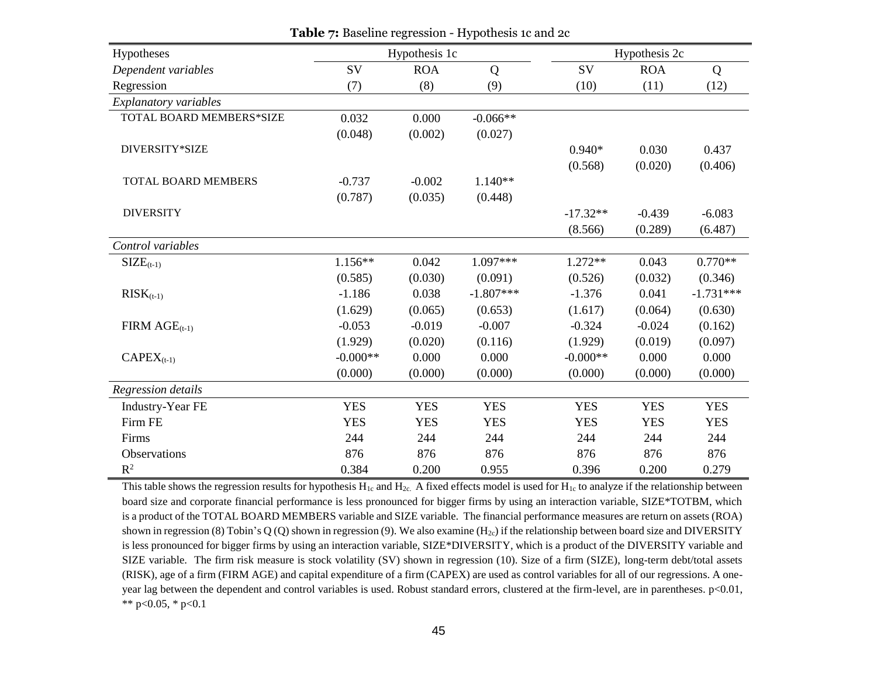**Table 7:** Baseline regression - Hypothesis 1c and 2c

| Hypotheses | Hypothesis 1c | | | Hypothesis 2c | | |
|---|---|---|---|---|---|---|
| *Dependent variables* | SV | ROA | Q | SV | ROA | Q |
| Regression | (7) | (8) | (9) | (10) | (11) | (12) |
| *Explanatory variables* | | | | | | |
| TOTAL BOARD MEMBERS*SIZE | 0.032 | 0.000 | -0.066** | | | |
| | (0.048) | (0.002) | (0.027) | | | |
| DIVERSITY*SIZE | | | | 0.940* | 0.030 | 0.437 |
| | | | | (0.568) | (0.020) | (0.406) |
| TOTAL BOARD MEMBERS | -0.737 | -0.002 | 1.140** | | | |
| | (0.787) | (0.035) | (0.448) | | | |
| DIVERSITY | | | | -17.32** | -0.439 | -6.083 |
| | | | | (8.566) | (0.289) | (6.487) |
| *Control variables* | | | | | | |
| $SIZE_{(t-1)}$ | 1.156** | 0.042 | 1.097*** | 1.272** | 0.043 | 0.770** |
| | (0.585) | (0.030) | (0.091) | (0.526) | (0.032) | (0.346) |
| $RISK_{(t-1)}$ | -1.186 | 0.038 | -1.807*** | -1.376 | 0.041 | -1.731*** |
| | (1.629) | (0.065) | (0.653) | (1.617) | (0.064) | (0.630) |
| FIRM $AGE_{(t-1)}$ | -0.053 | -0.019 | -0.007 | -0.324 | -0.024 | (0.162) |
| | (1.929) | (0.020) | (0.116) | (1.929) | (0.019) | (0.097) |
| $CAPEX_{(t-1)}$ | -0.000** | 0.000 | 0.000 | -0.000** | 0.000 | 0.000 |
| | (0.000) | (0.000) | (0.000) | (0.000) | (0.000) | (0.000) |
| *Regression details* | | | | | | |
| Industry-Year FE | YES | YES | YES | YES | YES | YES |
| Firm FE | YES | YES | YES | YES | YES | YES |
| Firms | 244 | 244 | 244 | 244 | 244 | 244 |
| Observations | 876 | 876 | 876 | 876 | 876 | 876 |
| $R^2$ | 0.384 | 0.200 | 0.955 | 0.396 | 0.200 | 0.279 |

This table shows the regression results for hypothesis $H_{1c}$ and $H_{2c}$. A fixed effects model is used for $H_{1c}$ to analyze if the relationship between board size and corporate financial performance is less pronounced for bigger firms by using an interaction variable, SIZE*TOTBM, which is a product of the TOTAL BOARD MEMBERS variable and SIZE variable. The financial performance measures are return on assets (ROA) shown in regression (8) Tobin's Q (Q) shown in regression (9). We also examine ($H_{2c}$) if the relationship between board size and DIVERSITY is less pronounced for bigger firms by using an interaction variable, SIZE*DIVERSITY, which is a product of the DIVERSITY variable and SIZE variable. The firm risk measure is stock volatility (SV) shown in regression (10). Size of a firm (SIZE), long-term debt/total assets (RISK), age of a firm (FIRM AGE) and capital expenditure of a firm (CAPEX) are used as control variables for all of our regressions. A one-year lag between the dependent and control variables is used. Robust standard errors, clustered at the firm-level, are in parentheses. p<0.01, ** p<0.05, * p<0.1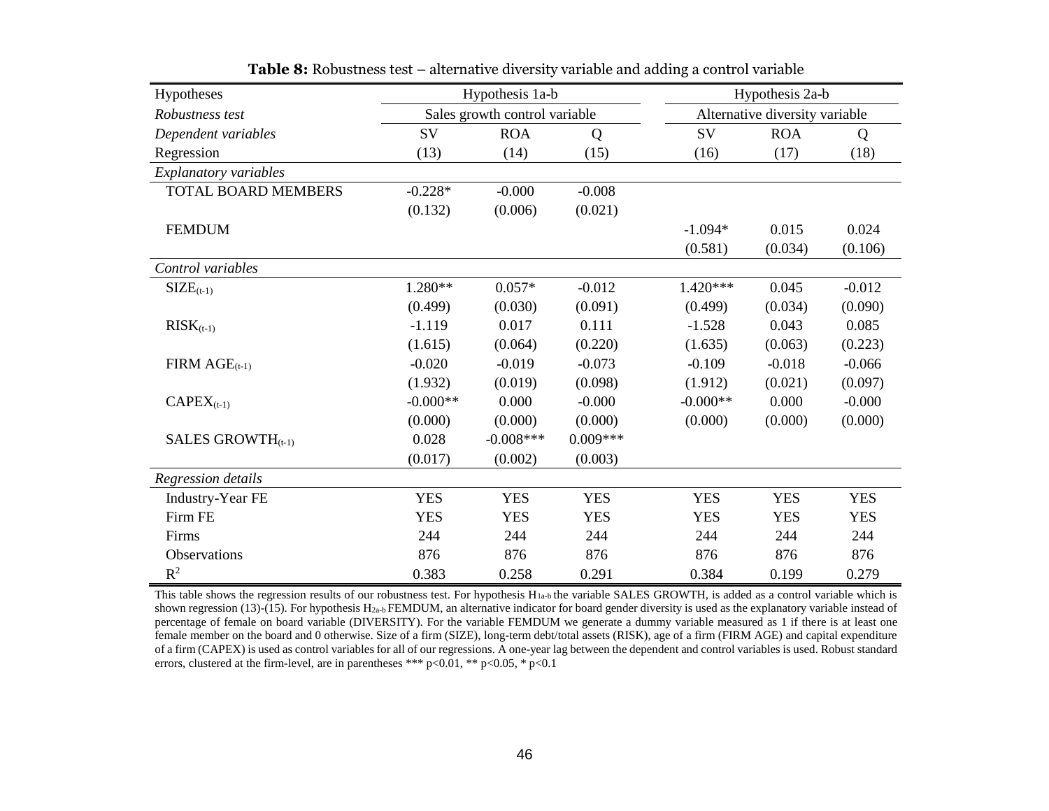**Table 8:** Robustness test – alternative diversity variable and adding a control variable

| Hypotheses | Hypothesis 1a-b | | | Hypothesis 2a-b | | |
|---|---|---|---|---|---|---|
| *Robustness test* | Sales growth control variable | | | Alternative diversity variable | | |
| *Dependent variables* | SV | ROA | Q | SV | ROA | Q |
| Regression | (13) | (14) | (15) | (16) | (17) | (18) |
| *Explanatory variables* | | | | | | |
| TOTAL BOARD MEMBERS | -0.228* | -0.000 | -0.008 | | | |
| | (0.132) | (0.006) | (0.021) | | | |
| FEMDUM | | | | -1.094* | 0.015 | 0.024 |
| | | | | (0.581) | (0.034) | (0.106) |
| *Control variables* | | | | | | |
| $SIZE_{(t-1)}$ | 1.280** | 0.057* | -0.012 | 1.420*** | 0.045 | -0.012 |
| | (0.499) | (0.030) | (0.091) | (0.499) | (0.034) | (0.090) |
| $RISK_{(t-1)}$ | -1.119 | 0.017 | 0.111 | -1.528 | 0.043 | 0.085 |
| | (1.615) | (0.064) | (0.220) | (1.635) | (0.063) | (0.223) |
| FIRM $AGE_{(t-1)}$ | -0.020 | -0.019 | -0.073 | -0.109 | -0.018 | -0.066 |
| | (1.932) | (0.019) | (0.098) | (1.912) | (0.021) | (0.097) |
| $CAPEX_{(t-1)}$ | -0.000** | 0.000 | -0.000 | -0.000** | 0.000 | -0.000 |
| | (0.000) | (0.000) | (0.000) | (0.000) | (0.000) | (0.000) |
| SALES $GROWTH_{(t-1)}$ | 0.028 | -0.008*** | 0.009*** | | | |
| | (0.017) | (0.002) | (0.003) | | | |
| *Regression details* | | | | | | |
| Industry-Year FE | YES | YES | YES | YES | YES | YES |
| Firm FE | YES | YES | YES | YES | YES | YES |
| Firms | 244 | 244 | 244 | 244 | 244 | 244 |
| Observations | 876 | 876 | 876 | 876 | 876 | 876 |
| $R^2$ | 0.383 | 0.258 | 0.291 | 0.384 | 0.199 | 0.279 |

This table shows the regression results of our robustness test. For hypothesis $H_{1a\text{-}b}$ the variable SALES GROWTH, is added as a control variable which is shown regression (13)-(15). For hypothesis $H_{2a\text{-}b}$ FEMDUM, an alternative indicator for board gender diversity is used as the explanatory variable instead of percentage of female on board variable (DIVERSITY). For the variable FEMDUM we generate a dummy variable measured as 1 if there is at least one female member on the board and 0 otherwise. Size of a firm (SIZE), long-term debt/total assets (RISK), age of a firm (FIRM AGE) and capital expenditure of a firm (CAPEX) is used as control variables for all of our regressions. A one-year lag between the dependent and control variables is used. Robust standard errors, clustered at the firm-level, are in parentheses *** $p<0.01$, ** $p<0.05$, * $p<0.1$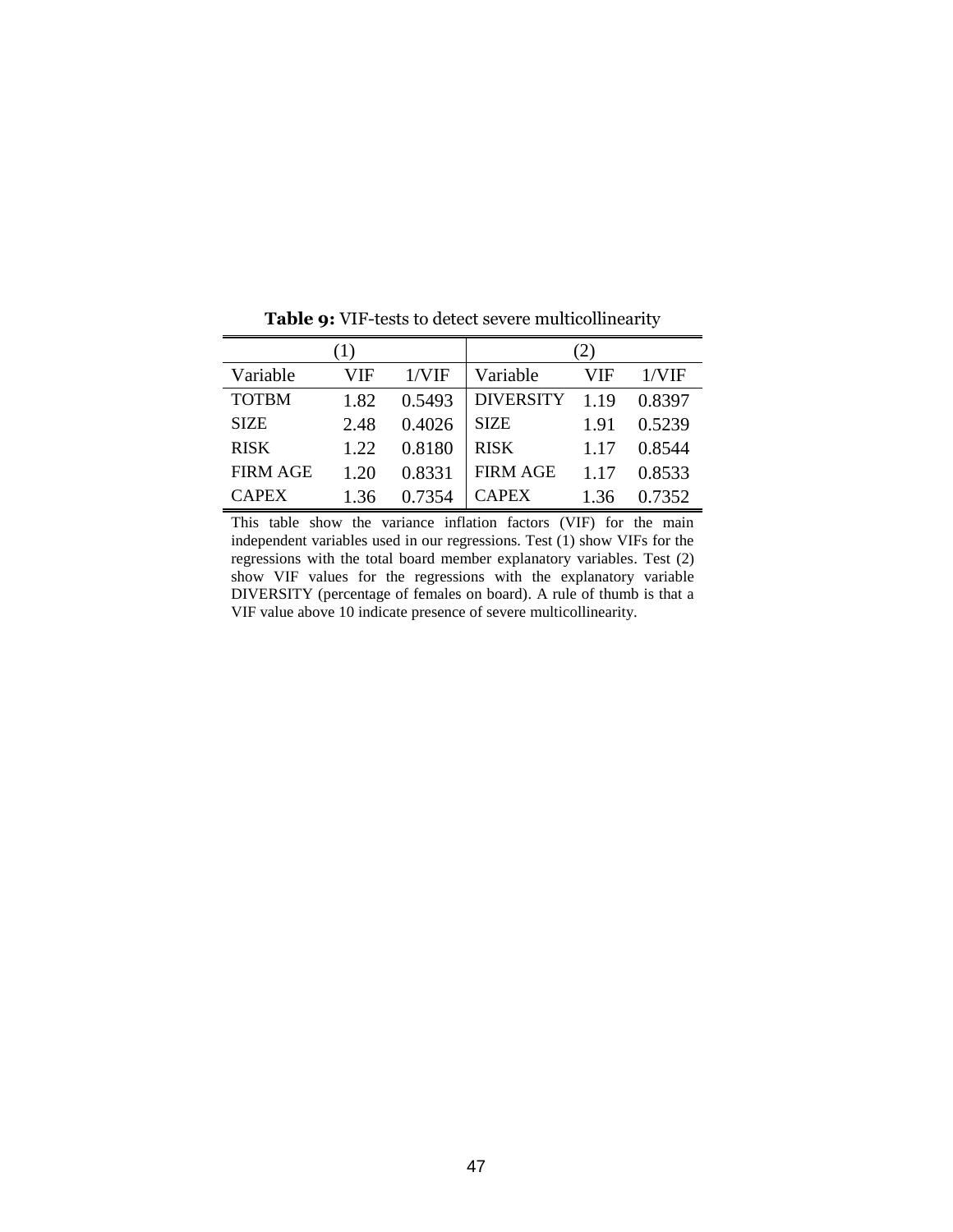**Table 9:** VIF-tests to detect severe multicollinearity

| (1) | | | (2) | | |
|---|---|---|---|---|---|
| Variable | VIF | 1/VIF | Variable | VIF | 1/VIF |
| TOTBM | 1.82 | 0.5493 | DIVERSITY | 1.19 | 0.8397 |
| SIZE | 2.48 | 0.4026 | SIZE | 1.91 | 0.5239 |
| RISK | 1.22 | 0.8180 | RISK | 1.17 | 0.8544 |
| FIRM AGE | 1.20 | 0.8331 | FIRM AGE | 1.17 | 0.8533 |
| CAPEX | 1.36 | 0.7354 | CAPEX | 1.36 | 0.7352 |

This table show the variance inflation factors (VIF) for the main independent variables used in our regressions. Test (1) show VIFs for the regressions with the total board member explanatory variables. Test (2) show VIF values for the regressions with the explanatory variable DIVERSITY (percentage of females on board). A rule of thumb is that a VIF value above 10 indicate presence of severe multicollinearity.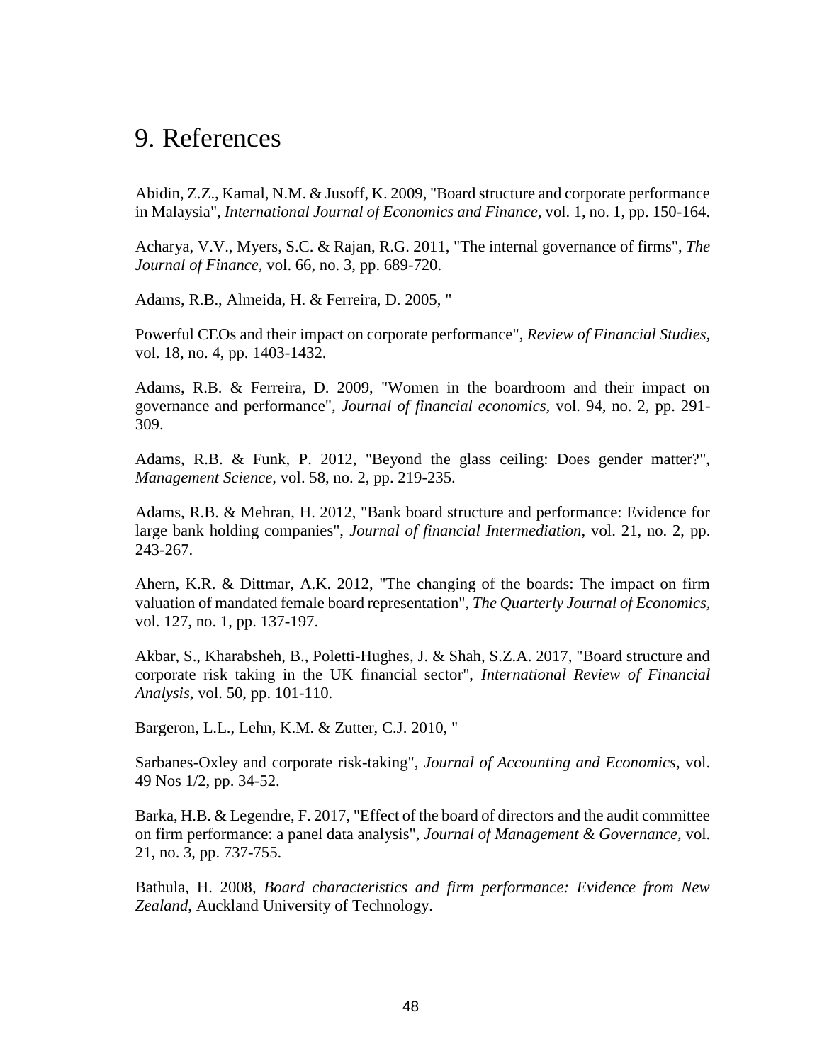# 9. References

Abidin, Z.Z., Kamal, N.M. & Jusoff, K. 2009, "Board structure and corporate performance in Malaysia", *International Journal of Economics and Finance*, vol. 1, no. 1, pp. 150-164.

Acharya, V.V., Myers, S.C. & Rajan, R.G. 2011, "The internal governance of firms", *The Journal of Finance*, vol. 66, no. 3, pp. 689-720.

Adams, R.B., Almeida, H. & Ferreira, D. 2005, "

Powerful CEOs and their impact on corporate performance", *Review of Financial Studies*, vol. 18, no. 4, pp. 1403-1432.

Adams, R.B. & Ferreira, D. 2009, "Women in the boardroom and their impact on governance and performance", *Journal of financial economics*, vol. 94, no. 2, pp. 291-309.

Adams, R.B. & Funk, P. 2012, "Beyond the glass ceiling: Does gender matter?", *Management Science*, vol. 58, no. 2, pp. 219-235.

Adams, R.B. & Mehran, H. 2012, "Bank board structure and performance: Evidence for large bank holding companies", *Journal of financial Intermediation*, vol. 21, no. 2, pp. 243-267.

Ahern, K.R. & Dittmar, A.K. 2012, "The changing of the boards: The impact on firm valuation of mandated female board representation", *The Quarterly Journal of Economics*, vol. 127, no. 1, pp. 137-197.

Akbar, S., Kharabsheh, B., Poletti-Hughes, J. & Shah, S.Z.A. 2017, "Board structure and corporate risk taking in the UK financial sector", *International Review of Financial Analysis*, vol. 50, pp. 101-110.

Bargeron, L.L., Lehn, K.M. & Zutter, C.J. 2010, "

Sarbanes-Oxley and corporate risk-taking", *Journal of Accounting and Economics*, vol. 49 Nos 1/2, pp. 34-52.

Barka, H.B. & Legendre, F. 2017, "Effect of the board of directors and the audit committee on firm performance: a panel data analysis", *Journal of Management & Governance*, vol. 21, no. 3, pp. 737-755.

Bathula, H. 2008, *Board characteristics and firm performance: Evidence from New Zealand*, Auckland University of Technology.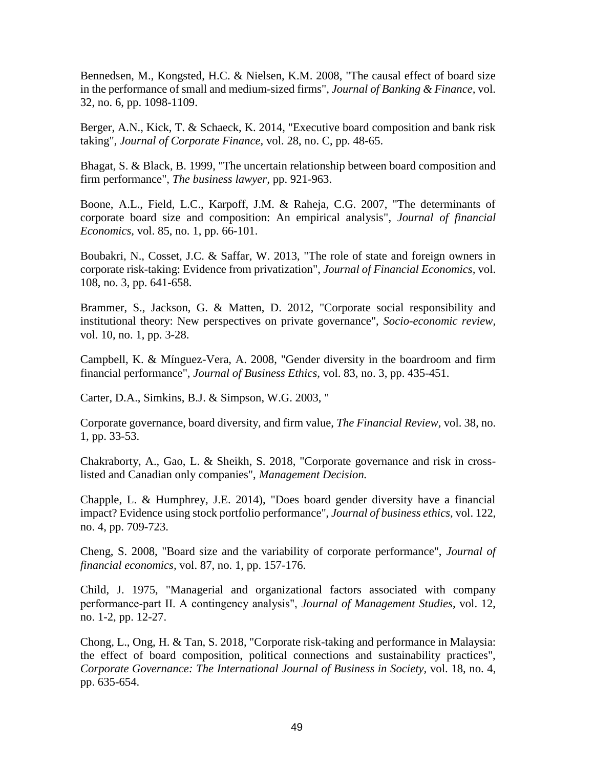Bennedsen, M., Kongsted, H.C. & Nielsen, K.M. 2008, "The causal effect of board size in the performance of small and medium-sized firms", *Journal of Banking & Finance,* vol. 32, no. 6, pp. 1098-1109.

Berger, A.N., Kick, T. & Schaeck, K. 2014, "Executive board composition and bank risk taking", *Journal of Corporate Finance,* vol. 28, no. C, pp. 48-65.

Bhagat, S. & Black, B. 1999, "The uncertain relationship between board composition and firm performance", *The business lawyer,* pp. 921-963.

Boone, A.L., Field, L.C., Karpoff, J.M. & Raheja, C.G. 2007, "The determinants of corporate board size and composition: An empirical analysis", *Journal of financial Economics,* vol. 85, no. 1, pp. 66-101.

Boubakri, N., Cosset, J.C. & Saffar, W. 2013, "The role of state and foreign owners in corporate risk-taking: Evidence from privatization", *Journal of Financial Economics,* vol. 108, no. 3, pp. 641-658.

Brammer, S., Jackson, G. & Matten, D. 2012, "Corporate social responsibility and institutional theory: New perspectives on private governance", *Socio-economic review,* vol. 10, no. 1, pp. 3-28.

Campbell, K. & Mínguez-Vera, A. 2008, "Gender diversity in the boardroom and firm financial performance", *Journal of Business Ethics,* vol. 83, no. 3, pp. 435-451.

Carter, D.A., Simkins, B.J. & Simpson, W.G. 2003, "

Corporate governance, board diversity, and firm value, *The Financial Review,* vol. 38, no. 1, pp. 33-53.

Chakraborty, A., Gao, L. & Sheikh, S. 2018, "Corporate governance and risk in cross-listed and Canadian only companies", *Management Decision.*

Chapple, L. & Humphrey, J.E. 2014), "Does board gender diversity have a financial impact? Evidence using stock portfolio performance", *Journal of business ethics,* vol. 122, no. 4, pp. 709-723.

Cheng, S. 2008, "Board size and the variability of corporate performance", *Journal of financial economics,* vol. 87, no. 1, pp. 157-176.

Child, J. 1975, "Managerial and organizational factors associated with company performance-part II. A contingency analysis", *Journal of Management Studies,* vol. 12, no. 1-2, pp. 12-27.

Chong, L., Ong, H. & Tan, S. 2018, "Corporate risk-taking and performance in Malaysia: the effect of board composition, political connections and sustainability practices", *Corporate Governance: The International Journal of Business in Society,* vol. 18, no. 4, pp. 635-654.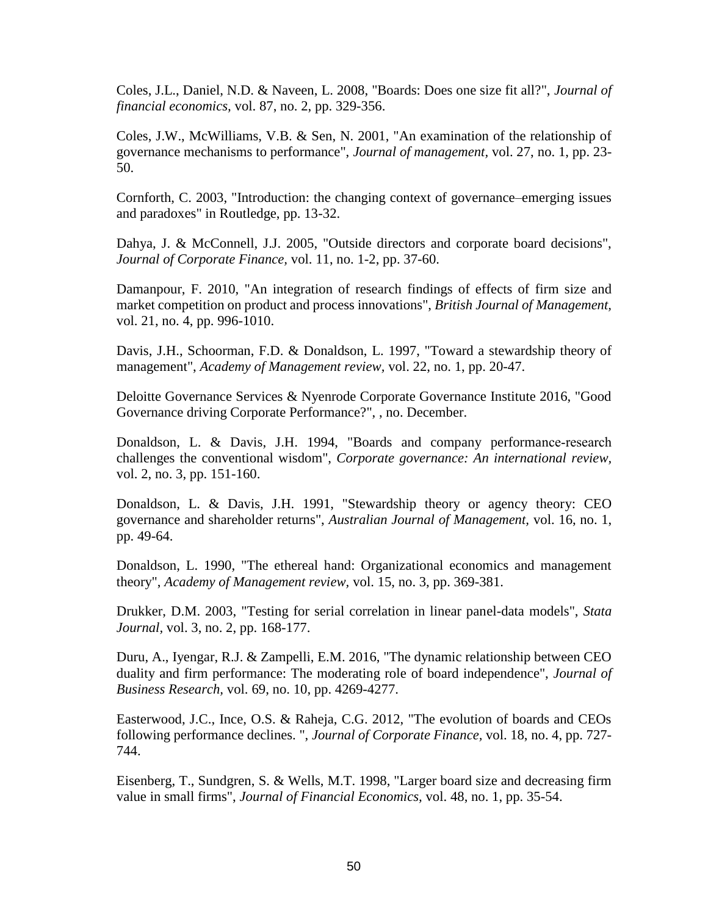Coles, J.L., Daniel, N.D. & Naveen, L. 2008, "Boards: Does one size fit all?", *Journal of financial economics,* vol. 87, no. 2, pp. 329-356.

Coles, J.W., McWilliams, V.B. & Sen, N. 2001, "An examination of the relationship of governance mechanisms to performance", *Journal of management,* vol. 27, no. 1, pp. 23-50.

Cornforth, C. 2003, "Introduction: the changing context of governance–emerging issues and paradoxes" in Routledge, pp. 13-32.

Dahya, J. & McConnell, J.J. 2005, "Outside directors and corporate board decisions", *Journal of Corporate Finance,* vol. 11, no. 1-2, pp. 37-60.

Damanpour, F. 2010, "An integration of research findings of effects of firm size and market competition on product and process innovations", *British Journal of Management,* vol. 21, no. 4, pp. 996-1010.

Davis, J.H., Schoorman, F.D. & Donaldson, L. 1997, "Toward a stewardship theory of management", *Academy of Management review,* vol. 22, no. 1, pp. 20-47.

Deloitte Governance Services & Nyenrode Corporate Governance Institute 2016, "Good Governance driving Corporate Performance?", , no. December.

Donaldson, L. & Davis, J.H. 1994, "Boards and company performance-research challenges the conventional wisdom", *Corporate governance: An international review,* vol. 2, no. 3, pp. 151-160.

Donaldson, L. & Davis, J.H. 1991, "Stewardship theory or agency theory: CEO governance and shareholder returns", *Australian Journal of Management,* vol. 16, no. 1, pp. 49-64.

Donaldson, L. 1990, "The ethereal hand: Organizational economics and management theory", *Academy of Management review,* vol. 15, no. 3, pp. 369-381.

Drukker, D.M. 2003, "Testing for serial correlation in linear panel-data models", *Stata Journal,* vol. 3, no. 2, pp. 168-177.

Duru, A., Iyengar, R.J. & Zampelli, E.M. 2016, "The dynamic relationship between CEO duality and firm performance: The moderating role of board independence", *Journal of Business Research,* vol. 69, no. 10, pp. 4269-4277.

Easterwood, J.C., Ince, O.S. & Raheja, C.G. 2012, "The evolution of boards and CEOs following performance declines. ", *Journal of Corporate Finance,* vol. 18, no. 4, pp. 727-744.

Eisenberg, T., Sundgren, S. & Wells, M.T. 1998, "Larger board size and decreasing firm value in small firms", *Journal of Financial Economics,* vol. 48, no. 1, pp. 35-54.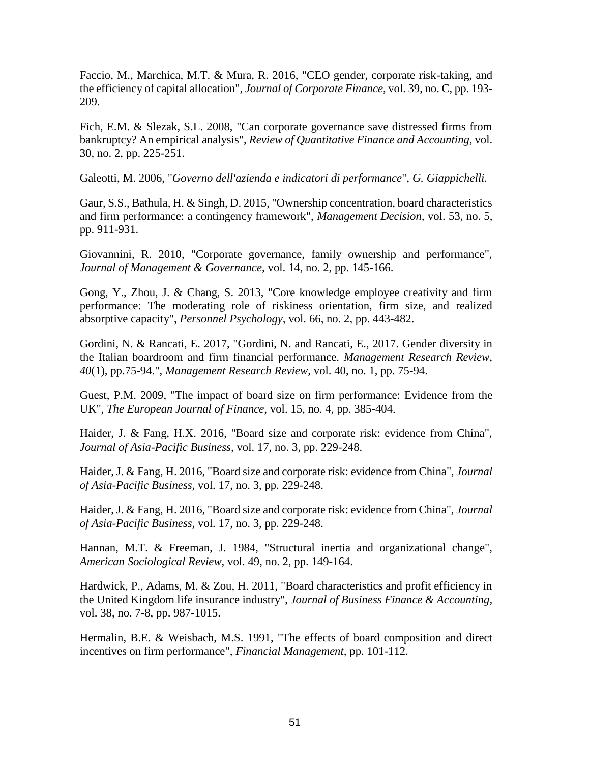Faccio, M., Marchica, M.T. & Mura, R. 2016, "CEO gender, corporate risk-taking, and the efficiency of capital allocation", *Journal of Corporate Finance,* vol. 39, no. C, pp. 193-209.

Fich, E.M. & Slezak, S.L. 2008, "Can corporate governance save distressed firms from bankruptcy? An empirical analysis", *Review of Quantitative Finance and Accounting,* vol. 30, no. 2, pp. 225-251.

Galeotti, M. 2006, "*Governo dell'azienda e indicatori di performance*", *G. Giappichelli.*

Gaur, S.S., Bathula, H. & Singh, D. 2015, "Ownership concentration, board characteristics and firm performance: a contingency framework", *Management Decision,* vol. 53, no. 5, pp. 911-931.

Giovannini, R. 2010, "Corporate governance, family ownership and performance", *Journal of Management & Governance,* vol. 14, no. 2, pp. 145-166.

Gong, Y., Zhou, J. & Chang, S. 2013, "Core knowledge employee creativity and firm performance: The moderating role of riskiness orientation, firm size, and realized absorptive capacity", *Personnel Psychology,* vol. 66, no. 2, pp. 443-482.

Gordini, N. & Rancati, E. 2017, "Gordini, N. and Rancati, E., 2017. Gender diversity in the Italian boardroom and firm financial performance. *Management Research Review*, *40*(1), pp.75-94.", *Management Research Review,* vol. 40, no. 1, pp. 75-94.

Guest, P.M. 2009, "The impact of board size on firm performance: Evidence from the UK", *The European Journal of Finance,* vol. 15, no. 4, pp. 385-404.

Haider, J. & Fang, H.X. 2016, "Board size and corporate risk: evidence from China", *Journal of Asia-Pacific Business,* vol. 17, no. 3, pp. 229-248.

Haider, J. & Fang, H. 2016, "Board size and corporate risk: evidence from China", *Journal of Asia-Pacific Business,* vol. 17, no. 3, pp. 229-248.

Haider, J. & Fang, H. 2016, "Board size and corporate risk: evidence from China", *Journal of Asia-Pacific Business,* vol. 17, no. 3, pp. 229-248.

Hannan, M.T. & Freeman, J. 1984, "Structural inertia and organizational change", *American Sociological Review,* vol. 49, no. 2, pp. 149-164.

Hardwick, P., Adams, M. & Zou, H. 2011, "Board characteristics and profit efficiency in the United Kingdom life insurance industry", *Journal of Business Finance & Accounting,* vol. 38, no. 7-8, pp. 987-1015.

Hermalin, B.E. & Weisbach, M.S. 1991, "The effects of board composition and direct incentives on firm performance", *Financial Management,* pp. 101-112.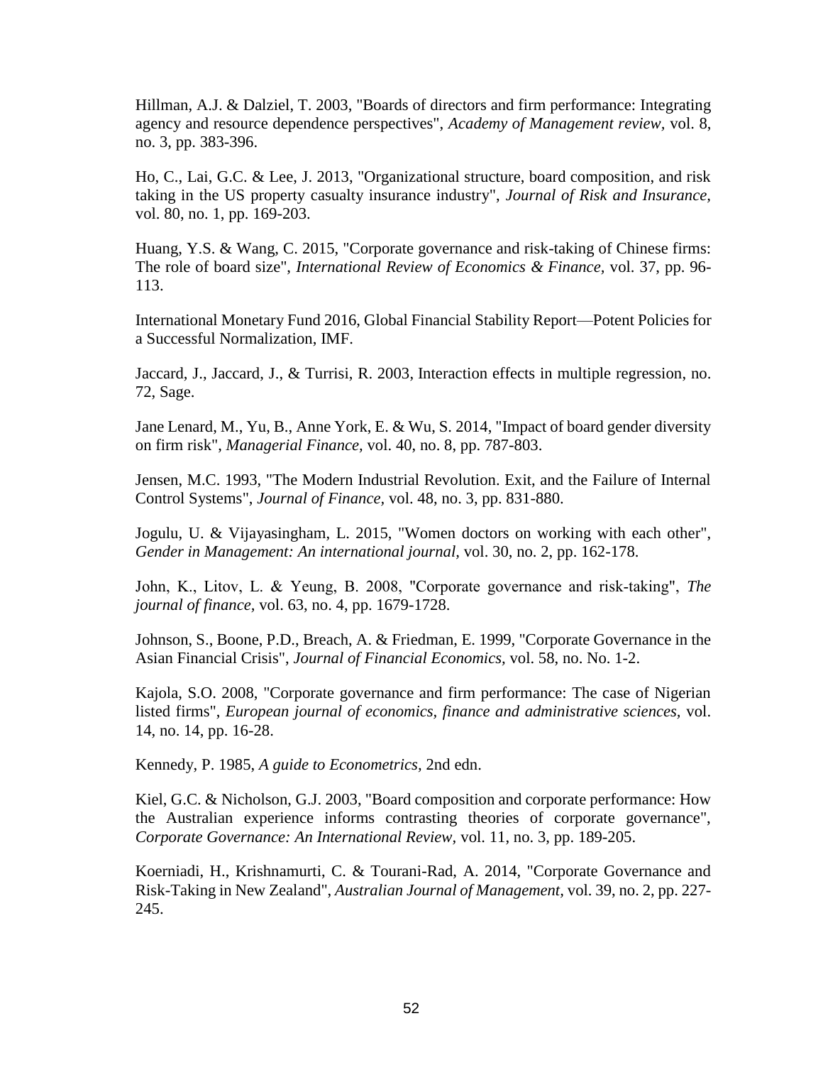Hillman, A.J. & Dalziel, T. 2003, "Boards of directors and firm performance: Integrating agency and resource dependence perspectives", *Academy of Management review,* vol. 8, no. 3, pp. 383-396.

Ho, C., Lai, G.C. & Lee, J. 2013, "Organizational structure, board composition, and risk taking in the US property casualty insurance industry", *Journal of Risk and Insurance,* vol. 80, no. 1, pp. 169-203.

Huang, Y.S. & Wang, C. 2015, "Corporate governance and risk-taking of Chinese firms: The role of board size", *International Review of Economics & Finance,* vol. 37, pp. 96-113.

International Monetary Fund 2016, Global Financial Stability Report—Potent Policies for a Successful Normalization, IMF.

Jaccard, J., Jaccard, J., & Turrisi, R. 2003, Interaction effects in multiple regression, no. 72, Sage.

Jane Lenard, M., Yu, B., Anne York, E. & Wu, S. 2014, "Impact of board gender diversity on firm risk", *Managerial Finance,* vol. 40, no. 8, pp. 787-803.

Jensen, M.C. 1993, "The Modern Industrial Revolution. Exit, and the Failure of Internal Control Systems", *Journal of Finance,* vol. 48, no. 3, pp. 831-880.

Jogulu, U. & Vijayasingham, L. 2015, "Women doctors on working with each other", *Gender in Management: An international journal,* vol. 30, no. 2, pp. 162-178.

John, K., Litov, L. & Yeung, B. 2008, "Corporate governance and risk-taking", *The journal of finance,* vol. 63, no. 4, pp. 1679-1728.

Johnson, S., Boone, P.D., Breach, A. & Friedman, E. 1999, "Corporate Governance in the Asian Financial Crisis", *Journal of Financial Economics,* vol. 58, no. No. 1-2.

Kajola, S.O. 2008, "Corporate governance and firm performance: The case of Nigerian listed firms", *European journal of economics, finance and administrative sciences,* vol. 14, no. 14, pp. 16-28.

Kennedy, P. 1985, *A guide to Econometrics,* 2nd edn.

Kiel, G.C. & Nicholson, G.J. 2003, "Board composition and corporate performance: How the Australian experience informs contrasting theories of corporate governance", *Corporate Governance: An International Review,* vol. 11, no. 3, pp. 189-205.

Koerniadi, H., Krishnamurti, C. & Tourani-Rad, A. 2014, "Corporate Governance and Risk-Taking in New Zealand", *Australian Journal of Management,* vol. 39, no. 2, pp. 227-245.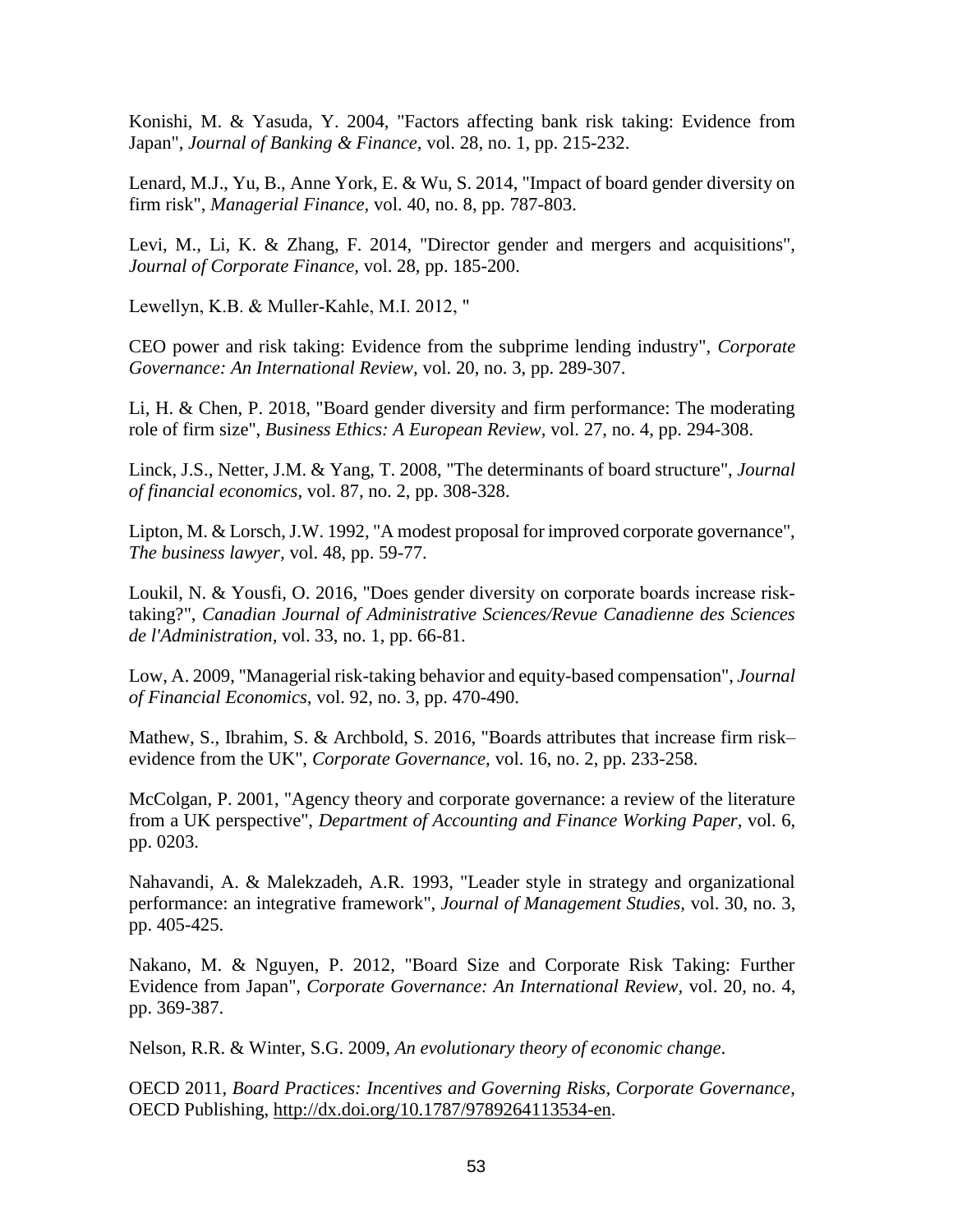Konishi, M. & Yasuda, Y. 2004, "Factors affecting bank risk taking: Evidence from Japan", *Journal of Banking & Finance,* vol. 28, no. 1, pp. 215-232.

Lenard, M.J., Yu, B., Anne York, E. & Wu, S. 2014, "Impact of board gender diversity on firm risk", *Managerial Finance,* vol. 40, no. 8, pp. 787-803.

Levi, M., Li, K. & Zhang, F. 2014, "Director gender and mergers and acquisitions", *Journal of Corporate Finance,* vol. 28, pp. 185-200.

Lewellyn, K.B. & Muller-Kahle, M.I. 2012, "

CEO power and risk taking: Evidence from the subprime lending industry", *Corporate Governance: An International Review,* vol. 20, no. 3, pp. 289-307.

Li, H. & Chen, P. 2018, "Board gender diversity and firm performance: The moderating role of firm size", *Business Ethics: A European Review*, vol. 27, no. 4, pp. 294-308.

Linck, J.S., Netter, J.M. & Yang, T. 2008, "The determinants of board structure", *Journal of financial economics,* vol. 87, no. 2, pp. 308-328.

Lipton, M. & Lorsch, J.W. 1992, "A modest proposal for improved corporate governance", *The business lawyer,* vol. 48, pp. 59-77.

Loukil, N. & Yousfi, O. 2016, "Does gender diversity on corporate boards increase risk-taking?", *Canadian Journal of Administrative Sciences/Revue Canadienne des Sciences de l'Administration,* vol. 33, no. 1, pp. 66-81.

Low, A. 2009, "Managerial risk-taking behavior and equity-based compensation", *Journal of Financial Economics,* vol. 92, no. 3, pp. 470-490.

Mathew, S., Ibrahim, S. & Archbold, S. 2016, "Boards attributes that increase firm risk–evidence from the UK", *Corporate Governance,* vol. 16, no. 2, pp. 233-258.

McColgan, P. 2001, "Agency theory and corporate governance: a review of the literature from a UK perspective", *Department of Accounting and Finance Working Paper,* vol. 6, pp. 0203.

Nahavandi, A. & Malekzadeh, A.R. 1993, "Leader style in strategy and organizational performance: an integrative framework", *Journal of Management Studies,* vol. 30, no. 3, pp. 405-425.

Nakano, M. & Nguyen, P. 2012, "Board Size and Corporate Risk Taking: Further Evidence from Japan", *Corporate Governance: An International Review,* vol. 20, no. 4, pp. 369-387.

Nelson, R.R. & Winter, S.G. 2009, *An evolutionary theory of economic change*.

OECD 2011, *Board Practices: Incentives and Governing Risks*, *Corporate Governance*, OECD Publishing, http://dx.doi.org/10.1787/9789264113534-en.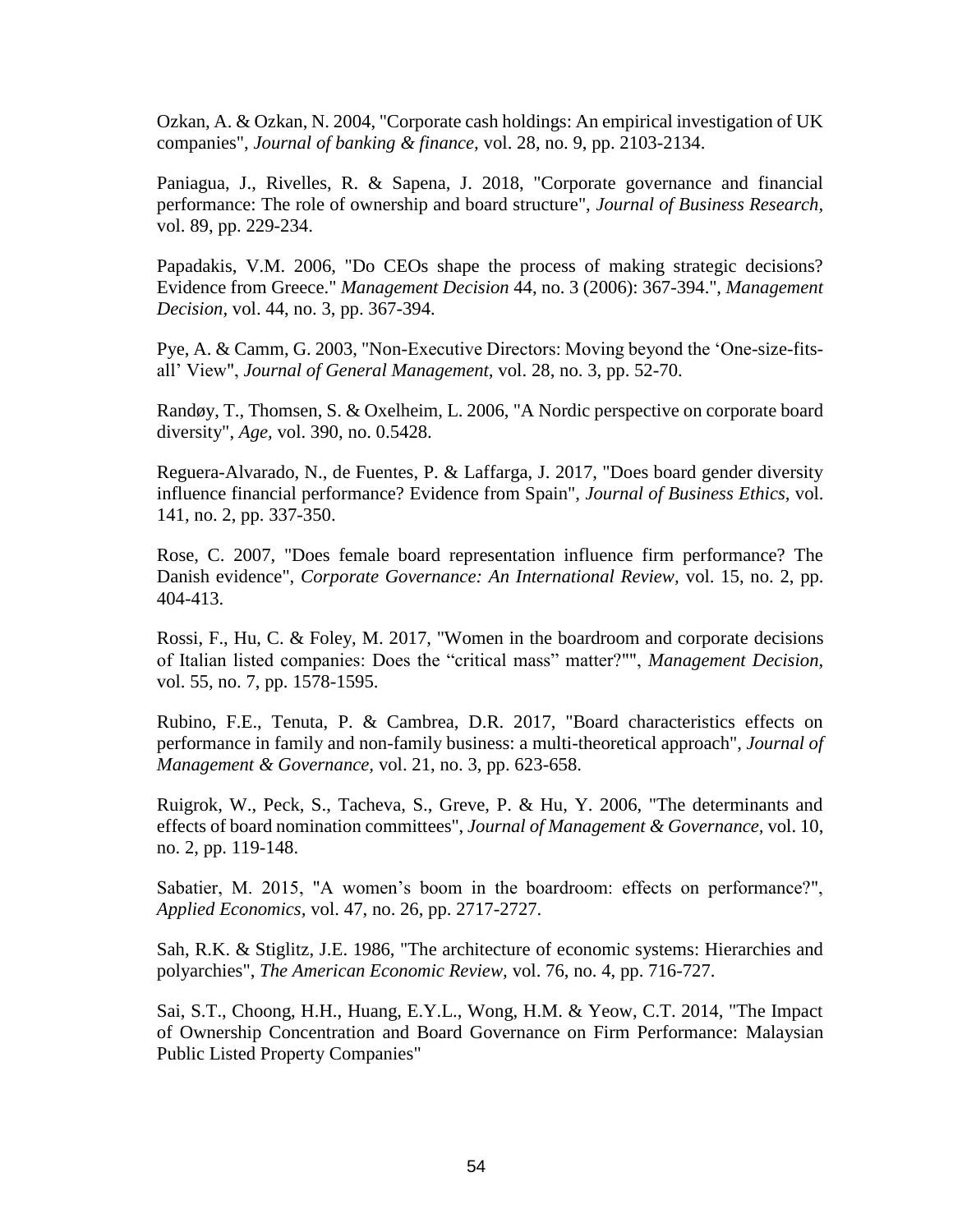Ozkan, A. & Ozkan, N. 2004, "Corporate cash holdings: An empirical investigation of UK companies", *Journal of banking & finance,* vol. 28, no. 9, pp. 2103-2134.

Paniagua, J., Rivelles, R. & Sapena, J. 2018, "Corporate governance and financial performance: The role of ownership and board structure", *Journal of Business Research,* vol. 89, pp. 229-234.

Papadakis, V.M. 2006, "Do CEOs shape the process of making strategic decisions? Evidence from Greece." *Management Decision* 44, no. 3 (2006): 367-394.", *Management Decision,* vol. 44, no. 3, pp. 367-394.

Pye, A. & Camm, G. 2003, "Non-Executive Directors: Moving beyond the 'One-size-fits-all' View", *Journal of General Management,* vol. 28, no. 3, pp. 52-70.

Randøy, T., Thomsen, S. & Oxelheim, L. 2006, "A Nordic perspective on corporate board diversity", *Age,* vol. 390, no. 0.5428.

Reguera-Alvarado, N., de Fuentes, P. & Laffarga, J. 2017, "Does board gender diversity influence financial performance? Evidence from Spain", *Journal of Business Ethics,* vol. 141, no. 2, pp. 337-350.

Rose, C. 2007, "Does female board representation influence firm performance? The Danish evidence", *Corporate Governance: An International Review,* vol. 15, no. 2, pp. 404-413.

Rossi, F., Hu, C. & Foley, M. 2017, "Women in the boardroom and corporate decisions of Italian listed companies: Does the "critical mass" matter?"", *Management Decision,* vol. 55, no. 7, pp. 1578-1595.

Rubino, F.E., Tenuta, P. & Cambrea, D.R. 2017, "Board characteristics effects on performance in family and non-family business: a multi-theoretical approach", *Journal of Management & Governance,* vol. 21, no. 3, pp. 623-658.

Ruigrok, W., Peck, S., Tacheva, S., Greve, P. & Hu, Y. 2006, "The determinants and effects of board nomination committees", *Journal of Management & Governance,* vol. 10, no. 2, pp. 119-148.

Sabatier, M. 2015, "A women's boom in the boardroom: effects on performance?", *Applied Economics,* vol. 47, no. 26, pp. 2717-2727.

Sah, R.K. & Stiglitz, J.E. 1986, "The architecture of economic systems: Hierarchies and polyarchies", *The American Economic Review,* vol. 76, no. 4, pp. 716-727.

Sai, S.T., Choong, H.H., Huang, E.Y.L., Wong, H.M. & Yeow, C.T. 2014, "The Impact of Ownership Concentration and Board Governance on Firm Performance: Malaysian Public Listed Property Companies"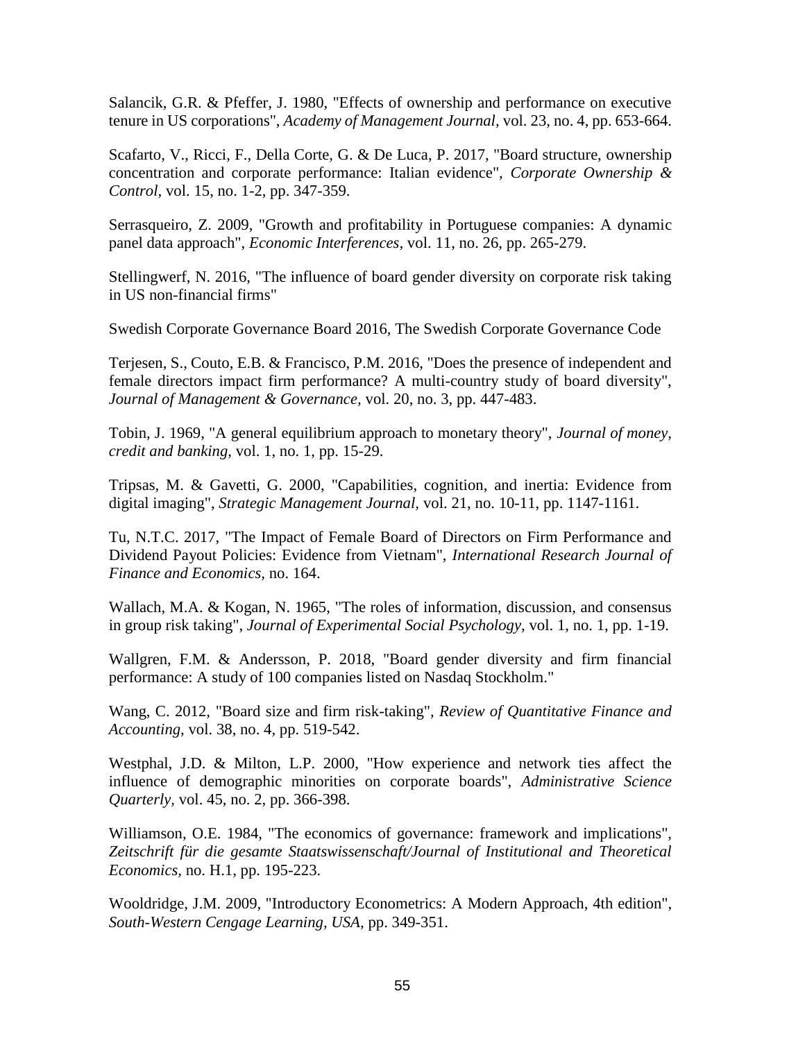Salancik, G.R. & Pfeffer, J. 1980, "Effects of ownership and performance on executive tenure in US corporations", *Academy of Management Journal*, vol. 23, no. 4, pp. 653-664.

Scafarto, V., Ricci, F., Della Corte, G. & De Luca, P. 2017, "Board structure, ownership concentration and corporate performance: Italian evidence", *Corporate Ownership & Control*, vol. 15, no. 1-2, pp. 347-359.

Serrasqueiro, Z. 2009, "Growth and profitability in Portuguese companies: A dynamic panel data approach", *Economic Interferences*, vol. 11, no. 26, pp. 265-279.

Stellingwerf, N. 2016, "The influence of board gender diversity on corporate risk taking in US non-financial firms"

Swedish Corporate Governance Board 2016, The Swedish Corporate Governance Code

Terjesen, S., Couto, E.B. & Francisco, P.M. 2016, "Does the presence of independent and female directors impact firm performance? A multi-country study of board diversity", *Journal of Management & Governance*, vol. 20, no. 3, pp. 447-483.

Tobin, J. 1969, "A general equilibrium approach to monetary theory", *Journal of money, credit and banking*, vol. 1, no. 1, pp. 15-29.

Tripsas, M. & Gavetti, G. 2000, "Capabilities, cognition, and inertia: Evidence from digital imaging", *Strategic Management Journal*, vol. 21, no. 10-11, pp. 1147-1161.

Tu, N.T.C. 2017, "The Impact of Female Board of Directors on Firm Performance and Dividend Payout Policies: Evidence from Vietnam", *International Research Journal of Finance and Economics*, no. 164.

Wallach, M.A. & Kogan, N. 1965, "The roles of information, discussion, and consensus in group risk taking", *Journal of Experimental Social Psychology*, vol. 1, no. 1, pp. 1-19.

Wallgren, F.M. & Andersson, P. 2018, "Board gender diversity and firm financial performance: A study of 100 companies listed on Nasdaq Stockholm."

Wang, C. 2012, "Board size and firm risk-taking", *Review of Quantitative Finance and Accounting*, vol. 38, no. 4, pp. 519-542.

Westphal, J.D. & Milton, L.P. 2000, "How experience and network ties affect the influence of demographic minorities on corporate boards", *Administrative Science Quarterly*, vol. 45, no. 2, pp. 366-398.

Williamson, O.E. 1984, "The economics of governance: framework and implications", *Zeitschrift für die gesamte Staatswissenschaft/Journal of Institutional and Theoretical Economics*, no. H.1, pp. 195-223.

Wooldridge, J.M. 2009, "Introductory Econometrics: A Modern Approach, 4th edition", *South-Western Cengage Learning, USA*, pp. 349-351.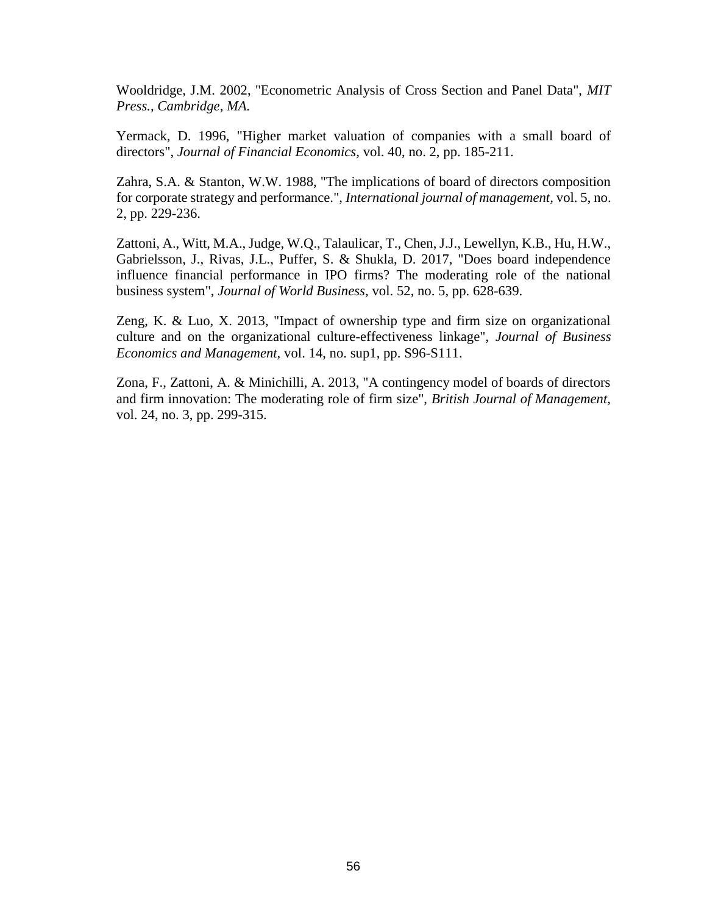Wooldridge, J.M. 2002, "Econometric Analysis of Cross Section and Panel Data", *MIT Press., Cambridge, MA.*

Yermack, D. 1996, "Higher market valuation of companies with a small board of directors", *Journal of Financial Economics*, vol. 40, no. 2, pp. 185-211.

Zahra, S.A. & Stanton, W.W. 1988, "The implications of board of directors composition for corporate strategy and performance.", *International journal of management*, vol. 5, no. 2, pp. 229-236.

Zattoni, A., Witt, M.A., Judge, W.Q., Talaulicar, T., Chen, J.J., Lewellyn, K.B., Hu, H.W., Gabrielsson, J., Rivas, J.L., Puffer, S. & Shukla, D. 2017, "Does board independence influence financial performance in IPO firms? The moderating role of the national business system", *Journal of World Business*, vol. 52, no. 5, pp. 628-639.

Zeng, K. & Luo, X. 2013, "Impact of ownership type and firm size on organizational culture and on the organizational culture-effectiveness linkage", *Journal of Business Economics and Management*, vol. 14, no. sup1, pp. S96-S111.

Zona, F., Zattoni, A. & Minichilli, A. 2013, "A contingency model of boards of directors and firm innovation: The moderating role of firm size", *British Journal of Management*, vol. 24, no. 3, pp. 299-315.